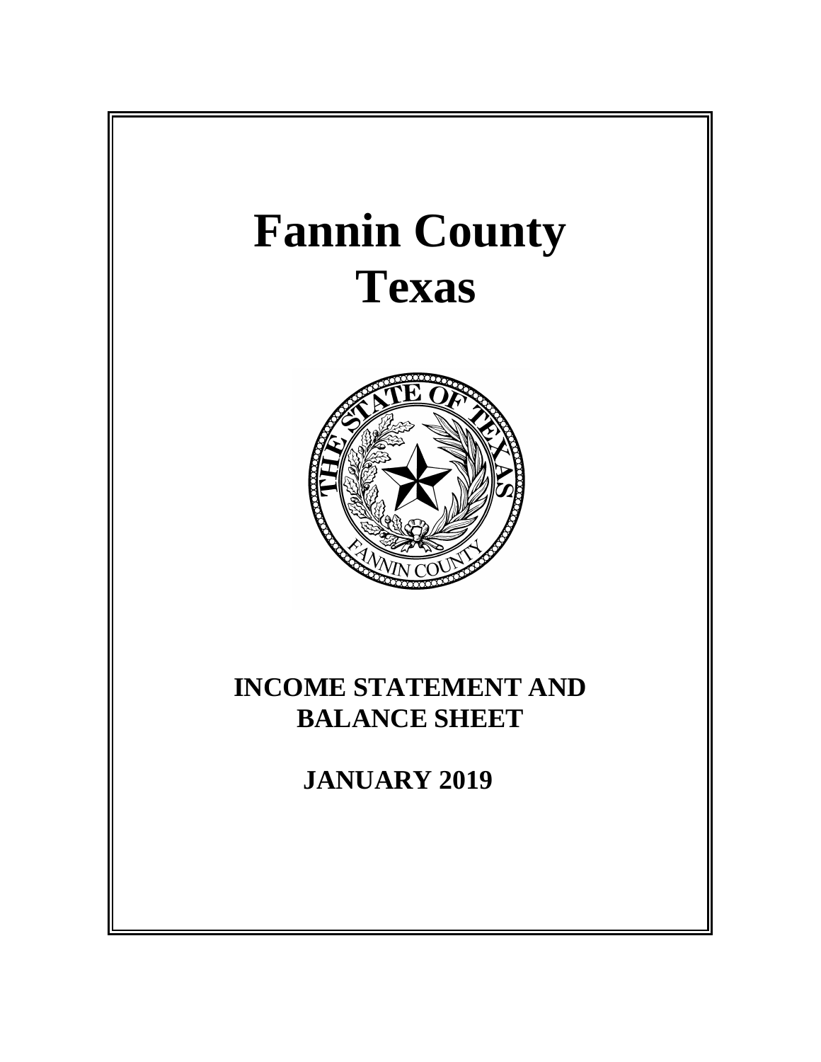# Fannin County Texas

## INCOME STATEMENT AND BALANCE SHEET

## JANUARY 2019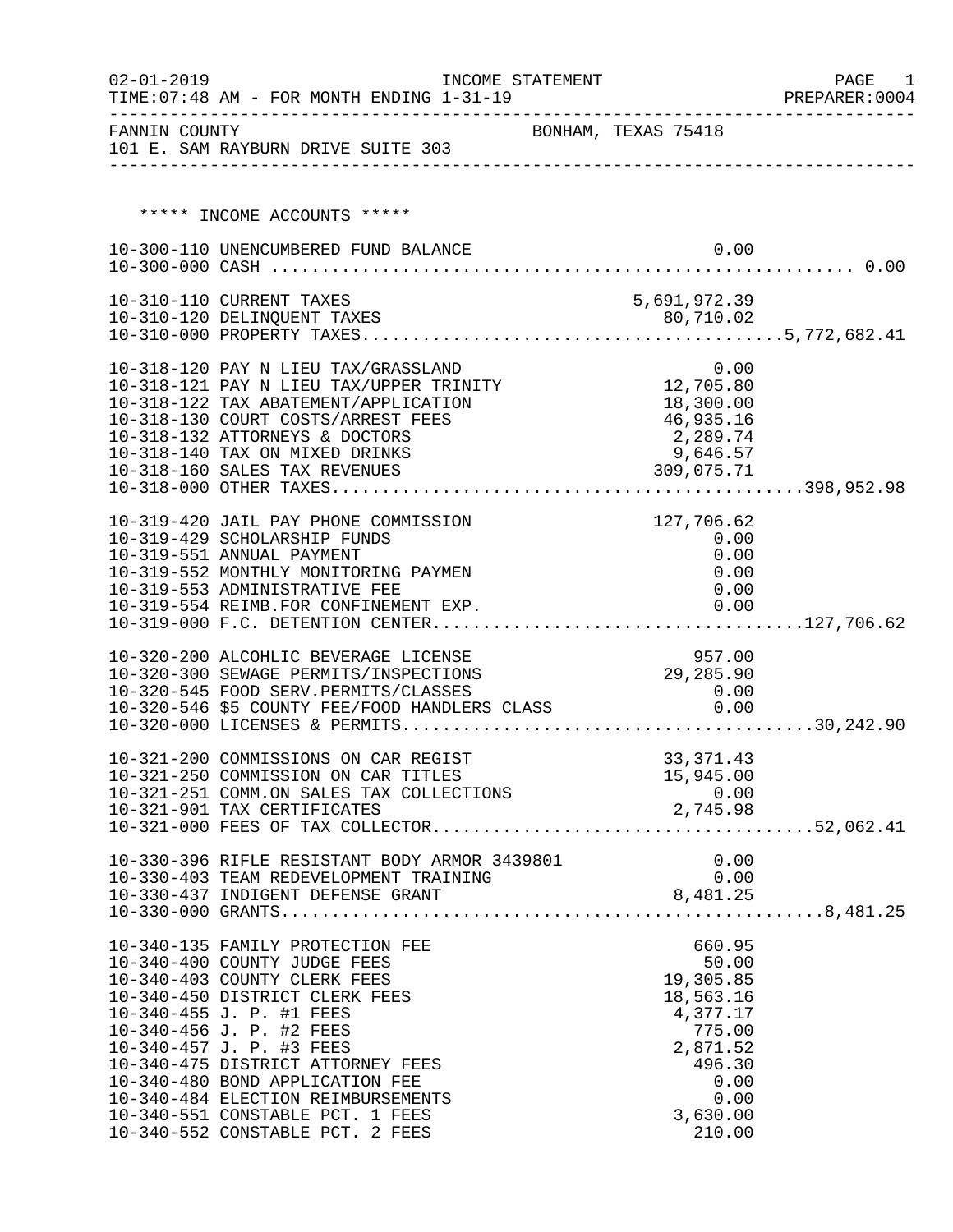FANNIN COUNTY — BONHAM, TEXAS 75418
101 E. SAM RAYBURN DRIVE SUITE 303

INCOME STATEMENT — FOR MONTH ENDING 1-31-19

## ***** INCOME ACCOUNTS *****

| Account | Description | Amount | Total |
|---|---|---|---|
| 10-300-110 | UNENCUMBERED FUND BALANCE | 0.00 | |
| 10-300-000 | CASH | | 0.00 |
| 10-310-110 | CURRENT TAXES | 5,691,972.39 | |
| 10-310-120 | DELINQUENT TAXES | 80,710.02 | |
| 10-310-000 | PROPERTY TAXES | | 5,772,682.41 |
| 10-318-120 | PAY N LIEU TAX/GRASSLAND | 0.00 | |
| 10-318-121 | PAY N LIEU TAX/UPPER TRINITY | 12,705.80 | |
| 10-318-122 | TAX ABATEMENT/APPLICATION | 18,300.00 | |
| 10-318-130 | COURT COSTS/ARREST FEES | 46,935.16 | |
| 10-318-132 | ATTORNEYS & DOCTORS | 2,289.74 | |
| 10-318-140 | TAX ON MIXED DRINKS | 9,646.57 | |
| 10-318-160 | SALES TAX REVENUES | 309,075.71 | |
| 10-318-000 | OTHER TAXES | | 398,952.98 |
| 10-319-420 | JAIL PAY PHONE COMMISSION | 127,706.62 | |
| 10-319-429 | SCHOLARSHIP FUNDS | 0.00 | |
| 10-319-551 | ANNUAL PAYMENT | 0.00 | |
| 10-319-552 | MONTHLY MONITORING PAYMEN | 0.00 | |
| 10-319-553 | ADMINISTRATIVE FEE | 0.00 | |
| 10-319-554 | REIMB.FOR CONFINEMENT EXP. | 0.00 | |
| 10-319-000 | F.C. DETENTION CENTER | | 127,706.62 |
| 10-320-200 | ALCOHLIC BEVERAGE LICENSE | 957.00 | |
| 10-320-300 | SEWAGE PERMITS/INSPECTIONS | 29,285.90 | |
| 10-320-545 | FOOD SERV.PERMITS/CLASSES | 0.00 | |
| 10-320-546 | $5 COUNTY FEE/FOOD HANDLERS CLASS | 0.00 | |
| 10-320-000 | LICENSES & PERMITS | | 30,242.90 |
| 10-321-200 | COMMISSIONS ON CAR REGIST | 33,371.43 | |
| 10-321-250 | COMMISSION ON CAR TITLES | 15,945.00 | |
| 10-321-251 | COMM.ON SALES TAX COLLECTIONS | 0.00 | |
| 10-321-901 | TAX CERTIFICATES | 2,745.98 | |
| 10-321-000 | FEES OF TAX COLLECTOR | | 52,062.41 |
| 10-330-396 | RIFLE RESISTANT BODY ARMOR 3439801 | 0.00 | |
| 10-330-403 | TEAM REDEVELOPMENT TRAINING | 0.00 | |
| 10-330-437 | INDIGENT DEFENSE GRANT | 8,481.25 | |
| 10-330-000 | GRANTS | | 8,481.25 |
| 10-340-135 | FAMILY PROTECTION FEE | 660.95 | |
| 10-340-400 | COUNTY JUDGE FEES | 50.00 | |
| 10-340-403 | COUNTY CLERK FEES | 19,305.85 | |
| 10-340-450 | DISTRICT CLERK FEES | 18,563.16 | |
| 10-340-455 | J. P. #1 FEES | 4,377.17 | |
| 10-340-456 | J. P. #2 FEES | 775.00 | |
| 10-340-457 | J. P. #3 FEES | 2,871.52 | |
| 10-340-475 | DISTRICT ATTORNEY FEES | 496.30 | |
| 10-340-480 | BOND APPLICATION FEE | 0.00 | |
| 10-340-484 | ELECTION REIMBURSEMENTS | 0.00 | |
| 10-340-551 | CONSTABLE PCT. 1 FEES | 3,630.00 | |
| 10-340-552 | CONSTABLE PCT. 2 FEES | 210.00 | |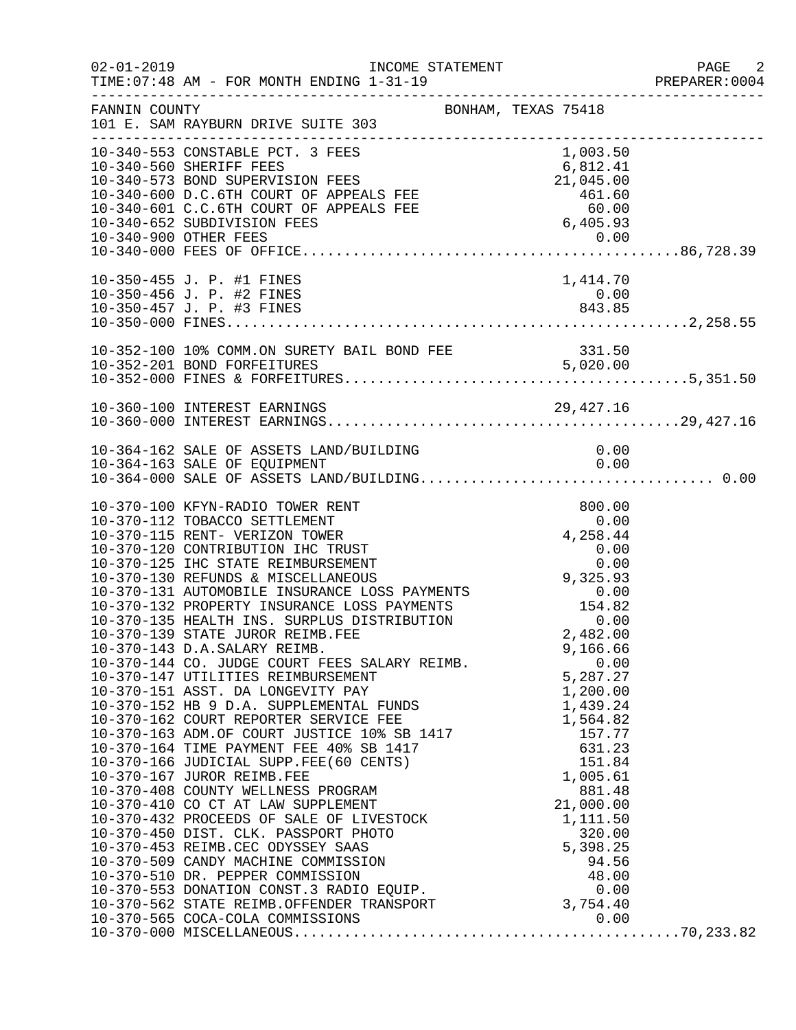INCOME STATEMENT

TIME:07:48 AM - FOR MONTH ENDING 1-31-19

FANNIN COUNTY — BONHAM, TEXAS 75418

101 E. SAM RAYBURN DRIVE SUITE 303

| Account | Description | Amount | Total |
|---|---|---|---|
| 10-340-553 | CONSTABLE PCT. 3 FEES | 1,003.50 | |
| 10-340-560 | SHERIFF FEES | 6,812.41 | |
| 10-340-573 | BOND SUPERVISION FEES | 21,045.00 | |
| 10-340-600 | D.C.6TH COURT OF APPEALS FEE | 461.60 | |
| 10-340-601 | C.C.6TH COURT OF APPEALS FEE | 60.00 | |
| 10-340-652 | SUBDIVISION FEES | 6,405.93 | |
| 10-340-900 | OTHER FEES | 0.00 | |
| 10-340-000 | FEES OF OFFICE | | 86,728.39 |
| 10-350-455 | J. P. #1 FINES | 1,414.70 | |
| 10-350-456 | J. P. #2 FINES | 0.00 | |
| 10-350-457 | J. P. #3 FINES | 843.85 | |
| 10-350-000 | FINES | | 2,258.55 |
| 10-352-100 | 10% COMM.ON SURETY BAIL BOND FEE | 331.50 | |
| 10-352-201 | BOND FORFEITURES | 5,020.00 | |
| 10-352-000 | FINES & FORFEITURES | | 5,351.50 |
| 10-360-100 | INTEREST EARNINGS | 29,427.16 | |
| 10-360-000 | INTEREST EARNINGS | | 29,427.16 |
| 10-364-162 | SALE OF ASSETS LAND/BUILDING | 0.00 | |
| 10-364-163 | SALE OF EQUIPMENT | 0.00 | |
| 10-364-000 | SALE OF ASSETS LAND/BUILDING | | 0.00 |
| 10-370-100 | KFYN-RADIO TOWER RENT | 800.00 | |
| 10-370-112 | TOBACCO SETTLEMENT | 0.00 | |
| 10-370-115 | RENT- VERIZON TOWER | 4,258.44 | |
| 10-370-120 | CONTRIBUTION IHC TRUST | 0.00 | |
| 10-370-125 | IHC STATE REIMBURSEMENT | 0.00 | |
| 10-370-130 | REFUNDS & MISCELLANEOUS | 9,325.93 | |
| 10-370-131 | AUTOMOBILE INSURANCE LOSS PAYMENTS | 0.00 | |
| 10-370-132 | PROPERTY INSURANCE LOSS PAYMENTS | 154.82 | |
| 10-370-135 | HEALTH INS. SURPLUS DISTRIBUTION | 0.00 | |
| 10-370-139 | STATE JUROR REIMB.FEE | 2,482.00 | |
| 10-370-143 | D.A.SALARY REIMB. | 9,166.66 | |
| 10-370-144 | CO. JUDGE COURT FEES SALARY REIMB. | 0.00 | |
| 10-370-147 | UTILITIES REIMBURSEMENT | 5,287.27 | |
| 10-370-151 | ASST. DA LONGEVITY PAY | 1,200.00 | |
| 10-370-152 | HB 9 D.A. SUPPLEMENTAL FUNDS | 1,439.24 | |
| 10-370-162 | COURT REPORTER SERVICE FEE | 1,564.82 | |
| 10-370-163 | ADM.OF COURT JUSTICE 10% SB 1417 | 157.77 | |
| 10-370-164 | TIME PAYMENT FEE 40% SB 1417 | 631.23 | |
| 10-370-166 | JUDICIAL SUPP.FEE(60 CENTS) | 151.84 | |
| 10-370-167 | JUROR REIMB.FEE | 1,005.61 | |
| 10-370-408 | COUNTY WELLNESS PROGRAM | 881.48 | |
| 10-370-410 | CO CT AT LAW SUPPLEMENT | 21,000.00 | |
| 10-370-432 | PROCEEDS OF SALE OF LIVESTOCK | 1,111.50 | |
| 10-370-450 | DIST. CLK. PASSPORT PHOTO | 320.00 | |
| 10-370-453 | REIMB.CEC ODYSSEY SAAS | 5,398.25 | |
| 10-370-509 | CANDY MACHINE COMMISSION | 94.56 | |
| 10-370-510 | DR. PEPPER COMMISSION | 48.00 | |
| 10-370-553 | DONATION CONST.3 RADIO EQUIP. | 0.00 | |
| 10-370-562 | STATE REIMB.OFFENDER TRANSPORT | 3,754.40 | |
| 10-370-565 | COCA-COLA COMMISSIONS | 0.00 | |
| 10-370-000 | MISCELLANEOUS | | 70,233.82 |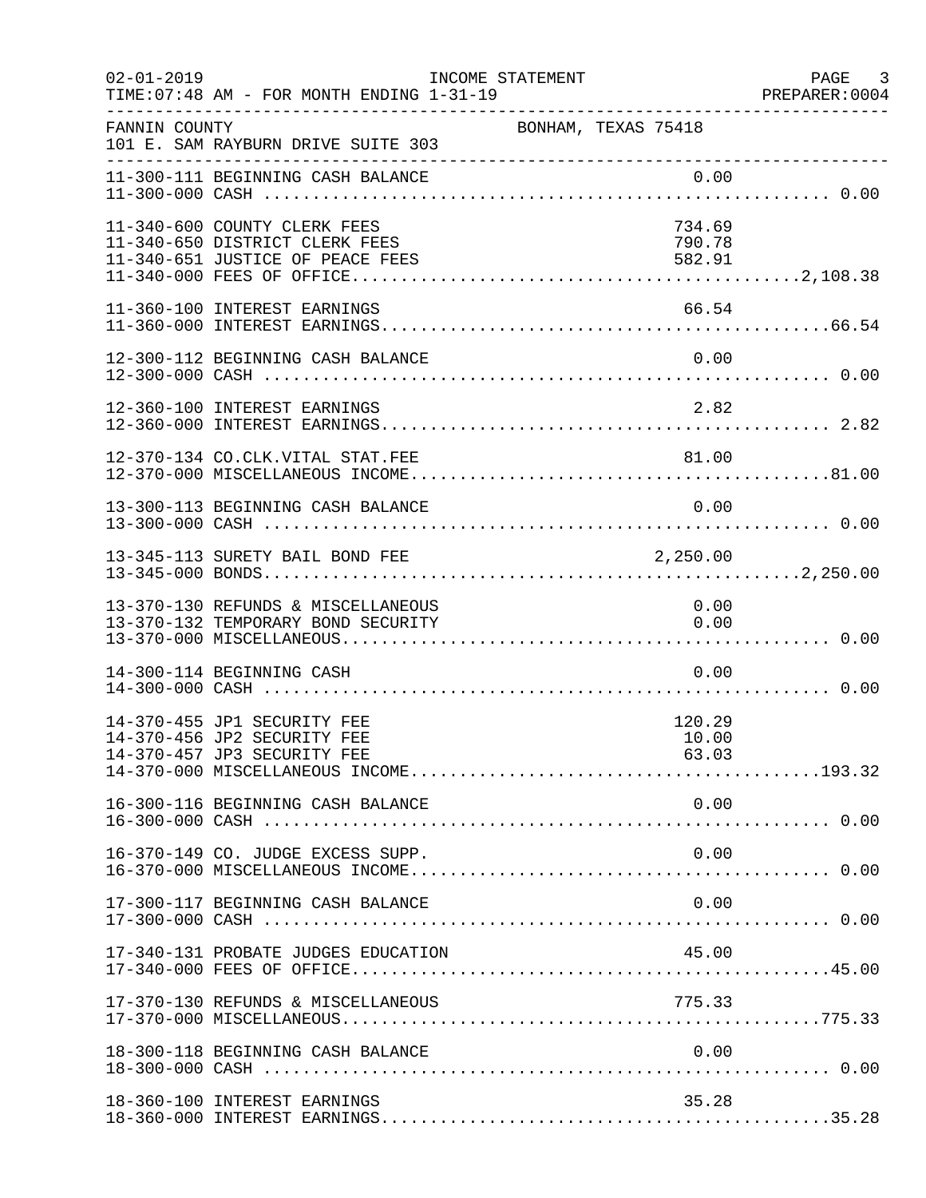INCOME STATEMENT

02-01-2019 TIME:07:48 AM - FOR MONTH ENDING 1-31-19 PREPARER:0004

FANNIN COUNTY BONHAM, TEXAS 75418
101 E. SAM RAYBURN DRIVE SUITE 303

| Account | Description | Amount | Total |
|---|---|---|---|
| 11-300-111 | BEGINNING CASH BALANCE | 0.00 | |
| 11-300-000 | CASH | | 0.00 |
| 11-340-600 | COUNTY CLERK FEES | 734.69 | |
| 11-340-650 | DISTRICT CLERK FEES | 790.78 | |
| 11-340-651 | JUSTICE OF PEACE FEES | 582.91 | |
| 11-340-000 | FEES OF OFFICE | | 2,108.38 |
| 11-360-100 | INTEREST EARNINGS | 66.54 | |
| 11-360-000 | INTEREST EARNINGS | | 66.54 |
| 12-300-112 | BEGINNING CASH BALANCE | 0.00 | |
| 12-300-000 | CASH | | 0.00 |
| 12-360-100 | INTEREST EARNINGS | 2.82 | |
| 12-360-000 | INTEREST EARNINGS | | 2.82 |
| 12-370-134 | CO.CLK.VITAL STAT.FEE | 81.00 | |
| 12-370-000 | MISCELLANEOUS INCOME | | 81.00 |
| 13-300-113 | BEGINNING CASH BALANCE | 0.00 | |
| 13-300-000 | CASH | | 0.00 |
| 13-345-113 | SURETY BAIL BOND FEE | 2,250.00 | |
| 13-345-000 | BONDS | | 2,250.00 |
| 13-370-130 | REFUNDS & MISCELLANEOUS | 0.00 | |
| 13-370-132 | TEMPORARY BOND SECURITY | 0.00 | |
| 13-370-000 | MISCELLANEOUS | | 0.00 |
| 14-300-114 | BEGINNING CASH | 0.00 | |
| 14-300-000 | CASH | | 0.00 |
| 14-370-455 | JP1 SECURITY FEE | 120.29 | |
| 14-370-456 | JP2 SECURITY FEE | 10.00 | |
| 14-370-457 | JP3 SECURITY FEE | 63.03 | |
| 14-370-000 | MISCELLANEOUS INCOME | | 193.32 |
| 16-300-116 | BEGINNING CASH BALANCE | 0.00 | |
| 16-300-000 | CASH | | 0.00 |
| 16-370-149 | CO. JUDGE EXCESS SUPP. | 0.00 | |
| 16-370-000 | MISCELLANEOUS INCOME | | 0.00 |
| 17-300-117 | BEGINNING CASH BALANCE | 0.00 | |
| 17-300-000 | CASH | | 0.00 |
| 17-340-131 | PROBATE JUDGES EDUCATION | 45.00 | |
| 17-340-000 | FEES OF OFFICE | | 45.00 |
| 17-370-130 | REFUNDS & MISCELLANEOUS | 775.33 | |
| 17-370-000 | MISCELLANEOUS | | 775.33 |
| 18-300-118 | BEGINNING CASH BALANCE | 0.00 | |
| 18-300-000 | CASH | | 0.00 |
| 18-360-100 | INTEREST EARNINGS | 35.28 | |
| 18-360-000 | INTEREST EARNINGS | | 35.28 |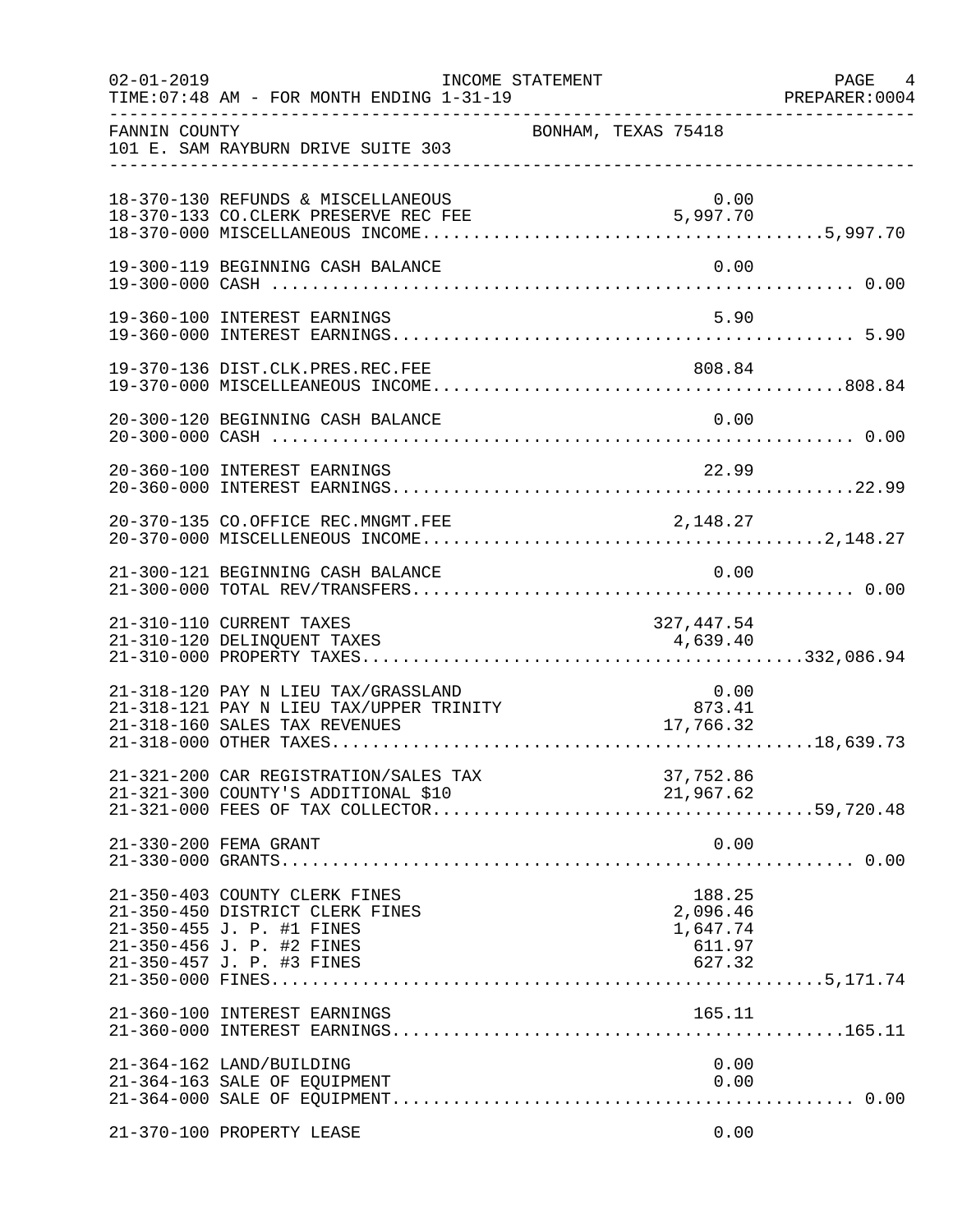INCOME STATEMENT

02-01-2019
TIME:07:48 AM - FOR MONTH ENDING 1-31-19

PREPARER:0004

FANNIN COUNTY — BONHAM, TEXAS 75418
101 E. SAM RAYBURN DRIVE SUITE 303

| Account | Description | Amount | Total |
|---|---|---|---|
| 18-370-130 | REFUNDS & MISCELLANEOUS | 0.00 | |
| 18-370-133 | CO.CLERK PRESERVE REC FEE | 5,997.70 | |
| 18-370-000 | MISCELLANEOUS INCOME | | 5,997.70 |
| 19-300-119 | BEGINNING CASH BALANCE | 0.00 | |
| 19-300-000 | CASH | | 0.00 |
| 19-360-100 | INTEREST EARNINGS | 5.90 | |
| 19-360-000 | INTEREST EARNINGS | | 5.90 |
| 19-370-136 | DIST.CLK.PRES.REC.FEE | 808.84 | |
| 19-370-000 | MISCELLEANEOUS INCOME | | 808.84 |
| 20-300-120 | BEGINNING CASH BALANCE | 0.00 | |
| 20-300-000 | CASH | | 0.00 |
| 20-360-100 | INTEREST EARNINGS | 22.99 | |
| 20-360-000 | INTEREST EARNINGS | | 22.99 |
| 20-370-135 | CO.OFFICE REC.MNGMT.FEE | 2,148.27 | |
| 20-370-000 | MISCELLENEOUS INCOME | | 2,148.27 |
| 21-300-121 | BEGINNING CASH BALANCE | 0.00 | |
| 21-300-000 | TOTAL REV/TRANSFERS | | 0.00 |
| 21-310-110 | CURRENT TAXES | 327,447.54 | |
| 21-310-120 | DELINQUENT TAXES | 4,639.40 | |
| 21-310-000 | PROPERTY TAXES | | 332,086.94 |
| 21-318-120 | PAY N LIEU TAX/GRASSLAND | 0.00 | |
| 21-318-121 | PAY N LIEU TAX/UPPER TRINITY | 873.41 | |
| 21-318-160 | SALES TAX REVENUES | 17,766.32 | |
| 21-318-000 | OTHER TAXES | | 18,639.73 |
| 21-321-200 | CAR REGISTRATION/SALES TAX | 37,752.86 | |
| 21-321-300 | COUNTY'S ADDITIONAL $10 | 21,967.62 | |
| 21-321-000 | FEES OF TAX COLLECTOR | | 59,720.48 |
| 21-330-200 | FEMA GRANT | 0.00 | |
| 21-330-000 | GRANTS | | 0.00 |
| 21-350-403 | COUNTY CLERK FINES | 188.25 | |
| 21-350-450 | DISTRICT CLERK FINES | 2,096.46 | |
| 21-350-455 | J. P. #1 FINES | 1,647.74 | |
| 21-350-456 | J. P. #2 FINES | 611.97 | |
| 21-350-457 | J. P. #3 FINES | 627.32 | |
| 21-350-000 | FINES | | 5,171.74 |
| 21-360-100 | INTEREST EARNINGS | 165.11 | |
| 21-360-000 | INTEREST EARNINGS | | 165.11 |
| 21-364-162 | LAND/BUILDING | 0.00 | |
| 21-364-163 | SALE OF EQUIPMENT | 0.00 | |
| 21-364-000 | SALE OF EQUIPMENT | | 0.00 |
| 21-370-100 | PROPERTY LEASE | 0.00 | |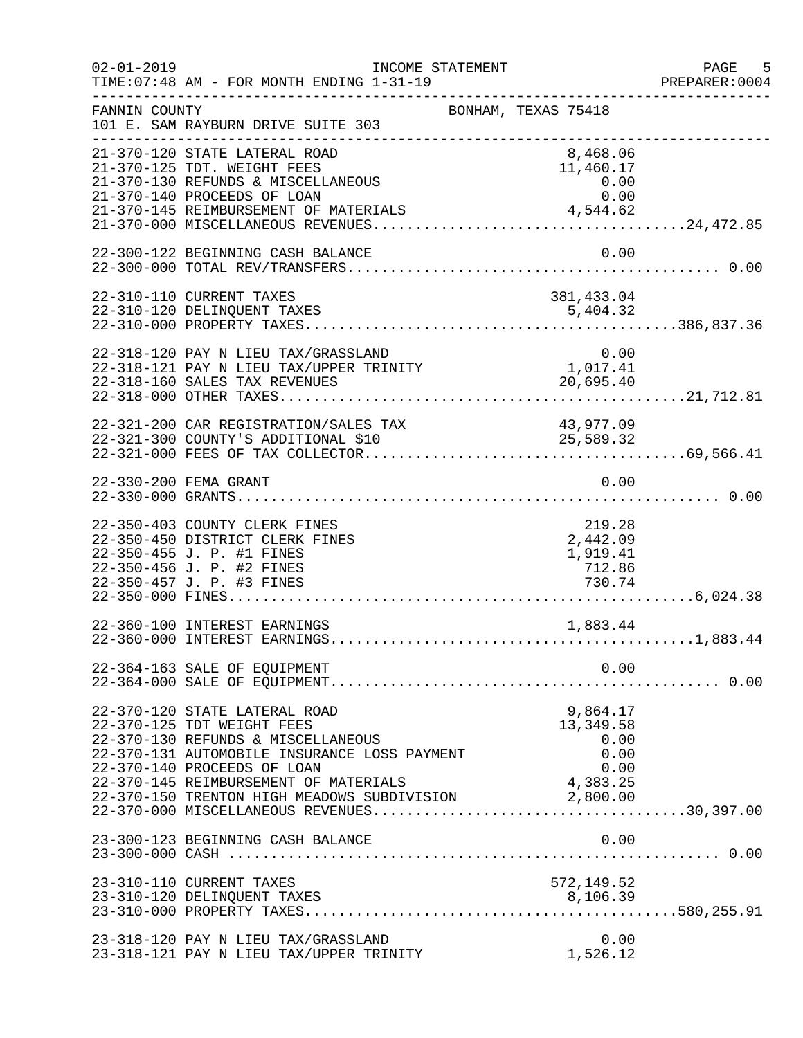FANNIN COUNTY BONHAM, TEXAS 75418
101 E. SAM RAYBURN DRIVE SUITE 303

| Account | Description | Amount | Total |
|---|---|---|---|
| 21-370-120 | STATE LATERAL ROAD | 8,468.06 | |
| 21-370-125 | TDT. WEIGHT FEES | 11,460.17 | |
| 21-370-130 | REFUNDS & MISCELLANEOUS | 0.00 | |
| 21-370-140 | PROCEEDS OF LOAN | 0.00 | |
| 21-370-145 | REIMBURSEMENT OF MATERIALS | 4,544.62 | |
| 21-370-000 | MISCELLANEOUS REVENUES | | 24,472.85 |
| 22-300-122 | BEGINNING CASH BALANCE | 0.00 | |
| 22-300-000 | TOTAL REV/TRANSFERS | | 0.00 |
| 22-310-110 | CURRENT TAXES | 381,433.04 | |
| 22-310-120 | DELINQUENT TAXES | 5,404.32 | |
| 22-310-000 | PROPERTY TAXES | | 386,837.36 |
| 22-318-120 | PAY N LIEU TAX/GRASSLAND | 0.00 | |
| 22-318-121 | PAY N LIEU TAX/UPPER TRINITY | 1,017.41 | |
| 22-318-160 | SALES TAX REVENUES | 20,695.40 | |
| 22-318-000 | OTHER TAXES | | 21,712.81 |
| 22-321-200 | CAR REGISTRATION/SALES TAX | 43,977.09 | |
| 22-321-300 | COUNTY'S ADDITIONAL $10 | 25,589.32 | |
| 22-321-000 | FEES OF TAX COLLECTOR | | 69,566.41 |
| 22-330-200 | FEMA GRANT | 0.00 | |
| 22-330-000 | GRANTS | | 0.00 |
| 22-350-403 | COUNTY CLERK FINES | 219.28 | |
| 22-350-450 | DISTRICT CLERK FINES | 2,442.09 | |
| 22-350-455 | J. P. #1 FINES | 1,919.41 | |
| 22-350-456 | J. P. #2 FINES | 712.86 | |
| 22-350-457 | J. P. #3 FINES | 730.74 | |
| 22-350-000 | FINES | | 6,024.38 |
| 22-360-100 | INTEREST EARNINGS | 1,883.44 | |
| 22-360-000 | INTEREST EARNINGS | | 1,883.44 |
| 22-364-163 | SALE OF EQUIPMENT | 0.00 | |
| 22-364-000 | SALE OF EQUIPMENT | | 0.00 |
| 22-370-120 | STATE LATERAL ROAD | 9,864.17 | |
| 22-370-125 | TDT WEIGHT FEES | 13,349.58 | |
| 22-370-130 | REFUNDS & MISCELLANEOUS | 0.00 | |
| 22-370-131 | AUTOMOBILE INSURANCE LOSS PAYMENT | 0.00 | |
| 22-370-140 | PROCEEDS OF LOAN | 0.00 | |
| 22-370-145 | REIMBURSEMENT OF MATERIALS | 4,383.25 | |
| 22-370-150 | TRENTON HIGH MEADOWS SUBDIVISION | 2,800.00 | |
| 22-370-000 | MISCELLANEOUS REVENUES | | 30,397.00 |
| 23-300-123 | BEGINNING CASH BALANCE | 0.00 | |
| 23-300-000 | CASH | | 0.00 |
| 23-310-110 | CURRENT TAXES | 572,149.52 | |
| 23-310-120 | DELINQUENT TAXES | 8,106.39 | |
| 23-310-000 | PROPERTY TAXES | | 580,255.91 |
| 23-318-120 | PAY N LIEU TAX/GRASSLAND | 0.00 | |
| 23-318-121 | PAY N LIEU TAX/UPPER TRINITY | 1,526.12 | |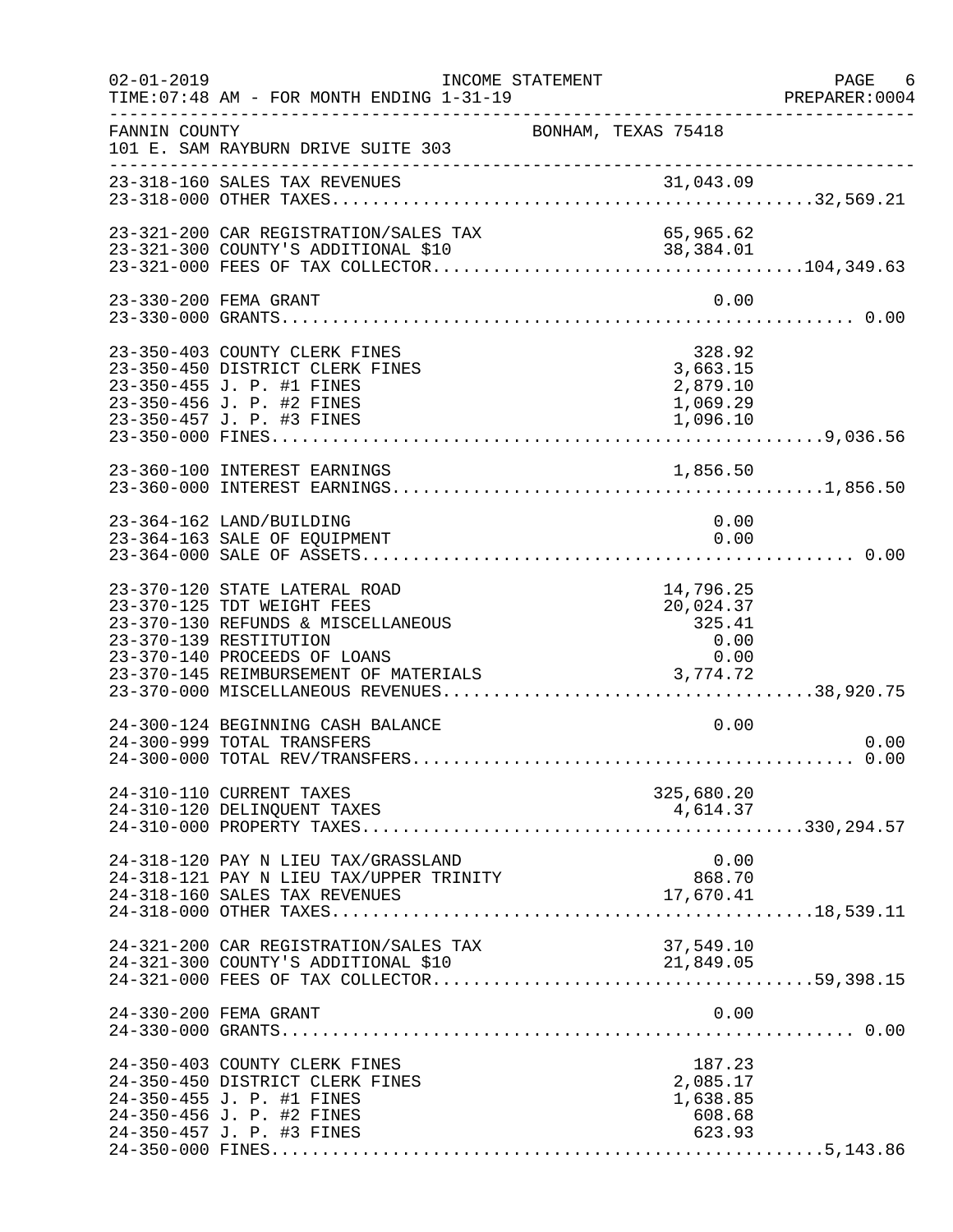FANNIN COUNTY BONHAM, TEXAS 75418
101 E. SAM RAYBURN DRIVE SUITE 303

INCOME STATEMENT
TIME:07:48 AM - FOR MONTH ENDING 1-31-19

| Account | Description | Amount | Total |
|---|---|---|---|
| 23-318-160 | SALES TAX REVENUES | 31,043.09 | |
| 23-318-000 | OTHER TAXES | | 32,569.21 |
| 23-321-200 | CAR REGISTRATION/SALES TAX | 65,965.62 | |
| 23-321-300 | COUNTY'S ADDITIONAL $10 | 38,384.01 | |
| 23-321-000 | FEES OF TAX COLLECTOR | | 104,349.63 |
| 23-330-200 | FEMA GRANT | 0.00 | |
| 23-330-000 | GRANTS | | 0.00 |
| 23-350-403 | COUNTY CLERK FINES | 328.92 | |
| 23-350-450 | DISTRICT CLERK FINES | 3,663.15 | |
| 23-350-455 | J. P. #1 FINES | 2,879.10 | |
| 23-350-456 | J. P. #2 FINES | 1,069.29 | |
| 23-350-457 | J. P. #3 FINES | 1,096.10 | |
| 23-350-000 | FINES | | 9,036.56 |
| 23-360-100 | INTEREST EARNINGS | 1,856.50 | |
| 23-360-000 | INTEREST EARNINGS | | 1,856.50 |
| 23-364-162 | LAND/BUILDING | 0.00 | |
| 23-364-163 | SALE OF EQUIPMENT | 0.00 | |
| 23-364-000 | SALE OF ASSETS | | 0.00 |
| 23-370-120 | STATE LATERAL ROAD | 14,796.25 | |
| 23-370-125 | TDT WEIGHT FEES | 20,024.37 | |
| 23-370-130 | REFUNDS & MISCELLANEOUS | 325.41 | |
| 23-370-139 | RESTITUTION | 0.00 | |
| 23-370-140 | PROCEEDS OF LOANS | 0.00 | |
| 23-370-145 | REIMBURSEMENT OF MATERIALS | 3,774.72 | |
| 23-370-000 | MISCELLANEOUS REVENUES | | 38,920.75 |
| 24-300-124 | BEGINNING CASH BALANCE | 0.00 | |
| 24-300-999 | TOTAL TRANSFERS | | 0.00 |
| 24-300-000 | TOTAL REV/TRANSFERS | | 0.00 |
| 24-310-110 | CURRENT TAXES | 325,680.20 | |
| 24-310-120 | DELINQUENT TAXES | 4,614.37 | |
| 24-310-000 | PROPERTY TAXES | | 330,294.57 |
| 24-318-120 | PAY N LIEU TAX/GRASSLAND | 0.00 | |
| 24-318-121 | PAY N LIEU TAX/UPPER TRINITY | 868.70 | |
| 24-318-160 | SALES TAX REVENUES | 17,670.41 | |
| 24-318-000 | OTHER TAXES | | 18,539.11 |
| 24-321-200 | CAR REGISTRATION/SALES TAX | 37,549.10 | |
| 24-321-300 | COUNTY'S ADDITIONAL $10 | 21,849.05 | |
| 24-321-000 | FEES OF TAX COLLECTOR | | 59,398.15 |
| 24-330-200 | FEMA GRANT | 0.00 | |
| 24-330-000 | GRANTS | | 0.00 |
| 24-350-403 | COUNTY CLERK FINES | 187.23 | |
| 24-350-450 | DISTRICT CLERK FINES | 2,085.17 | |
| 24-350-455 | J. P. #1 FINES | 1,638.85 | |
| 24-350-456 | J. P. #2 FINES | 608.68 | |
| 24-350-457 | J. P. #3 FINES | 623.93 | |
| 24-350-000 | FINES | | 5,143.86 |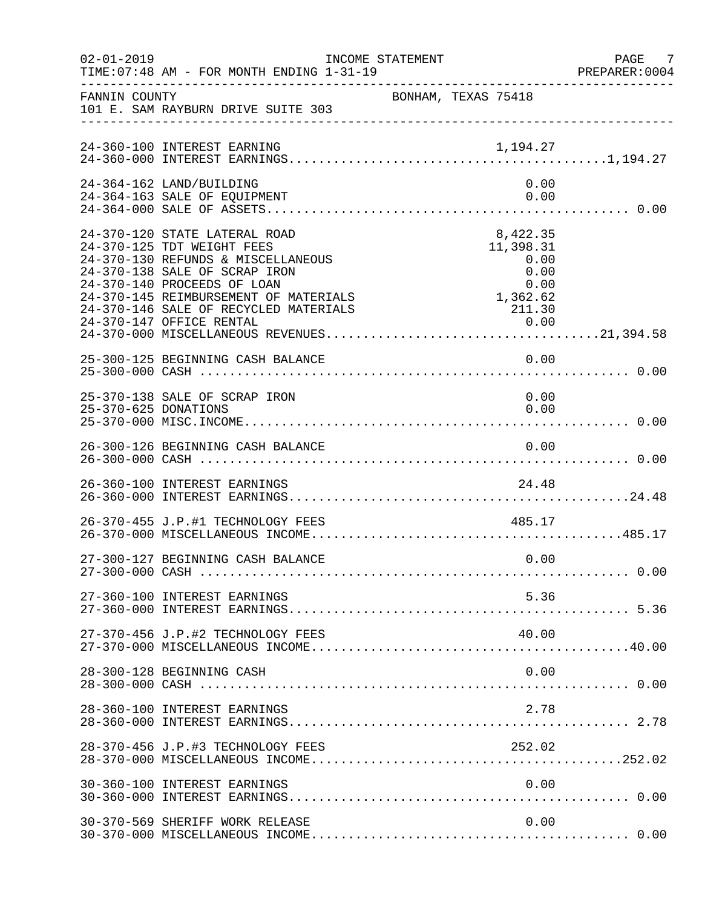FANNIN COUNTY BONHAM, TEXAS 75418
101 E. SAM RAYBURN DRIVE SUITE 303

INCOME STATEMENT
TIME:07:48 AM - FOR MONTH ENDING 1-31-19

| Account | Description | Amount | Total |
|---|---|---|---|
| 24-360-100 | INTEREST EARNING | 1,194.27 | |
| 24-360-000 | INTEREST EARNINGS | | 1,194.27 |
| 24-364-162 | LAND/BUILDING | 0.00 | |
| 24-364-163 | SALE OF EQUIPMENT | 0.00 | |
| 24-364-000 | SALE OF ASSETS | | 0.00 |
| 24-370-120 | STATE LATERAL ROAD | 8,422.35 | |
| 24-370-125 | TDT WEIGHT FEES | 11,398.31 | |
| 24-370-130 | REFUNDS & MISCELLANEOUS | 0.00 | |
| 24-370-138 | SALE OF SCRAP IRON | 0.00 | |
| 24-370-140 | PROCEEDS OF LOAN | 0.00 | |
| 24-370-145 | REIMBURSEMENT OF MATERIALS | 1,362.62 | |
| 24-370-146 | SALE OF RECYCLED MATERIALS | 211.30 | |
| 24-370-147 | OFFICE RENTAL | 0.00 | |
| 24-370-000 | MISCELLANEOUS REVENUES | | 21,394.58 |
| 25-300-125 | BEGINNING CASH BALANCE | 0.00 | |
| 25-300-000 | CASH | | 0.00 |
| 25-370-138 | SALE OF SCRAP IRON | 0.00 | |
| 25-370-625 | DONATIONS | 0.00 | |
| 25-370-000 | MISC.INCOME | | 0.00 |
| 26-300-126 | BEGINNING CASH BALANCE | 0.00 | |
| 26-300-000 | CASH | | 0.00 |
| 26-360-100 | INTEREST EARNINGS | 24.48 | |
| 26-360-000 | INTEREST EARNINGS | | 24.48 |
| 26-370-455 | J.P.#1 TECHNOLOGY FEES | 485.17 | |
| 26-370-000 | MISCELLANEOUS INCOME | | 485.17 |
| 27-300-127 | BEGINNING CASH BALANCE | 0.00 | |
| 27-300-000 | CASH | | 0.00 |
| 27-360-100 | INTEREST EARNINGS | 5.36 | |
| 27-360-000 | INTEREST EARNINGS | | 5.36 |
| 27-370-456 | J.P.#2 TECHNOLOGY FEES | 40.00 | |
| 27-370-000 | MISCELLANEOUS INCOME | | 40.00 |
| 28-300-128 | BEGINNING CASH | 0.00 | |
| 28-300-000 | CASH | | 0.00 |
| 28-360-100 | INTEREST EARNINGS | 2.78 | |
| 28-360-000 | INTEREST EARNINGS | | 2.78 |
| 28-370-456 | J.P.#3 TECHNOLOGY FEES | 252.02 | |
| 28-370-000 | MISCELLANEOUS INCOME | | 252.02 |
| 30-360-100 | INTEREST EARNINGS | 0.00 | |
| 30-360-000 | INTEREST EARNINGS | | 0.00 |
| 30-370-569 | SHERIFF WORK RELEASE | 0.00 | |
| 30-370-000 | MISCELLANEOUS INCOME | | 0.00 |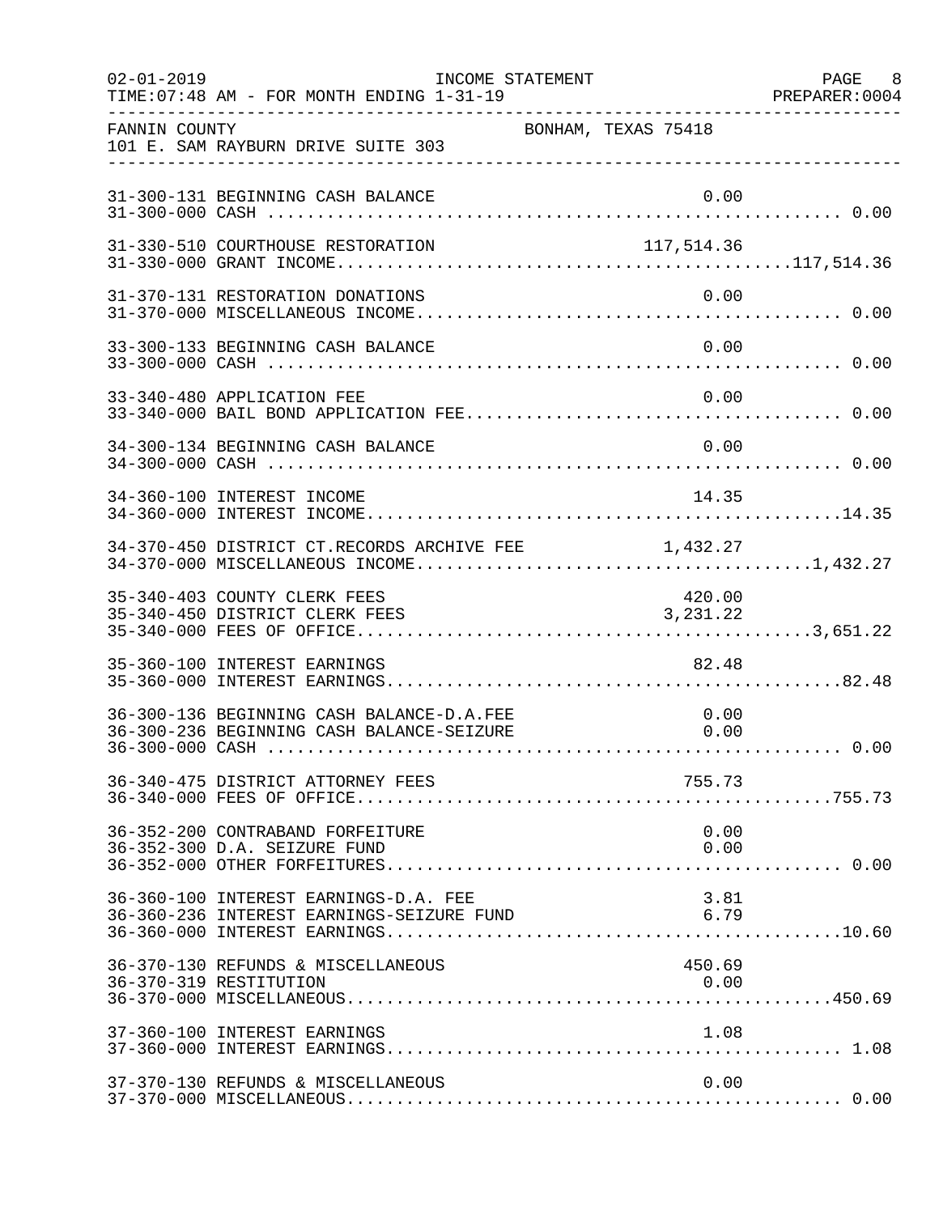FANNIN COUNTY BONHAM, TEXAS 75418
101 E. SAM RAYBURN DRIVE SUITE 303

INCOME STATEMENT — FOR MONTH ENDING 1-31-19

| Account | Description | Amount | Total |
|---|---|---|---|
| 31-300-131 | BEGINNING CASH BALANCE | 0.00 | |
| 31-300-000 | CASH | | 0.00 |
| 31-330-510 | COURTHOUSE RESTORATION | 117,514.36 | |
| 31-330-000 | GRANT INCOME | | 117,514.36 |
| 31-370-131 | RESTORATION DONATIONS | 0.00 | |
| 31-370-000 | MISCELLANEOUS INCOME | | 0.00 |
| 33-300-133 | BEGINNING CASH BALANCE | 0.00 | |
| 33-300-000 | CASH | | 0.00 |
| 33-340-480 | APPLICATION FEE | 0.00 | |
| 33-340-000 | BAIL BOND APPLICATION FEE | | 0.00 |
| 34-300-134 | BEGINNING CASH BALANCE | 0.00 | |
| 34-300-000 | CASH | | 0.00 |
| 34-360-100 | INTEREST INCOME | 14.35 | |
| 34-360-000 | INTEREST INCOME | | 14.35 |
| 34-370-450 | DISTRICT CT.RECORDS ARCHIVE FEE | 1,432.27 | |
| 34-370-000 | MISCELLANEOUS INCOME | | 1,432.27 |
| 35-340-403 | COUNTY CLERK FEES | 420.00 | |
| 35-340-450 | DISTRICT CLERK FEES | 3,231.22 | |
| 35-340-000 | FEES OF OFFICE | | 3,651.22 |
| 35-360-100 | INTEREST EARNINGS | 82.48 | |
| 35-360-000 | INTEREST EARNINGS | | 82.48 |
| 36-300-136 | BEGINNING CASH BALANCE-D.A.FEE | 0.00 | |
| 36-300-236 | BEGINNING CASH BALANCE-SEIZURE | 0.00 | |
| 36-300-000 | CASH | | 0.00 |
| 36-340-475 | DISTRICT ATTORNEY FEES | 755.73 | |
| 36-340-000 | FEES OF OFFICE | | 755.73 |
| 36-352-200 | CONTRABAND FORFEITURE | 0.00 | |
| 36-352-300 | D.A. SEIZURE FUND | 0.00 | |
| 36-352-000 | OTHER FORFEITURES | | 0.00 |
| 36-360-100 | INTEREST EARNINGS-D.A. FEE | 3.81 | |
| 36-360-236 | INTEREST EARNINGS-SEIZURE FUND | 6.79 | |
| 36-360-000 | INTEREST EARNINGS | | 10.60 |
| 36-370-130 | REFUNDS & MISCELLANEOUS | 450.69 | |
| 36-370-319 | RESTITUTION | 0.00 | |
| 36-370-000 | MISCELLANEOUS | | 450.69 |
| 37-360-100 | INTEREST EARNINGS | 1.08 | |
| 37-360-000 | INTEREST EARNINGS | | 1.08 |
| 37-370-130 | REFUNDS & MISCELLANEOUS | 0.00 | |
| 37-370-000 | MISCELLANEOUS | | 0.00 |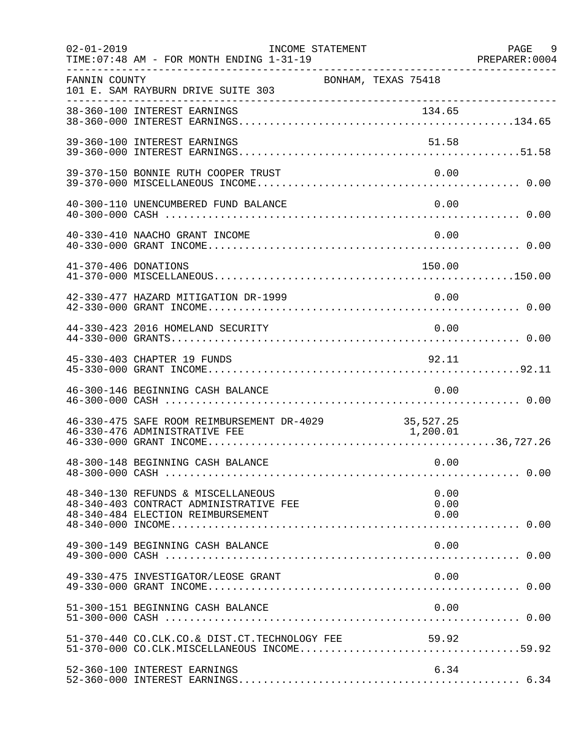FANNIN COUNTY — BONHAM, TEXAS 75418
101 E. SAM RAYBURN DRIVE SUITE 303

| Account | Description | Amount | Total |
|---|---|---|---|
| 38-360-100 | INTEREST EARNINGS | 134.65 | |
| 38-360-000 | INTEREST EARNINGS | | 134.65 |
| 39-360-100 | INTEREST EARNINGS | 51.58 | |
| 39-360-000 | INTEREST EARNINGS | | 51.58 |
| 39-370-150 | BONNIE RUTH COOPER TRUST | 0.00 | |
| 39-370-000 | MISCELLANEOUS INCOME | | 0.00 |
| 40-300-110 | UNENCUMBERED FUND BALANCE | 0.00 | |
| 40-300-000 | CASH | | 0.00 |
| 40-330-410 | NAACHO GRANT INCOME | 0.00 | |
| 40-330-000 | GRANT INCOME | | 0.00 |
| 41-370-406 | DONATIONS | 150.00 | |
| 41-370-000 | MISCELLANEOUS | | 150.00 |
| 42-330-477 | HAZARD MITIGATION DR-1999 | 0.00 | |
| 42-330-000 | GRANT INCOME | | 0.00 |
| 44-330-423 | 2016 HOMELAND SECURITY | 0.00 | |
| 44-330-000 | GRANTS | | 0.00 |
| 45-330-403 | CHAPTER 19 FUNDS | 92.11 | |
| 45-330-000 | GRANT INCOME | | 92.11 |
| 46-300-146 | BEGINNING CASH BALANCE | 0.00 | |
| 46-300-000 | CASH | | 0.00 |
| 46-330-475 | SAFE ROOM REIMBURSEMENT DR-4029 | 35,527.25 | |
| 46-330-476 | ADMINISTRATIVE FEE | 1,200.01 | |
| 46-330-000 | GRANT INCOME | | 36,727.26 |
| 48-300-148 | BEGINNING CASH BALANCE | 0.00 | |
| 48-300-000 | CASH | | 0.00 |
| 48-340-130 | REFUNDS & MISCELLANEOUS | 0.00 | |
| 48-340-403 | CONTRACT ADMINISTRATIVE FEE | 0.00 | |
| 48-340-484 | ELECTION REIMBURSEMENT | 0.00 | |
| 48-340-000 | INCOME | | 0.00 |
| 49-300-149 | BEGINNING CASH BALANCE | 0.00 | |
| 49-300-000 | CASH | | 0.00 |
| 49-330-475 | INVESTIGATOR/LEOSE GRANT | 0.00 | |
| 49-330-000 | GRANT INCOME | | 0.00 |
| 51-300-151 | BEGINNING CASH BALANCE | 0.00 | |
| 51-300-000 | CASH | | 0.00 |
| 51-370-440 | CO.CLK.CO.& DIST.CT.TECHNOLOGY FEE | 59.92 | |
| 51-370-000 | CO.CLK.MISCELLANEOUS INCOME | | 59.92 |
| 52-360-100 | INTEREST EARNINGS | 6.34 | |
| 52-360-000 | INTEREST EARNINGS | | 6.34 |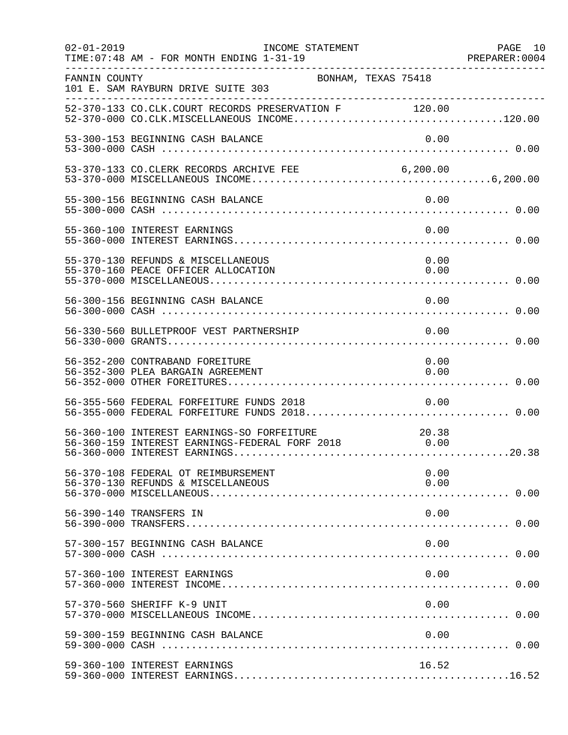FANNIN COUNTY — BONHAM, TEXAS 75418
101 E. SAM RAYBURN DRIVE SUITE 303

| Account | Description | Amount | Total |
|---|---|---|---|
| 52-370-133 | CO.CLK.COURT RECORDS PRESERVATION F | 120.00 | |
| 52-370-000 | CO.CLK.MISCELLANEOUS INCOME | | 120.00 |
| 53-300-153 | BEGINNING CASH BALANCE | 0.00 | |
| 53-300-000 | CASH | | 0.00 |
| 53-370-133 | CO.CLERK RECORDS ARCHIVE FEE | 6,200.00 | |
| 53-370-000 | MISCELLANEOUS INCOME | | 6,200.00 |
| 55-300-156 | BEGINNING CASH BALANCE | 0.00 | |
| 55-300-000 | CASH | | 0.00 |
| 55-360-100 | INTEREST EARNINGS | 0.00 | |
| 55-360-000 | INTEREST EARNINGS | | 0.00 |
| 55-370-130 | REFUNDS & MISCELLANEOUS | 0.00 | |
| 55-370-160 | PEACE OFFICER ALLOCATION | 0.00 | |
| 55-370-000 | MISCELLANEOUS | | 0.00 |
| 56-300-156 | BEGINNING CASH BALANCE | 0.00 | |
| 56-300-000 | CASH | | 0.00 |
| 56-330-560 | BULLETPROOF VEST PARTNERSHIP | 0.00 | |
| 56-330-000 | GRANTS | | 0.00 |
| 56-352-200 | CONTRABAND FOREITURE | 0.00 | |
| 56-352-300 | PLEA BARGAIN AGREEMENT | 0.00 | |
| 56-352-000 | OTHER FOREITURES | | 0.00 |
| 56-355-560 | FEDERAL FORFEITURE FUNDS 2018 | 0.00 | |
| 56-355-000 | FEDERAL FORFEITURE FUNDS 2018 | | 0.00 |
| 56-360-100 | INTEREST EARNINGS-SO FORFEITURE | 20.38 | |
| 56-360-159 | INTEREST EARNINGS-FEDERAL FORF 2018 | 0.00 | |
| 56-360-000 | INTEREST EARNINGS | | 20.38 |
| 56-370-108 | FEDERAL OT REIMBURSEMENT | 0.00 | |
| 56-370-130 | REFUNDS & MISCELLANEOUS | 0.00 | |
| 56-370-000 | MISCELLANEOUS | | 0.00 |
| 56-390-140 | TRANSFERS IN | 0.00 | |
| 56-390-000 | TRANSFERS | | 0.00 |
| 57-300-157 | BEGINNING CASH BALANCE | 0.00 | |
| 57-300-000 | CASH | | 0.00 |
| 57-360-100 | INTEREST EARNINGS | 0.00 | |
| 57-360-000 | INTEREST INCOME | | 0.00 |
| 57-370-560 | SHERIFF K-9 UNIT | 0.00 | |
| 57-370-000 | MISCELLANEOUS INCOME | | 0.00 |
| 59-300-159 | BEGINNING CASH BALANCE | 0.00 | |
| 59-300-000 | CASH | | 0.00 |
| 59-360-100 | INTEREST EARNINGS | 16.52 | |
| 59-360-000 | INTEREST EARNINGS | | 16.52 |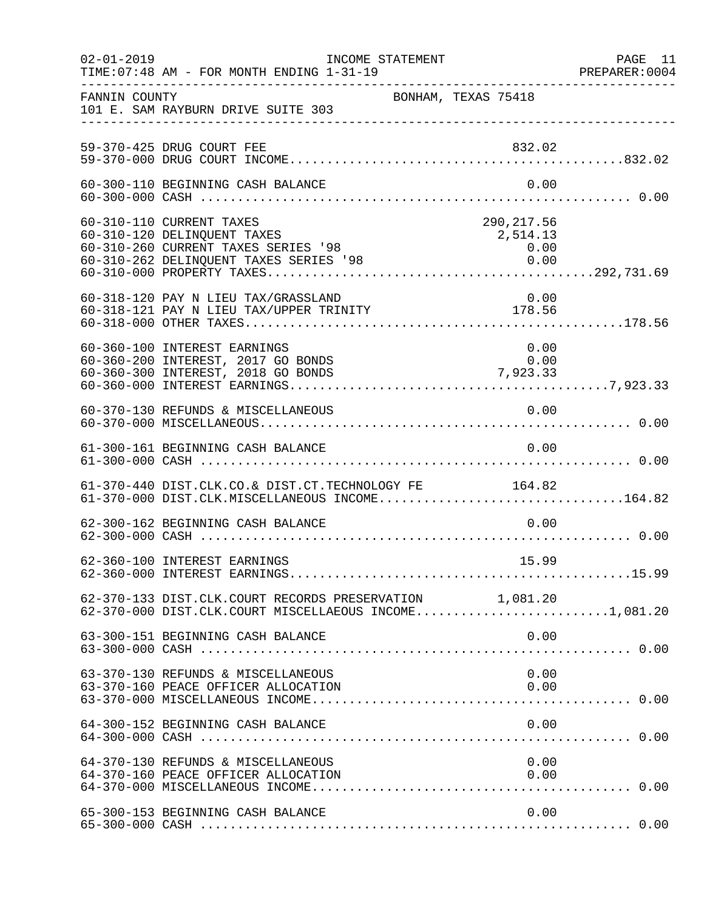FANNIN COUNTY BONHAM, TEXAS 75418
101 E. SAM RAYBURN DRIVE SUITE 303

INCOME STATEMENT — FOR MONTH ENDING 1-31-19

| Account | Description | Amount | Total |
|---|---|---|---|
| 59-370-425 | DRUG COURT FEE | 832.02 | |
| 59-370-000 | DRUG COURT INCOME | | 832.02 |
| 60-300-110 | BEGINNING CASH BALANCE | 0.00 | |
| 60-300-000 | CASH | | 0.00 |
| 60-310-110 | CURRENT TAXES | 290,217.56 | |
| 60-310-120 | DELINQUENT TAXES | 2,514.13 | |
| 60-310-260 | CURRENT TAXES SERIES '98 | 0.00 | |
| 60-310-262 | DELINQUENT TAXES SERIES '98 | 0.00 | |
| 60-310-000 | PROPERTY TAXES | | 292,731.69 |
| 60-318-120 | PAY N LIEU TAX/GRASSLAND | 0.00 | |
| 60-318-121 | PAY N LIEU TAX/UPPER TRINITY | 178.56 | |
| 60-318-000 | OTHER TAXES | | 178.56 |
| 60-360-100 | INTEREST EARNINGS | 0.00 | |
| 60-360-200 | INTEREST, 2017 GO BONDS | 0.00 | |
| 60-360-300 | INTEREST, 2018 GO BONDS | 7,923.33 | |
| 60-360-000 | INTEREST EARNINGS | | 7,923.33 |
| 60-370-130 | REFUNDS & MISCELLANEOUS | 0.00 | |
| 60-370-000 | MISCELLANEOUS | | 0.00 |
| 61-300-161 | BEGINNING CASH BALANCE | 0.00 | |
| 61-300-000 | CASH | | 0.00 |
| 61-370-440 | DIST.CLK.CO.& DIST.CT.TECHNOLOGY FE | 164.82 | |
| 61-370-000 | DIST.CLK.MISCELLANEOUS INCOME | | 164.82 |
| 62-300-162 | BEGINNING CASH BALANCE | 0.00 | |
| 62-300-000 | CASH | | 0.00 |
| 62-360-100 | INTEREST EARNINGS | 15.99 | |
| 62-360-000 | INTEREST EARNINGS | | 15.99 |
| 62-370-133 | DIST.CLK.COURT RECORDS PRESERVATION | 1,081.20 | |
| 62-370-000 | DIST.CLK.COURT MISCELLAEOUS INCOME | | 1,081.20 |
| 63-300-151 | BEGINNING CASH BALANCE | 0.00 | |
| 63-300-000 | CASH | | 0.00 |
| 63-370-130 | REFUNDS & MISCELLANEOUS | 0.00 | |
| 63-370-160 | PEACE OFFICER ALLOCATION | 0.00 | |
| 63-370-000 | MISCELLANEOUS INCOME | | 0.00 |
| 64-300-152 | BEGINNING CASH BALANCE | 0.00 | |
| 64-300-000 | CASH | | 0.00 |
| 64-370-130 | REFUNDS & MISCELLANEOUS | 0.00 | |
| 64-370-160 | PEACE OFFICER ALLOCATION | 0.00 | |
| 64-370-000 | MISCELLANEOUS INCOME | | 0.00 |
| 65-300-153 | BEGINNING CASH BALANCE | 0.00 | |
| 65-300-000 | CASH | | 0.00 |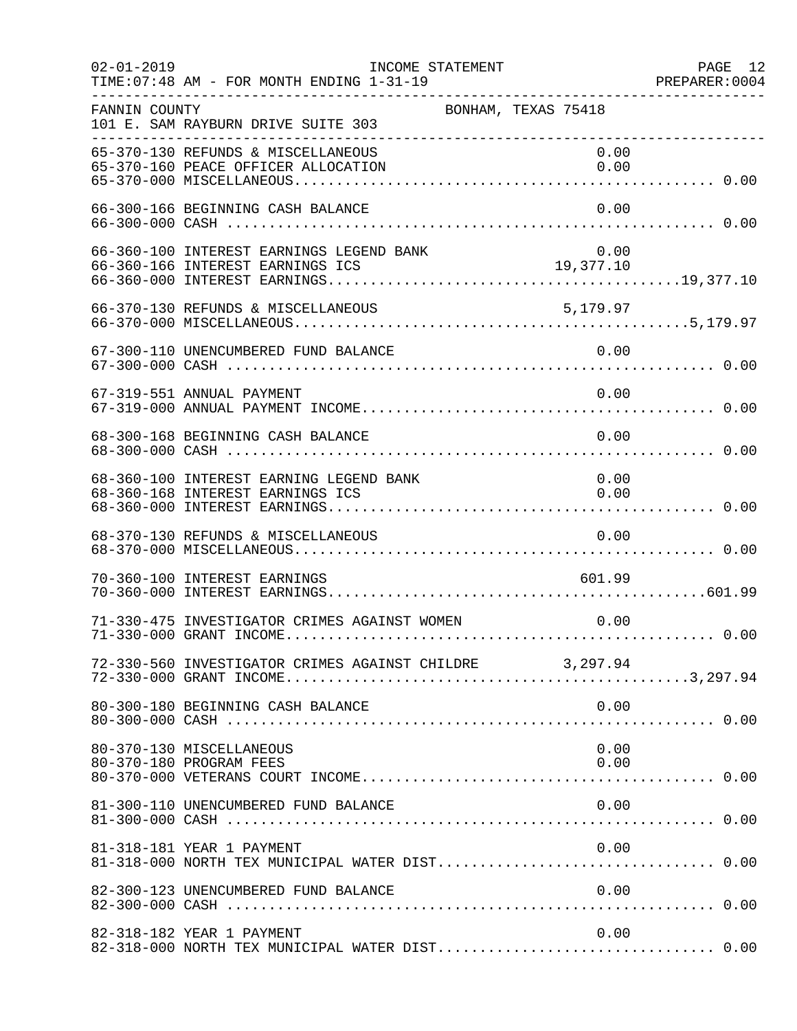FANNIN COUNTY BONHAM, TEXAS 75418
101 E. SAM RAYBURN DRIVE SUITE 303

| Account | Description | Amount | Total |
|---|---|---|---|
| 65-370-130 | REFUNDS & MISCELLANEOUS | 0.00 | |
| 65-370-160 | PEACE OFFICER ALLOCATION | 0.00 | |
| 65-370-000 | MISCELLANEOUS | | 0.00 |
| 66-300-166 | BEGINNING CASH BALANCE | 0.00 | |
| 66-300-000 | CASH | | 0.00 |
| 66-360-100 | INTEREST EARNINGS LEGEND BANK | 0.00 | |
| 66-360-166 | INTEREST EARNINGS ICS | 19,377.10 | |
| 66-360-000 | INTEREST EARNINGS | | 19,377.10 |
| 66-370-130 | REFUNDS & MISCELLANEOUS | 5,179.97 | |
| 66-370-000 | MISCELLANEOUS | | 5,179.97 |
| 67-300-110 | UNENCUMBERED FUND BALANCE | 0.00 | |
| 67-300-000 | CASH | | 0.00 |
| 67-319-551 | ANNUAL PAYMENT | 0.00 | |
| 67-319-000 | ANNUAL PAYMENT INCOME | | 0.00 |
| 68-300-168 | BEGINNING CASH BALANCE | 0.00 | |
| 68-300-000 | CASH | | 0.00 |
| 68-360-100 | INTEREST EARNING LEGEND BANK | 0.00 | |
| 68-360-168 | INTEREST EARNINGS ICS | 0.00 | |
| 68-360-000 | INTEREST EARNINGS | | 0.00 |
| 68-370-130 | REFUNDS & MISCELLANEOUS | 0.00 | |
| 68-370-000 | MISCELLANEOUS | | 0.00 |
| 70-360-100 | INTEREST EARNINGS | 601.99 | |
| 70-360-000 | INTEREST EARNINGS | | 601.99 |
| 71-330-475 | INVESTIGATOR CRIMES AGAINST WOMEN | 0.00 | |
| 71-330-000 | GRANT INCOME | | 0.00 |
| 72-330-560 | INVESTIGATOR CRIMES AGAINST CHILDRE | 3,297.94 | |
| 72-330-000 | GRANT INCOME | | 3,297.94 |
| 80-300-180 | BEGINNING CASH BALANCE | 0.00 | |
| 80-300-000 | CASH | | 0.00 |
| 80-370-130 | MISCELLANEOUS | 0.00 | |
| 80-370-180 | PROGRAM FEES | 0.00 | |
| 80-370-000 | VETERANS COURT INCOME | | 0.00 |
| 81-300-110 | UNENCUMBERED FUND BALANCE | 0.00 | |
| 81-300-000 | CASH | | 0.00 |
| 81-318-181 | YEAR 1 PAYMENT | 0.00 | |
| 81-318-000 | NORTH TEX MUNICIPAL WATER DIST | | 0.00 |
| 82-300-123 | UNENCUMBERED FUND BALANCE | 0.00 | |
| 82-300-000 | CASH | | 0.00 |
| 82-318-182 | YEAR 1 PAYMENT | 0.00 | |
| 82-318-000 | NORTH TEX MUNICIPAL WATER DIST | | 0.00 |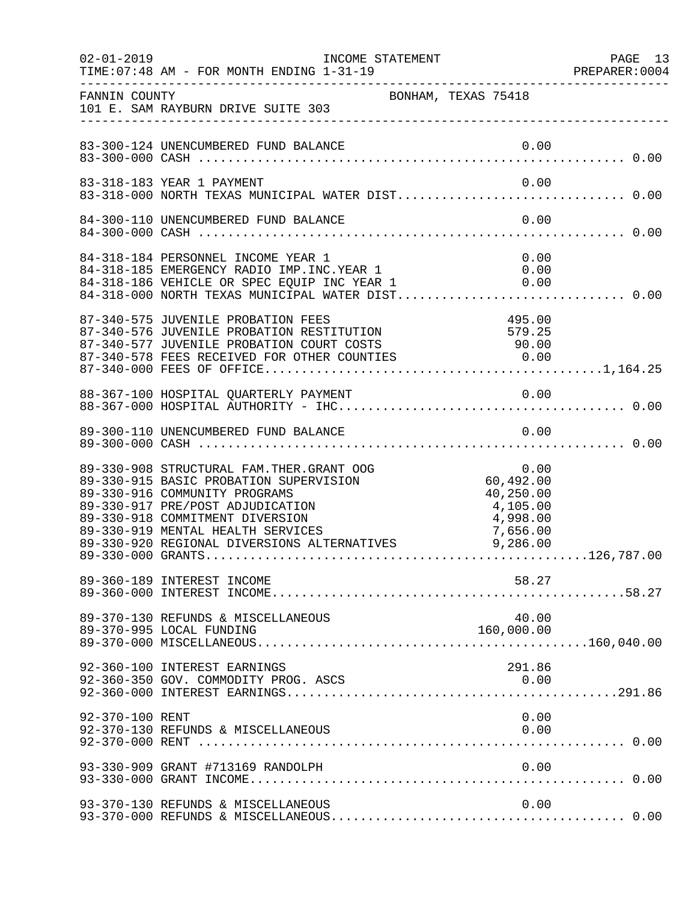FANNIN COUNTY BONHAM, TEXAS 75418
101 E. SAM RAYBURN DRIVE SUITE 303

INCOME STATEMENT
TIME:07:48 AM - FOR MONTH ENDING 1-31-19

| Account | Description | Detail | Total |
|---|---|---|---|
| 83-300-124 | UNENCUMBERED FUND BALANCE | 0.00 | |
| 83-300-000 | CASH | | 0.00 |
| 83-318-183 | YEAR 1 PAYMENT | 0.00 | |
| 83-318-000 | NORTH TEXAS MUNICIPAL WATER DIST | | 0.00 |
| 84-300-110 | UNENCUMBERED FUND BALANCE | 0.00 | |
| 84-300-000 | CASH | | 0.00 |
| 84-318-184 | PERSONNEL INCOME YEAR 1 | 0.00 | |
| 84-318-185 | EMERGENCY RADIO IMP.INC.YEAR 1 | 0.00 | |
| 84-318-186 | VEHICLE OR SPEC EQUIP INC YEAR 1 | 0.00 | |
| 84-318-000 | NORTH TEXAS MUNICIPAL WATER DIST | | 0.00 |
| 87-340-575 | JUVENILE PROBATION FEES | 495.00 | |
| 87-340-576 | JUVENILE PROBATION RESTITUTION | 579.25 | |
| 87-340-577 | JUVENILE PROBATION COURT COSTS | 90.00 | |
| 87-340-578 | FEES RECEIVED FOR OTHER COUNTIES | 0.00 | |
| 87-340-000 | FEES OF OFFICE | | 1,164.25 |
| 88-367-100 | HOSPITAL QUARTERLY PAYMENT | 0.00 | |
| 88-367-000 | HOSPITAL AUTHORITY - IHC | | 0.00 |
| 89-300-110 | UNENCUMBERED FUND BALANCE | 0.00 | |
| 89-300-000 | CASH | | 0.00 |
| 89-330-908 | STRUCTURAL FAM.THER.GRANT OOG | 0.00 | |
| 89-330-915 | BASIC PROBATION SUPERVISION | 60,492.00 | |
| 89-330-916 | COMMUNITY PROGRAMS | 40,250.00 | |
| 89-330-917 | PRE/POST ADJUDICATION | 4,105.00 | |
| 89-330-918 | COMMITMENT DIVERSION | 4,998.00 | |
| 89-330-919 | MENTAL HEALTH SERVICES | 7,656.00 | |
| 89-330-920 | REGIONAL DIVERSIONS ALTERNATIVES | 9,286.00 | |
| 89-330-000 | GRANTS | | 126,787.00 |
| 89-360-189 | INTEREST INCOME | 58.27 | |
| 89-360-000 | INTEREST INCOME | | 58.27 |
| 89-370-130 | REFUNDS & MISCELLANEOUS | 40.00 | |
| 89-370-995 | LOCAL FUNDING | 160,000.00 | |
| 89-370-000 | MISCELLANEOUS | | 160,040.00 |
| 92-360-100 | INTEREST EARNINGS | 291.86 | |
| 92-360-350 | GOV. COMMODITY PROG. ASCS | 0.00 | |
| 92-360-000 | INTEREST EARNINGS | | 291.86 |
| 92-370-100 | RENT | 0.00 | |
| 92-370-130 | REFUNDS & MISCELLANEOUS | 0.00 | |
| 92-370-000 | RENT | | 0.00 |
| 93-330-909 | GRANT #713169 RANDOLPH | 0.00 | |
| 93-330-000 | GRANT INCOME | | 0.00 |
| 93-370-130 | REFUNDS & MISCELLANEOUS | 0.00 | |
| 93-370-000 | REFUNDS & MISCELLANEOUS | | 0.00 |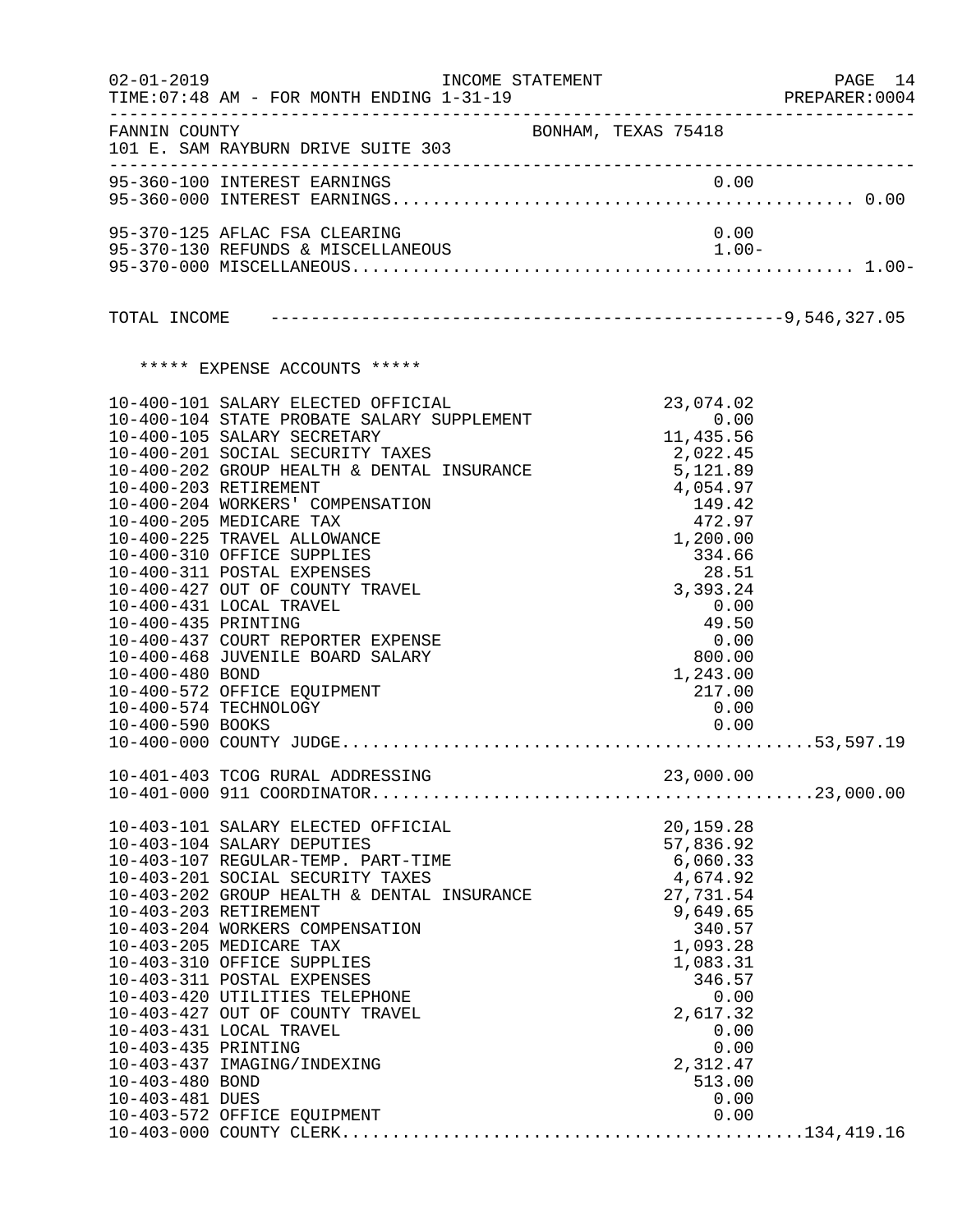FANNIN COUNTY — BONHAM, TEXAS 75418
101 E. SAM RAYBURN DRIVE SUITE 303

INCOME STATEMENT — TIME:07:48 AM - FOR MONTH ENDING 1-31-19

| Account | Description | Amount | Total |
|---|---|---|---|
| 95-360-100 | INTEREST EARNINGS | 0.00 | |
| 95-360-000 | INTEREST EARNINGS | | 0.00 |
| 95-370-125 | AFLAC FSA CLEARING | 0.00 | |
| 95-370-130 | REFUNDS & MISCELLANEOUS | 1.00- | |
| 95-370-000 | MISCELLANEOUS | | 1.00- |

TOTAL INCOME ---------------------------------------------------9,546,327.05

***** EXPENSE ACCOUNTS *****

| Account | Description | Amount | Total |
|---|---|---|---|
| 10-400-101 | SALARY ELECTED OFFICIAL | 23,074.02 | |
| 10-400-104 | STATE PROBATE SALARY SUPPLEMENT | 0.00 | |
| 10-400-105 | SALARY SECRETARY | 11,435.56 | |
| 10-400-201 | SOCIAL SECURITY TAXES | 2,022.45 | |
| 10-400-202 | GROUP HEALTH & DENTAL INSURANCE | 5,121.89 | |
| 10-400-203 | RETIREMENT | 4,054.97 | |
| 10-400-204 | WORKERS' COMPENSATION | 149.42 | |
| 10-400-205 | MEDICARE TAX | 472.97 | |
| 10-400-225 | TRAVEL ALLOWANCE | 1,200.00 | |
| 10-400-310 | OFFICE SUPPLIES | 334.66 | |
| 10-400-311 | POSTAL EXPENSES | 28.51 | |
| 10-400-427 | OUT OF COUNTY TRAVEL | 3,393.24 | |
| 10-400-431 | LOCAL TRAVEL | 0.00 | |
| 10-400-435 | PRINTING | 49.50 | |
| 10-400-437 | COURT REPORTER EXPENSE | 0.00 | |
| 10-400-468 | JUVENILE BOARD SALARY | 800.00 | |
| 10-400-480 | BOND | 1,243.00 | |
| 10-400-572 | OFFICE EQUIPMENT | 217.00 | |
| 10-400-574 | TECHNOLOGY | 0.00 | |
| 10-400-590 | BOOKS | 0.00 | |
| 10-400-000 | COUNTY JUDGE | | 53,597.19 |
| 10-401-403 | TCOG RURAL ADDRESSING | 23,000.00 | |
| 10-401-000 | 911 COORDINATOR | | 23,000.00 |
| 10-403-101 | SALARY ELECTED OFFICIAL | 20,159.28 | |
| 10-403-104 | SALARY DEPUTIES | 57,836.92 | |
| 10-403-107 | REGULAR-TEMP. PART-TIME | 6,060.33 | |
| 10-403-201 | SOCIAL SECURITY TAXES | 4,674.92 | |
| 10-403-202 | GROUP HEALTH & DENTAL INSURANCE | 27,731.54 | |
| 10-403-203 | RETIREMENT | 9,649.65 | |
| 10-403-204 | WORKERS COMPENSATION | 340.57 | |
| 10-403-205 | MEDICARE TAX | 1,093.28 | |
| 10-403-310 | OFFICE SUPPLIES | 1,083.31 | |
| 10-403-311 | POSTAL EXPENSES | 346.57 | |
| 10-403-420 | UTILITIES TELEPHONE | 0.00 | |
| 10-403-427 | OUT OF COUNTY TRAVEL | 2,617.32 | |
| 10-403-431 | LOCAL TRAVEL | 0.00 | |
| 10-403-435 | PRINTING | 0.00 | |
| 10-403-437 | IMAGING/INDEXING | 2,312.47 | |
| 10-403-480 | BOND | 513.00 | |
| 10-403-481 | DUES | 0.00 | |
| 10-403-572 | OFFICE EQUIPMENT | 0.00 | |
| 10-403-000 | COUNTY CLERK | | 134,419.16 |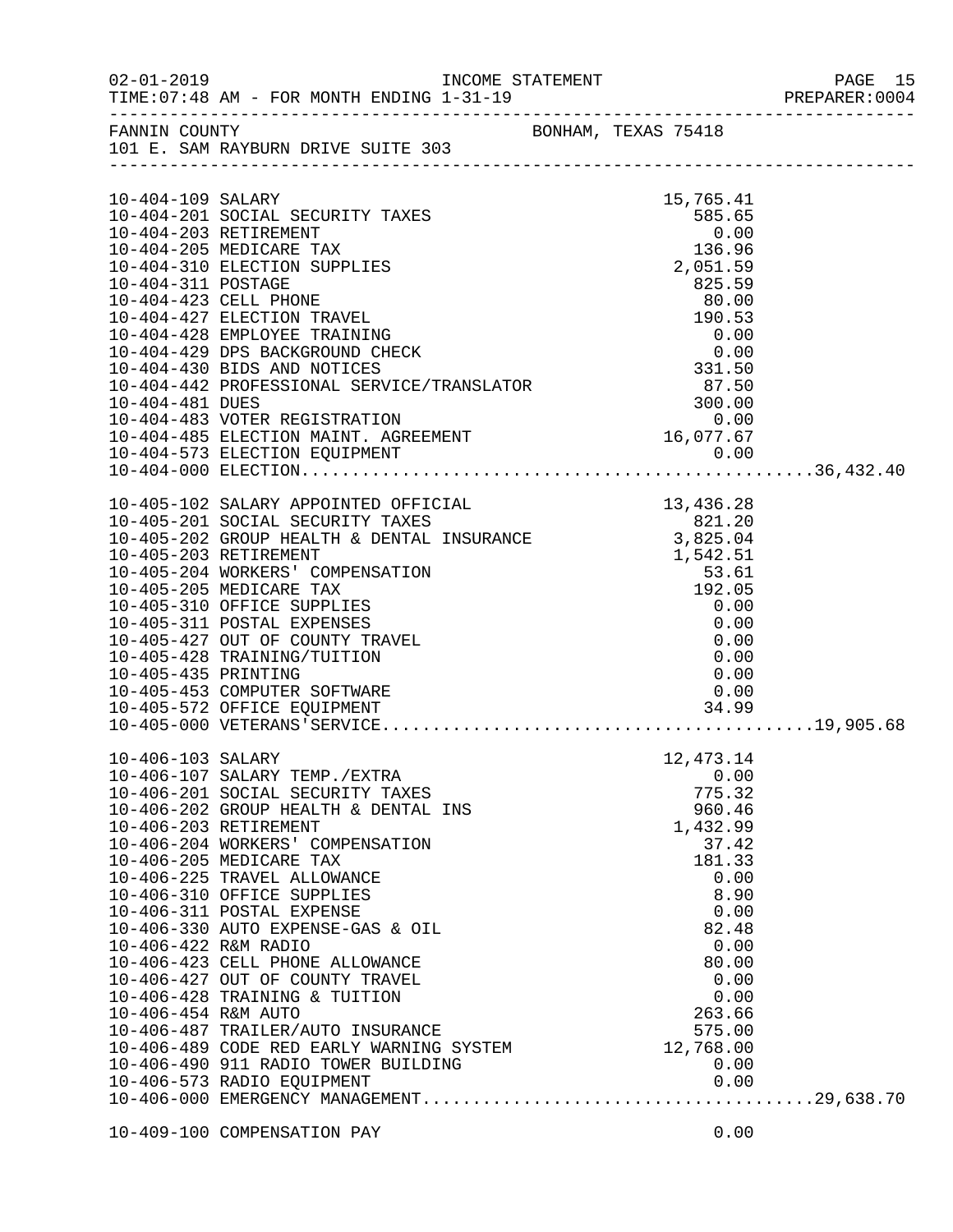02-01-2019 INCOME STATEMENT PAGE 15
TIME:07:48 AM - FOR MONTH ENDING 1-31-19 PREPARER:0004

FANNIN COUNTY BONHAM, TEXAS 75418
101 E. SAM RAYBURN DRIVE SUITE 303

| Account | Description | Amount | Total |
|---|---|---|---|
| 10-404-109 | SALARY | 15,765.41 | |
| 10-404-201 | SOCIAL SECURITY TAXES | 585.65 | |
| 10-404-203 | RETIREMENT | 0.00 | |
| 10-404-205 | MEDICARE TAX | 136.96 | |
| 10-404-310 | ELECTION SUPPLIES | 2,051.59 | |
| 10-404-311 | POSTAGE | 825.59 | |
| 10-404-423 | CELL PHONE | 80.00 | |
| 10-404-427 | ELECTION TRAVEL | 190.53 | |
| 10-404-428 | EMPLOYEE TRAINING | 0.00 | |
| 10-404-429 | DPS BACKGROUND CHECK | 0.00 | |
| 10-404-430 | BIDS AND NOTICES | 331.50 | |
| 10-404-442 | PROFESSIONAL SERVICE/TRANSLATOR | 87.50 | |
| 10-404-481 | DUES | 300.00 | |
| 10-404-483 | VOTER REGISTRATION | 0.00 | |
| 10-404-485 | ELECTION MAINT. AGREEMENT | 16,077.67 | |
| 10-404-573 | ELECTION EQUIPMENT | 0.00 | |
| 10-404-000 | ELECTION | | 36,432.40 |
| 10-405-102 | SALARY APPOINTED OFFICIAL | 13,436.28 | |
| 10-405-201 | SOCIAL SECURITY TAXES | 821.20 | |
| 10-405-202 | GROUP HEALTH & DENTAL INSURANCE | 3,825.04 | |
| 10-405-203 | RETIREMENT | 1,542.51 | |
| 10-405-204 | WORKERS' COMPENSATION | 53.61 | |
| 10-405-205 | MEDICARE TAX | 192.05 | |
| 10-405-310 | OFFICE SUPPLIES | 0.00 | |
| 10-405-311 | POSTAL EXPENSES | 0.00 | |
| 10-405-427 | OUT OF COUNTY TRAVEL | 0.00 | |
| 10-405-428 | TRAINING/TUITION | 0.00 | |
| 10-405-435 | PRINTING | 0.00 | |
| 10-405-453 | COMPUTER SOFTWARE | 0.00 | |
| 10-405-572 | OFFICE EQUIPMENT | 34.99 | |
| 10-405-000 | VETERANS'SERVICE | | 19,905.68 |
| 10-406-103 | SALARY | 12,473.14 | |
| 10-406-107 | SALARY TEMP./EXTRA | 0.00 | |
| 10-406-201 | SOCIAL SECURITY TAXES | 775.32 | |
| 10-406-202 | GROUP HEALTH & DENTAL INS | 960.46 | |
| 10-406-203 | RETIREMENT | 1,432.99 | |
| 10-406-204 | WORKERS' COMPENSATION | 37.42 | |
| 10-406-205 | MEDICARE TAX | 181.33 | |
| 10-406-225 | TRAVEL ALLOWANCE | 0.00 | |
| 10-406-310 | OFFICE SUPPLIES | 8.90 | |
| 10-406-311 | POSTAL EXPENSE | 0.00 | |
| 10-406-330 | AUTO EXPENSE-GAS & OIL | 82.48 | |
| 10-406-422 | R&M RADIO | 0.00 | |
| 10-406-423 | CELL PHONE ALLOWANCE | 80.00 | |
| 10-406-427 | OUT OF COUNTY TRAVEL | 0.00 | |
| 10-406-428 | TRAINING & TUITION | 0.00 | |
| 10-406-454 | R&M AUTO | 263.66 | |
| 10-406-487 | TRAILER/AUTO INSURANCE | 575.00 | |
| 10-406-489 | CODE RED EARLY WARNING SYSTEM | 12,768.00 | |
| 10-406-490 | 911 RADIO TOWER BUILDING | 0.00 | |
| 10-406-573 | RADIO EQUIPMENT | 0.00 | |
| 10-406-000 | EMERGENCY MANAGEMENT | | 29,638.70 |
| 10-409-100 | COMPENSATION PAY | 0.00 | |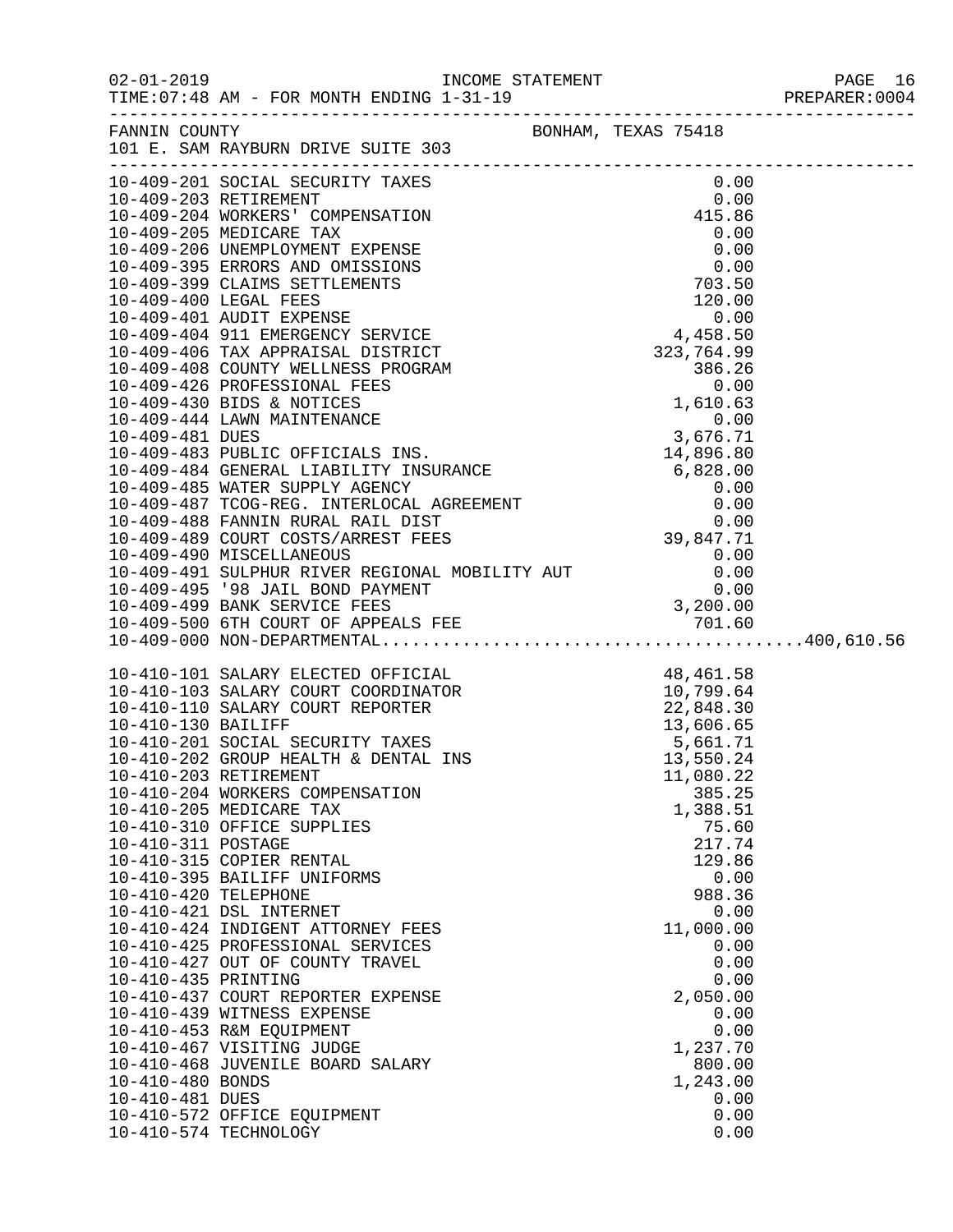02-01-2019 INCOME STATEMENT
TIME:07:48 AM - FOR MONTH ENDING 1-31-19 PREPARER:0004

FANNIN COUNTY BONHAM, TEXAS 75418
101 E. SAM RAYBURN DRIVE SUITE 303

| Account | Description | Amount | Total |
|---|---|---|---|
| 10-409-201 | SOCIAL SECURITY TAXES | 0.00 | |
| 10-409-203 | RETIREMENT | 0.00 | |
| 10-409-204 | WORKERS' COMPENSATION | 415.86 | |
| 10-409-205 | MEDICARE TAX | 0.00 | |
| 10-409-206 | UNEMPLOYMENT EXPENSE | 0.00 | |
| 10-409-395 | ERRORS AND OMISSIONS | 0.00 | |
| 10-409-399 | CLAIMS SETTLEMENTS | 703.50 | |
| 10-409-400 | LEGAL FEES | 120.00 | |
| 10-409-401 | AUDIT EXPENSE | 0.00 | |
| 10-409-404 | 911 EMERGENCY SERVICE | 4,458.50 | |
| 10-409-406 | TAX APPRAISAL DISTRICT | 323,764.99 | |
| 10-409-408 | COUNTY WELLNESS PROGRAM | 386.26 | |
| 10-409-426 | PROFESSIONAL FEES | 0.00 | |
| 10-409-430 | BIDS & NOTICES | 1,610.63 | |
| 10-409-444 | LAWN MAINTENANCE | 0.00 | |
| 10-409-481 | DUES | 3,676.71 | |
| 10-409-483 | PUBLIC OFFICIALS INS. | 14,896.80 | |
| 10-409-484 | GENERAL LIABILITY INSURANCE | 6,828.00 | |
| 10-409-485 | WATER SUPPLY AGENCY | 0.00 | |
| 10-409-487 | TCOG-REG. INTERLOCAL AGREEMENT | 0.00 | |
| 10-409-488 | FANNIN RURAL RAIL DIST | 0.00 | |
| 10-409-489 | COURT COSTS/ARREST FEES | 39,847.71 | |
| 10-409-490 | MISCELLANEOUS | 0.00 | |
| 10-409-491 | SULPHUR RIVER REGIONAL MOBILITY AUT | 0.00 | |
| 10-409-495 | '98 JAIL BOND PAYMENT | 0.00 | |
| 10-409-499 | BANK SERVICE FEES | 3,200.00 | |
| 10-409-500 | 6TH COURT OF APPEALS FEE | 701.60 | |
| 10-409-000 | NON-DEPARTMENTAL | | 400,610.56 |
| 10-410-101 | SALARY ELECTED OFFICIAL | 48,461.58 | |
| 10-410-103 | SALARY COURT COORDINATOR | 10,799.64 | |
| 10-410-110 | SALARY COURT REPORTER | 22,848.30 | |
| 10-410-130 | BAILIFF | 13,606.65 | |
| 10-410-201 | SOCIAL SECURITY TAXES | 5,661.71 | |
| 10-410-202 | GROUP HEALTH & DENTAL INS | 13,550.24 | |
| 10-410-203 | RETIREMENT | 11,080.22 | |
| 10-410-204 | WORKERS COMPENSATION | 385.25 | |
| 10-410-205 | MEDICARE TAX | 1,388.51 | |
| 10-410-310 | OFFICE SUPPLIES | 75.60 | |
| 10-410-311 | POSTAGE | 217.74 | |
| 10-410-315 | COPIER RENTAL | 129.86 | |
| 10-410-395 | BAILIFF UNIFORMS | 0.00 | |
| 10-410-420 | TELEPHONE | 988.36 | |
| 10-410-421 | DSL INTERNET | 0.00 | |
| 10-410-424 | INDIGENT ATTORNEY FEES | 11,000.00 | |
| 10-410-425 | PROFESSIONAL SERVICES | 0.00 | |
| 10-410-427 | OUT OF COUNTY TRAVEL | 0.00 | |
| 10-410-435 | PRINTING | 0.00 | |
| 10-410-437 | COURT REPORTER EXPENSE | 2,050.00 | |
| 10-410-439 | WITNESS EXPENSE | 0.00 | |
| 10-410-453 | R&M EQUIPMENT | 0.00 | |
| 10-410-467 | VISITING JUDGE | 1,237.70 | |
| 10-410-468 | JUVENILE BOARD SALARY | 800.00 | |
| 10-410-480 | BONDS | 1,243.00 | |
| 10-410-481 | DUES | 0.00 | |
| 10-410-572 | OFFICE EQUIPMENT | 0.00 | |
| 10-410-574 | TECHNOLOGY | 0.00 | |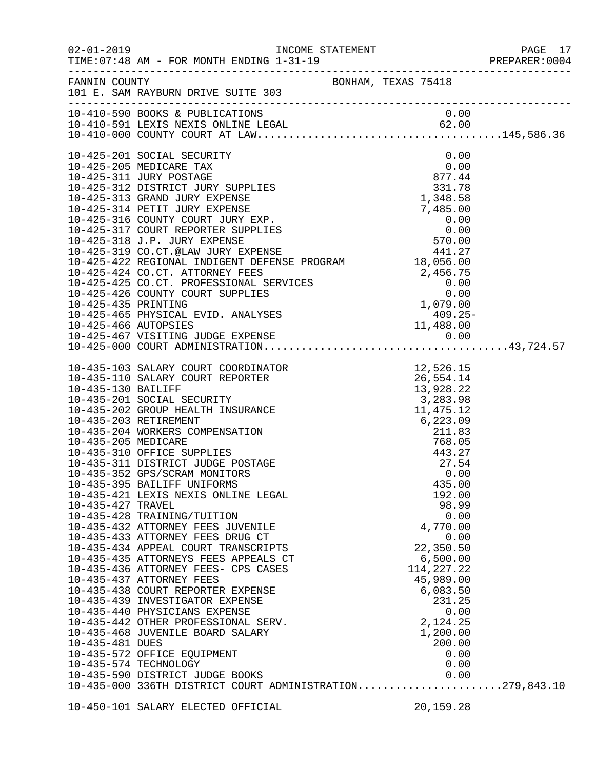INCOME STATEMENT

TIME:07:48 AM - FOR MONTH ENDING 1-31-19

FANNIN COUNTY — BONHAM, TEXAS 75418
101 E. SAM RAYBURN DRIVE SUITE 303

| Account | Description | Amount | Total |
|---|---|---|---|
| 10-410-590 | BOOKS & PUBLICATIONS | 0.00 | |
| 10-410-591 | LEXIS NEXIS ONLINE LEGAL | 62.00 | |
| 10-410-000 | COUNTY COURT AT LAW | | 145,586.36 |
| 10-425-201 | SOCIAL SECURITY | 0.00 | |
| 10-425-205 | MEDICARE TAX | 0.00 | |
| 10-425-311 | JURY POSTAGE | 877.44 | |
| 10-425-312 | DISTRICT JURY SUPPLIES | 331.78 | |
| 10-425-313 | GRAND JURY EXPENSE | 1,348.58 | |
| 10-425-314 | PETIT JURY EXPENSE | 7,485.00 | |
| 10-425-316 | COUNTY COURT JURY EXP. | 0.00 | |
| 10-425-317 | COURT REPORTER SUPPLIES | 0.00 | |
| 10-425-318 | J.P. JURY EXPENSE | 570.00 | |
| 10-425-319 | CO.CT.@LAW JURY EXPENSE | 441.27 | |
| 10-425-422 | REGIONAL INDIGENT DEFENSE PROGRAM | 18,056.00 | |
| 10-425-424 | CO.CT. ATTORNEY FEES | 2,456.75 | |
| 10-425-425 | CO.CT. PROFESSIONAL SERVICES | 0.00 | |
| 10-425-426 | COUNTY COURT SUPPLIES | 0.00 | |
| 10-425-435 | PRINTING | 1,079.00 | |
| 10-425-465 | PHYSICAL EVID. ANALYSES | 409.25- | |
| 10-425-466 | AUTOPSIES | 11,488.00 | |
| 10-425-467 | VISITING JUDGE EXPENSE | 0.00 | |
| 10-425-000 | COURT ADMINISTRATION | | 43,724.57 |
| 10-435-103 | SALARY COURT COORDINATOR | 12,526.15 | |
| 10-435-110 | SALARY COURT REPORTER | 26,554.14 | |
| 10-435-130 | BAILIFF | 13,928.22 | |
| 10-435-201 | SOCIAL SECURITY | 3,283.98 | |
| 10-435-202 | GROUP HEALTH INSURANCE | 11,475.12 | |
| 10-435-203 | RETIREMENT | 6,223.09 | |
| 10-435-204 | WORKERS COMPENSATION | 211.83 | |
| 10-435-205 | MEDICARE | 768.05 | |
| 10-435-310 | OFFICE SUPPLIES | 443.27 | |
| 10-435-311 | DISTRICT JUDGE POSTAGE | 27.54 | |
| 10-435-352 | GPS/SCRAM MONITORS | 0.00 | |
| 10-435-395 | BAILIFF UNIFORMS | 435.00 | |
| 10-435-421 | LEXIS NEXIS ONLINE LEGAL | 192.00 | |
| 10-435-427 | TRAVEL | 98.99 | |
| 10-435-428 | TRAINING/TUITION | 0.00 | |
| 10-435-432 | ATTORNEY FEES JUVENILE | 4,770.00 | |
| 10-435-433 | ATTORNEY FEES DRUG CT | 0.00 | |
| 10-435-434 | APPEAL COURT TRANSCRIPTS | 22,350.50 | |
| 10-435-435 | ATTORNEYS FEES APPEALS CT | 6,500.00 | |
| 10-435-436 | ATTORNEY FEES- CPS CASES | 114,227.22 | |
| 10-435-437 | ATTORNEY FEES | 45,989.00 | |
| 10-435-438 | COURT REPORTER EXPENSE | 6,083.50 | |
| 10-435-439 | INVESTIGATOR EXPENSE | 231.25 | |
| 10-435-440 | PHYSICIANS EXPENSE | 0.00 | |
| 10-435-442 | OTHER PROFESSIONAL SERV. | 2,124.25 | |
| 10-435-468 | JUVENILE BOARD SALARY | 1,200.00 | |
| 10-435-481 | DUES | 200.00 | |
| 10-435-572 | OFFICE EQUIPMENT | 0.00 | |
| 10-435-574 | TECHNOLOGY | 0.00 | |
| 10-435-590 | DISTRICT JUDGE BOOKS | 0.00 | |
| 10-435-000 | 336TH DISTRICT COURT ADMINISTRATION | | 279,843.10 |
| 10-450-101 | SALARY ELECTED OFFICIAL | 20,159.28 | |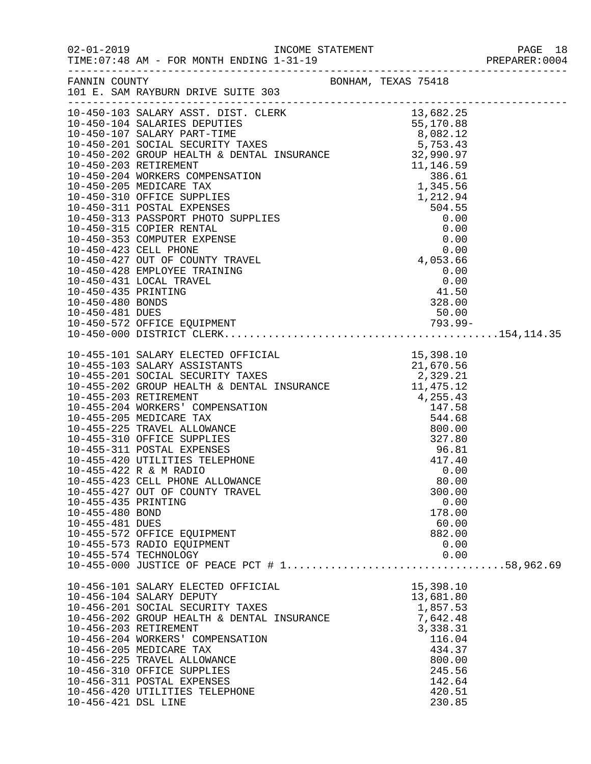FANNIN COUNTY BONHAM, TEXAS 75418
101 E. SAM RAYBURN DRIVE SUITE 303

INCOME STATEMENT
FOR MONTH ENDING 1-31-19

| Account | Description | Amount | Total |
|---|---|---|---|
| 10-450-103 | SALARY ASST. DIST. CLERK | 13,682.25 | |
| 10-450-104 | SALARIES DEPUTIES | 55,170.88 | |
| 10-450-107 | SALARY PART-TIME | 8,082.12 | |
| 10-450-201 | SOCIAL SECURITY TAXES | 5,753.43 | |
| 10-450-202 | GROUP HEALTH & DENTAL INSURANCE | 32,990.97 | |
| 10-450-203 | RETIREMENT | 11,146.59 | |
| 10-450-204 | WORKERS COMPENSATION | 386.61 | |
| 10-450-205 | MEDICARE TAX | 1,345.56 | |
| 10-450-310 | OFFICE SUPPLIES | 1,212.94 | |
| 10-450-311 | POSTAL EXPENSES | 504.55 | |
| 10-450-313 | PASSPORT PHOTO SUPPLIES | 0.00 | |
| 10-450-315 | COPIER RENTAL | 0.00 | |
| 10-450-353 | COMPUTER EXPENSE | 0.00 | |
| 10-450-423 | CELL PHONE | 0.00 | |
| 10-450-427 | OUT OF COUNTY TRAVEL | 4,053.66 | |
| 10-450-428 | EMPLOYEE TRAINING | 0.00 | |
| 10-450-431 | LOCAL TRAVEL | 0.00 | |
| 10-450-435 | PRINTING | 41.50 | |
| 10-450-480 | BONDS | 328.00 | |
| 10-450-481 | DUES | 50.00 | |
| 10-450-572 | OFFICE EQUIPMENT | 793.99- | |
| 10-450-000 | DISTRICT CLERK | | 154,114.35 |
| 10-455-101 | SALARY ELECTED OFFICIAL | 15,398.10 | |
| 10-455-103 | SALARY ASSISTANTS | 21,670.56 | |
| 10-455-201 | SOCIAL SECURITY TAXES | 2,329.21 | |
| 10-455-202 | GROUP HEALTH & DENTAL INSURANCE | 11,475.12 | |
| 10-455-203 | RETIREMENT | 4,255.43 | |
| 10-455-204 | WORKERS' COMPENSATION | 147.58 | |
| 10-455-205 | MEDICARE TAX | 544.68 | |
| 10-455-225 | TRAVEL ALLOWANCE | 800.00 | |
| 10-455-310 | OFFICE SUPPLIES | 327.80 | |
| 10-455-311 | POSTAL EXPENSES | 96.81 | |
| 10-455-420 | UTILITIES TELEPHONE | 417.40 | |
| 10-455-422 | R & M RADIO | 0.00 | |
| 10-455-423 | CELL PHONE ALLOWANCE | 80.00 | |
| 10-455-427 | OUT OF COUNTY TRAVEL | 300.00 | |
| 10-455-435 | PRINTING | 0.00 | |
| 10-455-480 | BOND | 178.00 | |
| 10-455-481 | DUES | 60.00 | |
| 10-455-572 | OFFICE EQUIPMENT | 882.00 | |
| 10-455-573 | RADIO EQUIPMENT | 0.00 | |
| 10-455-574 | TECHNOLOGY | 0.00 | |
| 10-455-000 | JUSTICE OF PEACE PCT # 1 | | 58,962.69 |
| 10-456-101 | SALARY ELECTED OFFICIAL | 15,398.10 | |
| 10-456-104 | SALARY DEPUTY | 13,681.80 | |
| 10-456-201 | SOCIAL SECURITY TAXES | 1,857.53 | |
| 10-456-202 | GROUP HEALTH & DENTAL INSURANCE | 7,642.48 | |
| 10-456-203 | RETIREMENT | 3,338.31 | |
| 10-456-204 | WORKERS' COMPENSATION | 116.04 | |
| 10-456-205 | MEDICARE TAX | 434.37 | |
| 10-456-225 | TRAVEL ALLOWANCE | 800.00 | |
| 10-456-310 | OFFICE SUPPLIES | 245.56 | |
| 10-456-311 | POSTAL EXPENSES | 142.64 | |
| 10-456-420 | UTILITIES TELEPHONE | 420.51 | |
| 10-456-421 | DSL LINE | 230.85 | |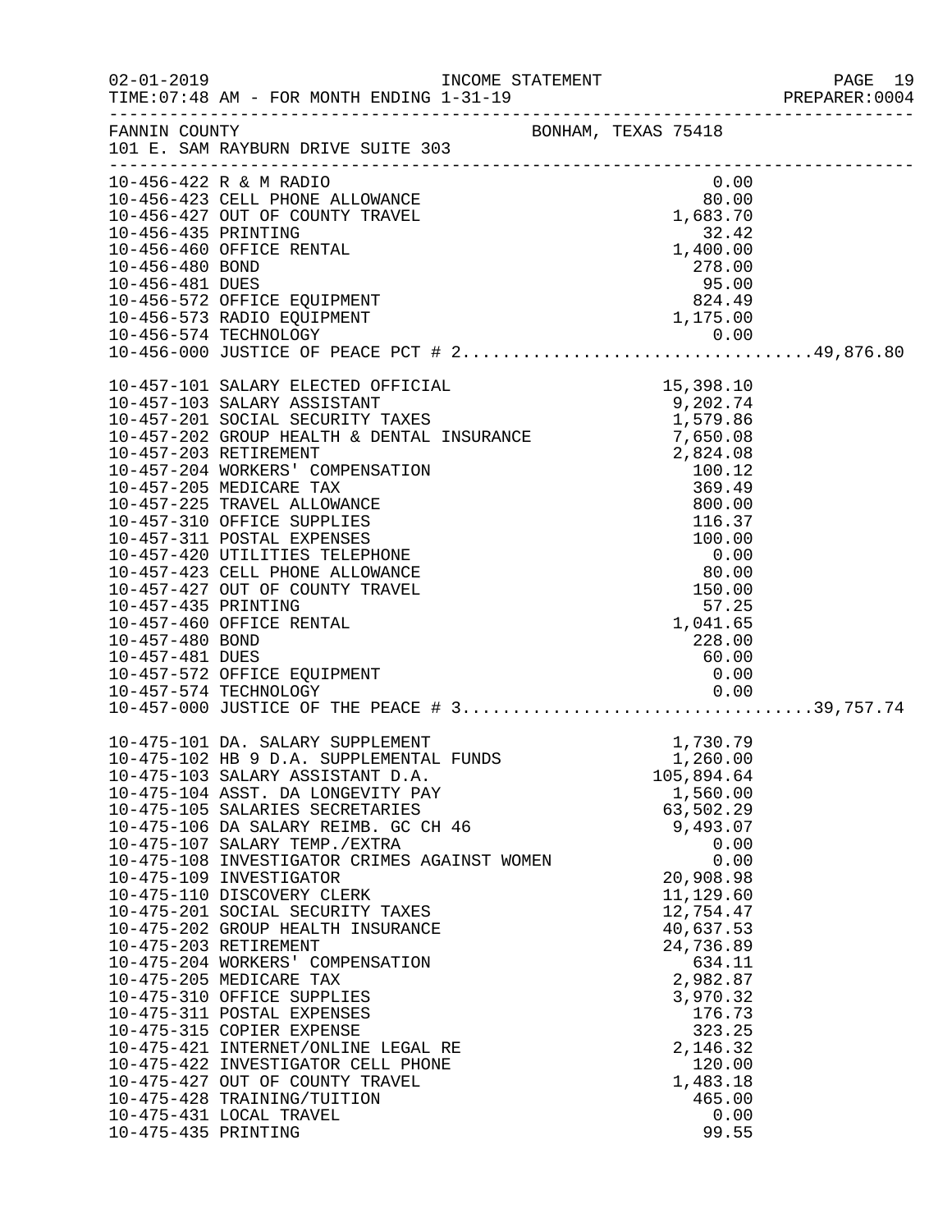FANNIN COUNTY — BONHAM, TEXAS 75418
101 E. SAM RAYBURN DRIVE SUITE 303

INCOME STATEMENT — FOR MONTH ENDING 1-31-19

| Account | Description | Amount | Total |
|---|---|---|---|
| 10-456-422 | R & M RADIO | 0.00 | |
| 10-456-423 | CELL PHONE ALLOWANCE | 80.00 | |
| 10-456-427 | OUT OF COUNTY TRAVEL | 1,683.70 | |
| 10-456-435 | PRINTING | 32.42 | |
| 10-456-460 | OFFICE RENTAL | 1,400.00 | |
| 10-456-480 | BOND | 278.00 | |
| 10-456-481 | DUES | 95.00 | |
| 10-456-572 | OFFICE EQUIPMENT | 824.49 | |
| 10-456-573 | RADIO EQUIPMENT | 1,175.00 | |
| 10-456-574 | TECHNOLOGY | 0.00 | |
| 10-456-000 | JUSTICE OF PEACE PCT # 2 | | 49,876.80 |
| 10-457-101 | SALARY ELECTED OFFICIAL | 15,398.10 | |
| 10-457-103 | SALARY ASSISTANT | 9,202.74 | |
| 10-457-201 | SOCIAL SECURITY TAXES | 1,579.86 | |
| 10-457-202 | GROUP HEALTH & DENTAL INSURANCE | 7,650.08 | |
| 10-457-203 | RETIREMENT | 2,824.08 | |
| 10-457-204 | WORKERS' COMPENSATION | 100.12 | |
| 10-457-205 | MEDICARE TAX | 369.49 | |
| 10-457-225 | TRAVEL ALLOWANCE | 800.00 | |
| 10-457-310 | OFFICE SUPPLIES | 116.37 | |
| 10-457-311 | POSTAL EXPENSES | 100.00 | |
| 10-457-420 | UTILITIES TELEPHONE | 0.00 | |
| 10-457-423 | CELL PHONE ALLOWANCE | 80.00 | |
| 10-457-427 | OUT OF COUNTY TRAVEL | 150.00 | |
| 10-457-435 | PRINTING | 57.25 | |
| 10-457-460 | OFFICE RENTAL | 1,041.65 | |
| 10-457-480 | BOND | 228.00 | |
| 10-457-481 | DUES | 60.00 | |
| 10-457-572 | OFFICE EQUIPMENT | 0.00 | |
| 10-457-574 | TECHNOLOGY | 0.00 | |
| 10-457-000 | JUSTICE OF THE PEACE # 3 | | 39,757.74 |
| 10-475-101 | DA. SALARY SUPPLEMENT | 1,730.79 | |
| 10-475-102 | HB 9 D.A. SUPPLEMENTAL FUNDS | 1,260.00 | |
| 10-475-103 | SALARY ASSISTANT D.A. | 105,894.64 | |
| 10-475-104 | ASST. DA LONGEVITY PAY | 1,560.00 | |
| 10-475-105 | SALARIES SECRETARIES | 63,502.29 | |
| 10-475-106 | DA SALARY REIMB. GC CH 46 | 9,493.07 | |
| 10-475-107 | SALARY TEMP./EXTRA | 0.00 | |
| 10-475-108 | INVESTIGATOR CRIMES AGAINST WOMEN | 0.00 | |
| 10-475-109 | INVESTIGATOR | 20,908.98 | |
| 10-475-110 | DISCOVERY CLERK | 11,129.60 | |
| 10-475-201 | SOCIAL SECURITY TAXES | 12,754.47 | |
| 10-475-202 | GROUP HEALTH INSURANCE | 40,637.53 | |
| 10-475-203 | RETIREMENT | 24,736.89 | |
| 10-475-204 | WORKERS' COMPENSATION | 634.11 | |
| 10-475-205 | MEDICARE TAX | 2,982.87 | |
| 10-475-310 | OFFICE SUPPLIES | 3,970.32 | |
| 10-475-311 | POSTAL EXPENSES | 176.73 | |
| 10-475-315 | COPIER EXPENSE | 323.25 | |
| 10-475-421 | INTERNET/ONLINE LEGAL RE | 2,146.32 | |
| 10-475-422 | INVESTIGATOR CELL PHONE | 120.00 | |
| 10-475-427 | OUT OF COUNTY TRAVEL | 1,483.18 | |
| 10-475-428 | TRAINING/TUITION | 465.00 | |
| 10-475-431 | LOCAL TRAVEL | 0.00 | |
| 10-475-435 | PRINTING | 99.55 | |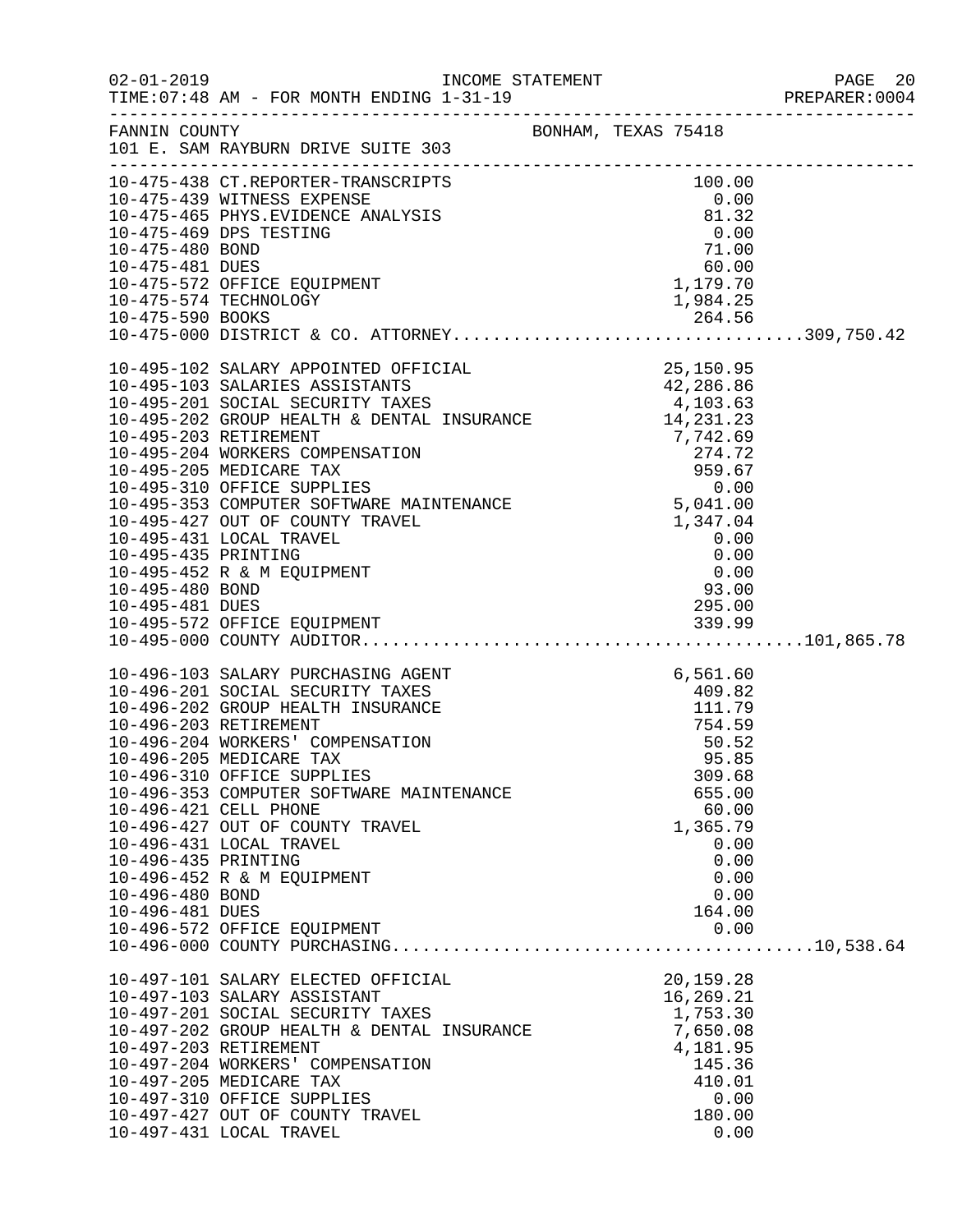FANNIN COUNTY BONHAM, TEXAS 75418
101 E. SAM RAYBURN DRIVE SUITE 303

| Account | Description | Amount | Total |
|---|---|---|---|
| 10-475-438 | CT.REPORTER-TRANSCRIPTS | 100.00 | |
| 10-475-439 | WITNESS EXPENSE | 0.00 | |
| 10-475-465 | PHYS.EVIDENCE ANALYSIS | 81.32 | |
| 10-475-469 | DPS TESTING | 0.00 | |
| 10-475-480 | BOND | 71.00 | |
| 10-475-481 | DUES | 60.00 | |
| 10-475-572 | OFFICE EQUIPMENT | 1,179.70 | |
| 10-475-574 | TECHNOLOGY | 1,984.25 | |
| 10-475-590 | BOOKS | 264.56 | |
| 10-475-000 | DISTRICT & CO. ATTORNEY | | 309,750.42 |
| 10-495-102 | SALARY APPOINTED OFFICIAL | 25,150.95 | |
| 10-495-103 | SALARIES ASSISTANTS | 42,286.86 | |
| 10-495-201 | SOCIAL SECURITY TAXES | 4,103.63 | |
| 10-495-202 | GROUP HEALTH & DENTAL INSURANCE | 14,231.23 | |
| 10-495-203 | RETIREMENT | 7,742.69 | |
| 10-495-204 | WORKERS COMPENSATION | 274.72 | |
| 10-495-205 | MEDICARE TAX | 959.67 | |
| 10-495-310 | OFFICE SUPPLIES | 0.00 | |
| 10-495-353 | COMPUTER SOFTWARE MAINTENANCE | 5,041.00 | |
| 10-495-427 | OUT OF COUNTY TRAVEL | 1,347.04 | |
| 10-495-431 | LOCAL TRAVEL | 0.00 | |
| 10-495-435 | PRINTING | 0.00 | |
| 10-495-452 | R & M EQUIPMENT | 0.00 | |
| 10-495-480 | BOND | 93.00 | |
| 10-495-481 | DUES | 295.00 | |
| 10-495-572 | OFFICE EQUIPMENT | 339.99 | |
| 10-495-000 | COUNTY AUDITOR | | 101,865.78 |
| 10-496-103 | SALARY PURCHASING AGENT | 6,561.60 | |
| 10-496-201 | SOCIAL SECURITY TAXES | 409.82 | |
| 10-496-202 | GROUP HEALTH INSURANCE | 111.79 | |
| 10-496-203 | RETIREMENT | 754.59 | |
| 10-496-204 | WORKERS' COMPENSATION | 50.52 | |
| 10-496-205 | MEDICARE TAX | 95.85 | |
| 10-496-310 | OFFICE SUPPLIES | 309.68 | |
| 10-496-353 | COMPUTER SOFTWARE MAINTENANCE | 655.00 | |
| 10-496-421 | CELL PHONE | 60.00 | |
| 10-496-427 | OUT OF COUNTY TRAVEL | 1,365.79 | |
| 10-496-431 | LOCAL TRAVEL | 0.00 | |
| 10-496-435 | PRINTING | 0.00 | |
| 10-496-452 | R & M EQUIPMENT | 0.00 | |
| 10-496-480 | BOND | 0.00 | |
| 10-496-481 | DUES | 164.00 | |
| 10-496-572 | OFFICE EQUIPMENT | 0.00 | |
| 10-496-000 | COUNTY PURCHASING | | 10,538.64 |
| 10-497-101 | SALARY ELECTED OFFICIAL | 20,159.28 | |
| 10-497-103 | SALARY ASSISTANT | 16,269.21 | |
| 10-497-201 | SOCIAL SECURITY TAXES | 1,753.30 | |
| 10-497-202 | GROUP HEALTH & DENTAL INSURANCE | 7,650.08 | |
| 10-497-203 | RETIREMENT | 4,181.95 | |
| 10-497-204 | WORKERS' COMPENSATION | 145.36 | |
| 10-497-205 | MEDICARE TAX | 410.01 | |
| 10-497-310 | OFFICE SUPPLIES | 0.00 | |
| 10-497-427 | OUT OF COUNTY TRAVEL | 180.00 | |
| 10-497-431 | LOCAL TRAVEL | 0.00 | |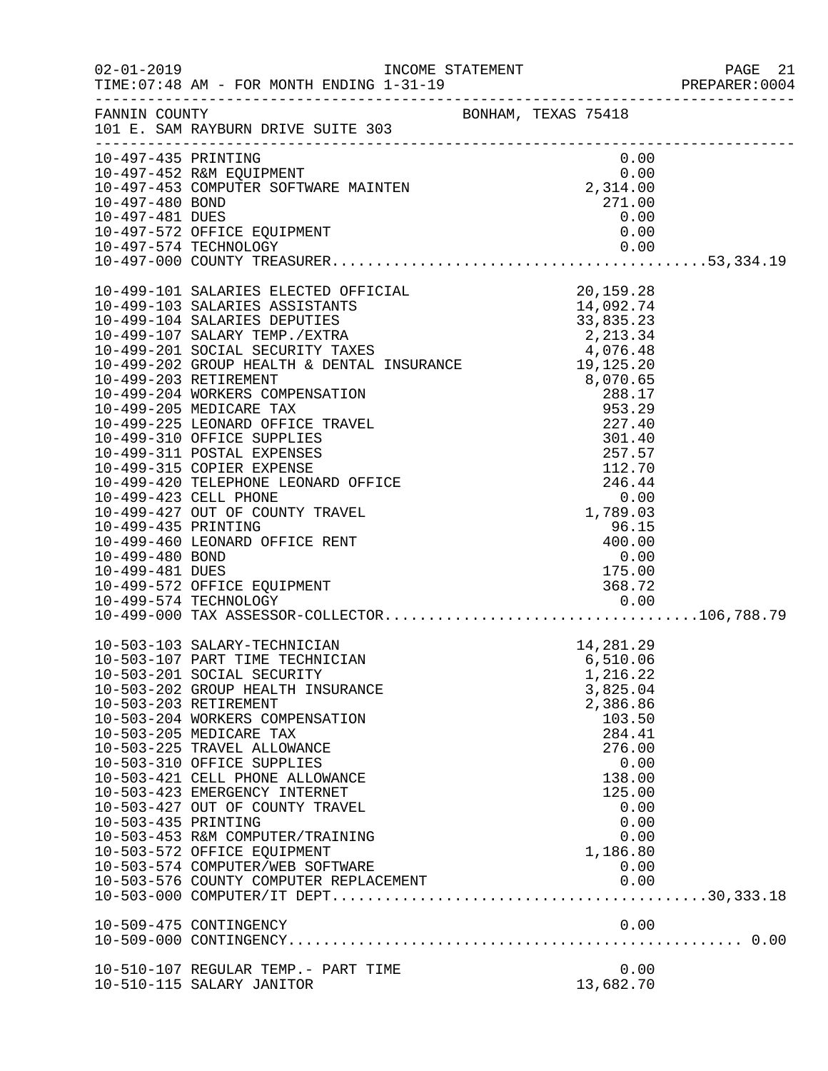FANNIN COUNTY BONHAM, TEXAS 75418
101 E. SAM RAYBURN DRIVE SUITE 303

INCOME STATEMENT — FOR MONTH ENDING 1-31-19

| Account | Description | Amount | Total |
|---|---|---|---|
| 10-497-435 | PRINTING | 0.00 | |
| 10-497-452 | R&M EQUIPMENT | 0.00 | |
| 10-497-453 | COMPUTER SOFTWARE MAINTEN | 2,314.00 | |
| 10-497-480 | BOND | 271.00 | |
| 10-497-481 | DUES | 0.00 | |
| 10-497-572 | OFFICE EQUIPMENT | 0.00 | |
| 10-497-574 | TECHNOLOGY | 0.00 | |
| 10-497-000 | COUNTY TREASURER | | 53,334.19 |
| 10-499-101 | SALARIES ELECTED OFFICIAL | 20,159.28 | |
| 10-499-103 | SALARIES ASSISTANTS | 14,092.74 | |
| 10-499-104 | SALARIES DEPUTIES | 33,835.23 | |
| 10-499-107 | SALARY TEMP./EXTRA | 2,213.34 | |
| 10-499-201 | SOCIAL SECURITY TAXES | 4,076.48 | |
| 10-499-202 | GROUP HEALTH & DENTAL INSURANCE | 19,125.20 | |
| 10-499-203 | RETIREMENT | 8,070.65 | |
| 10-499-204 | WORKERS COMPENSATION | 288.17 | |
| 10-499-205 | MEDICARE TAX | 953.29 | |
| 10-499-225 | LEONARD OFFICE TRAVEL | 227.40 | |
| 10-499-310 | OFFICE SUPPLIES | 301.40 | |
| 10-499-311 | POSTAL EXPENSES | 257.57 | |
| 10-499-315 | COPIER EXPENSE | 112.70 | |
| 10-499-420 | TELEPHONE LEONARD OFFICE | 246.44 | |
| 10-499-423 | CELL PHONE | 0.00 | |
| 10-499-427 | OUT OF COUNTY TRAVEL | 1,789.03 | |
| 10-499-435 | PRINTING | 96.15 | |
| 10-499-460 | LEONARD OFFICE RENT | 400.00 | |
| 10-499-480 | BOND | 0.00 | |
| 10-499-481 | DUES | 175.00 | |
| 10-499-572 | OFFICE EQUIPMENT | 368.72 | |
| 10-499-574 | TECHNOLOGY | 0.00 | |
| 10-499-000 | TAX ASSESSOR-COLLECTOR | | 106,788.79 |
| 10-503-103 | SALARY-TECHNICIAN | 14,281.29 | |
| 10-503-107 | PART TIME TECHNICIAN | 6,510.06 | |
| 10-503-201 | SOCIAL SECURITY | 1,216.22 | |
| 10-503-202 | GROUP HEALTH INSURANCE | 3,825.04 | |
| 10-503-203 | RETIREMENT | 2,386.86 | |
| 10-503-204 | WORKERS COMPENSATION | 103.50 | |
| 10-503-205 | MEDICARE TAX | 284.41 | |
| 10-503-225 | TRAVEL ALLOWANCE | 276.00 | |
| 10-503-310 | OFFICE SUPPLIES | 0.00 | |
| 10-503-421 | CELL PHONE ALLOWANCE | 138.00 | |
| 10-503-423 | EMERGENCY INTERNET | 125.00 | |
| 10-503-427 | OUT OF COUNTY TRAVEL | 0.00 | |
| 10-503-435 | PRINTING | 0.00 | |
| 10-503-453 | R&M COMPUTER/TRAINING | 0.00 | |
| 10-503-572 | OFFICE EQUIPMENT | 1,186.80 | |
| 10-503-574 | COMPUTER/WEB SOFTWARE | 0.00 | |
| 10-503-576 | COUNTY COMPUTER REPLACEMENT | 0.00 | |
| 10-503-000 | COMPUTER/IT DEPT | | 30,333.18 |
| 10-509-475 | CONTINGENCY | 0.00 | |
| 10-509-000 | CONTINGENCY | | 0.00 |
| 10-510-107 | REGULAR TEMP.- PART TIME | 0.00 | |
| 10-510-115 | SALARY JANITOR | 13,682.70 | |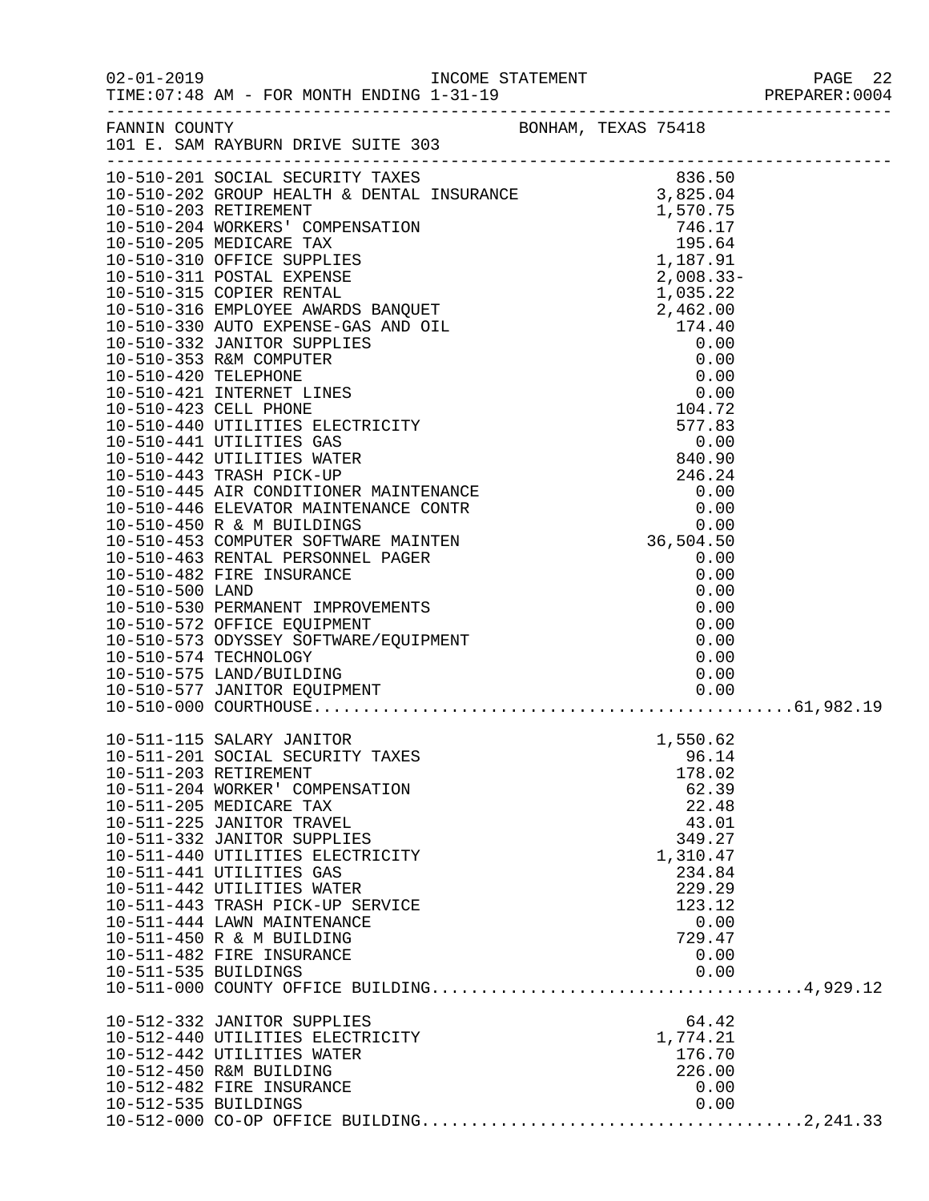FANNIN COUNTY — BONHAM, TEXAS 75418
101 E. SAM RAYBURN DRIVE SUITE 303

INCOME STATEMENT — FOR MONTH ENDING 1-31-19

| Account | Description | Amount | Total |
|---|---|---|---|
| 10-510-201 | SOCIAL SECURITY TAXES | 836.50 | |
| 10-510-202 | GROUP HEALTH & DENTAL INSURANCE | 3,825.04 | |
| 10-510-203 | RETIREMENT | 1,570.75 | |
| 10-510-204 | WORKERS' COMPENSATION | 746.17 | |
| 10-510-205 | MEDICARE TAX | 195.64 | |
| 10-510-310 | OFFICE SUPPLIES | 1,187.91 | |
| 10-510-311 | POSTAL EXPENSE | 2,008.33- | |
| 10-510-315 | COPIER RENTAL | 1,035.22 | |
| 10-510-316 | EMPLOYEE AWARDS BANQUET | 2,462.00 | |
| 10-510-330 | AUTO EXPENSE-GAS AND OIL | 174.40 | |
| 10-510-332 | JANITOR SUPPLIES | 0.00 | |
| 10-510-353 | R&M COMPUTER | 0.00 | |
| 10-510-420 | TELEPHONE | 0.00 | |
| 10-510-421 | INTERNET LINES | 0.00 | |
| 10-510-423 | CELL PHONE | 104.72 | |
| 10-510-440 | UTILITIES ELECTRICITY | 577.83 | |
| 10-510-441 | UTILITIES GAS | 0.00 | |
| 10-510-442 | UTILITIES WATER | 840.90 | |
| 10-510-443 | TRASH PICK-UP | 246.24 | |
| 10-510-445 | AIR CONDITIONER MAINTENANCE | 0.00 | |
| 10-510-446 | ELEVATOR MAINTENANCE CONTR | 0.00 | |
| 10-510-450 | R & M BUILDINGS | 0.00 | |
| 10-510-453 | COMPUTER SOFTWARE MAINTEN | 36,504.50 | |
| 10-510-463 | RENTAL PERSONNEL PAGER | 0.00 | |
| 10-510-482 | FIRE INSURANCE | 0.00 | |
| 10-510-500 | LAND | 0.00 | |
| 10-510-530 | PERMANENT IMPROVEMENTS | 0.00 | |
| 10-510-572 | OFFICE EQUIPMENT | 0.00 | |
| 10-510-573 | ODYSSEY SOFTWARE/EQUIPMENT | 0.00 | |
| 10-510-574 | TECHNOLOGY | 0.00 | |
| 10-510-575 | LAND/BUILDING | 0.00 | |
| 10-510-577 | JANITOR EQUIPMENT | 0.00 | |
| 10-510-000 | COURTHOUSE | | 61,982.19 |
| 10-511-115 | SALARY JANITOR | 1,550.62 | |
| 10-511-201 | SOCIAL SECURITY TAXES | 96.14 | |
| 10-511-203 | RETIREMENT | 178.02 | |
| 10-511-204 | WORKER' COMPENSATION | 62.39 | |
| 10-511-205 | MEDICARE TAX | 22.48 | |
| 10-511-225 | JANITOR TRAVEL | 43.01 | |
| 10-511-332 | JANITOR SUPPLIES | 349.27 | |
| 10-511-440 | UTILITIES ELECTRICITY | 1,310.47 | |
| 10-511-441 | UTILITIES GAS | 234.84 | |
| 10-511-442 | UTILITIES WATER | 229.29 | |
| 10-511-443 | TRASH PICK-UP SERVICE | 123.12 | |
| 10-511-444 | LAWN MAINTENANCE | 0.00 | |
| 10-511-450 | R & M BUILDING | 729.47 | |
| 10-511-482 | FIRE INSURANCE | 0.00 | |
| 10-511-535 | BUILDINGS | 0.00 | |
| 10-511-000 | COUNTY OFFICE BUILDING | | 4,929.12 |
| 10-512-332 | JANITOR SUPPLIES | 64.42 | |
| 10-512-440 | UTILITIES ELECTRICITY | 1,774.21 | |
| 10-512-442 | UTILITIES WATER | 176.70 | |
| 10-512-450 | R&M BUILDING | 226.00 | |
| 10-512-482 | FIRE INSURANCE | 0.00 | |
| 10-512-535 | BUILDINGS | 0.00 | |
| 10-512-000 | CO-OP OFFICE BUILDING | | 2,241.33 |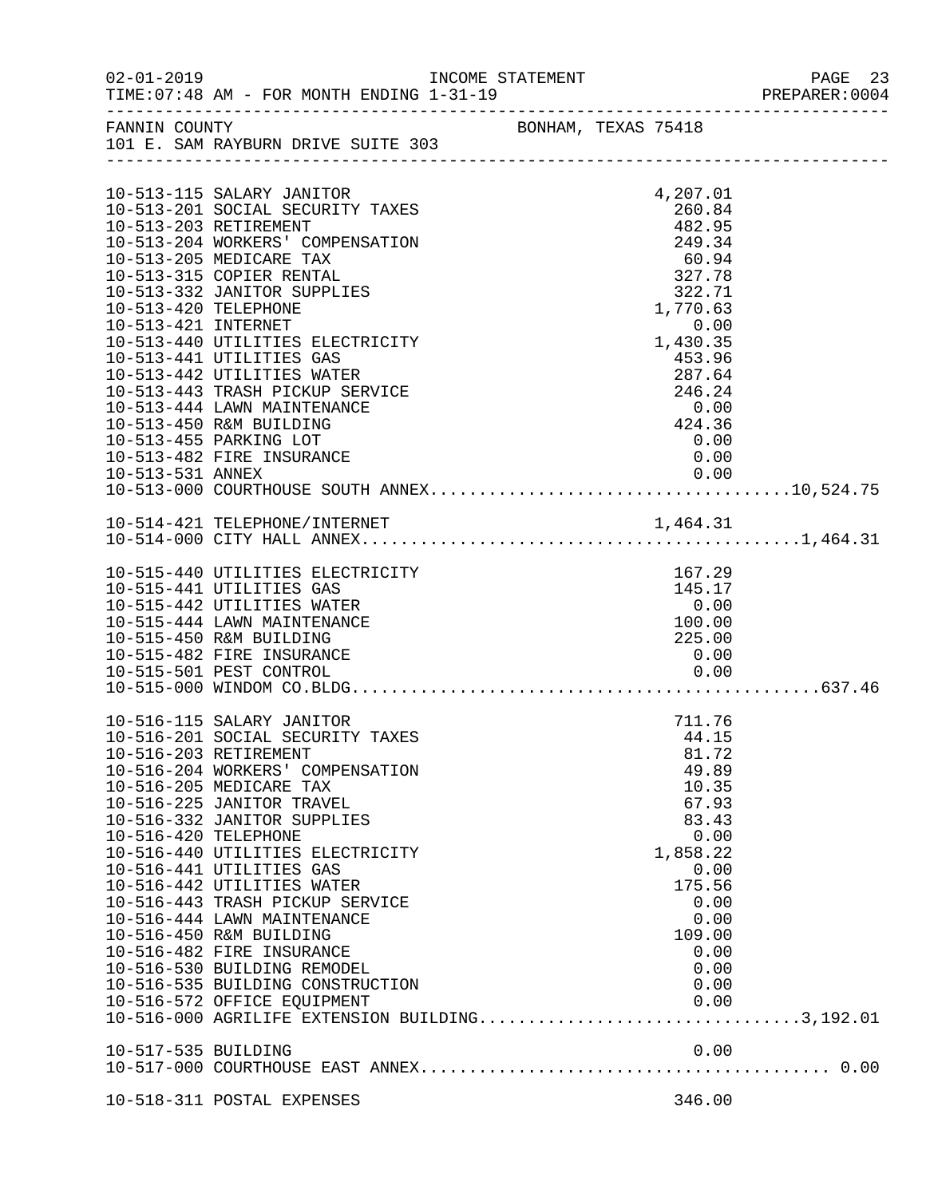FANNIN COUNTY BONHAM, TEXAS 75418
101 E. SAM RAYBURN DRIVE SUITE 303

| Account | Description | Amount | Total |
|---|---|---|---|
| 10-513-115 | SALARY JANITOR | 4,207.01 | |
| 10-513-201 | SOCIAL SECURITY TAXES | 260.84 | |
| 10-513-203 | RETIREMENT | 482.95 | |
| 10-513-204 | WORKERS' COMPENSATION | 249.34 | |
| 10-513-205 | MEDICARE TAX | 60.94 | |
| 10-513-315 | COPIER RENTAL | 327.78 | |
| 10-513-332 | JANITOR SUPPLIES | 322.71 | |
| 10-513-420 | TELEPHONE | 1,770.63 | |
| 10-513-421 | INTERNET | 0.00 | |
| 10-513-440 | UTILITIES ELECTRICITY | 1,430.35 | |
| 10-513-441 | UTILITIES GAS | 453.96 | |
| 10-513-442 | UTILITIES WATER | 287.64 | |
| 10-513-443 | TRASH PICKUP SERVICE | 246.24 | |
| 10-513-444 | LAWN MAINTENANCE | 0.00 | |
| 10-513-450 | R&M BUILDING | 424.36 | |
| 10-513-455 | PARKING LOT | 0.00 | |
| 10-513-482 | FIRE INSURANCE | 0.00 | |
| 10-513-531 | ANNEX | 0.00 | |
| 10-513-000 | COURTHOUSE SOUTH ANNEX | | 10,524.75 |
| 10-514-421 | TELEPHONE/INTERNET | 1,464.31 | |
| 10-514-000 | CITY HALL ANNEX | | 1,464.31 |
| 10-515-440 | UTILITIES ELECTRICITY | 167.29 | |
| 10-515-441 | UTILITIES GAS | 145.17 | |
| 10-515-442 | UTILITIES WATER | 0.00 | |
| 10-515-444 | LAWN MAINTENANCE | 100.00 | |
| 10-515-450 | R&M BUILDING | 225.00 | |
| 10-515-482 | FIRE INSURANCE | 0.00 | |
| 10-515-501 | PEST CONTROL | 0.00 | |
| 10-515-000 | WINDOM CO.BLDG | | 637.46 |
| 10-516-115 | SALARY JANITOR | 711.76 | |
| 10-516-201 | SOCIAL SECURITY TAXES | 44.15 | |
| 10-516-203 | RETIREMENT | 81.72 | |
| 10-516-204 | WORKERS' COMPENSATION | 49.89 | |
| 10-516-205 | MEDICARE TAX | 10.35 | |
| 10-516-225 | JANITOR TRAVEL | 67.93 | |
| 10-516-332 | JANITOR SUPPLIES | 83.43 | |
| 10-516-420 | TELEPHONE | 0.00 | |
| 10-516-440 | UTILITIES ELECTRICITY | 1,858.22 | |
| 10-516-441 | UTILITIES GAS | 0.00 | |
| 10-516-442 | UTILITIES WATER | 175.56 | |
| 10-516-443 | TRASH PICKUP SERVICE | 0.00 | |
| 10-516-444 | LAWN MAINTENANCE | 0.00 | |
| 10-516-450 | R&M BUILDING | 109.00 | |
| 10-516-482 | FIRE INSURANCE | 0.00 | |
| 10-516-530 | BUILDING REMODEL | 0.00 | |
| 10-516-535 | BUILDING CONSTRUCTION | 0.00 | |
| 10-516-572 | OFFICE EQUIPMENT | 0.00 | |
| 10-516-000 | AGRILIFE EXTENSION BUILDING | | 3,192.01 |
| 10-517-535 | BUILDING | 0.00 | |
| 10-517-000 | COURTHOUSE EAST ANNEX | | 0.00 |
| 10-518-311 | POSTAL EXPENSES | 346.00 | |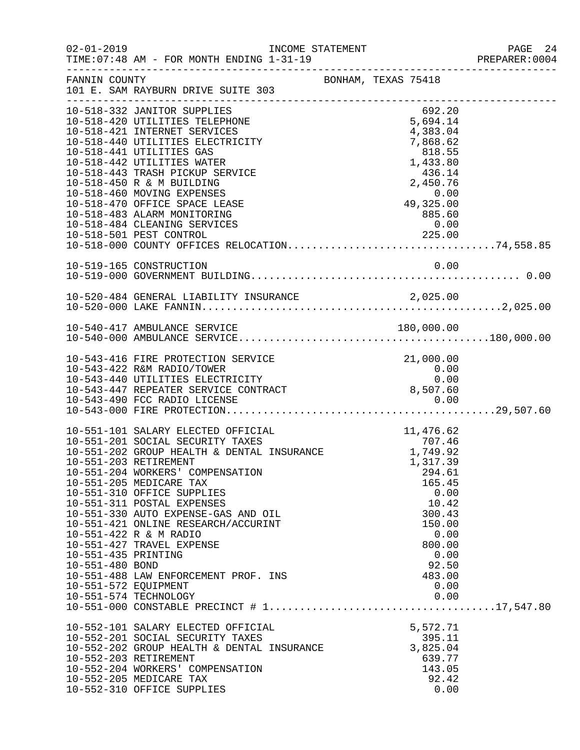FANNIN COUNTY — BONHAM, TEXAS 75418
101 E. SAM RAYBURN DRIVE SUITE 303

INCOME STATEMENT — FOR MONTH ENDING 1-31-19

| Account | Description | Amount | Total |
|---|---|---|---|
| 10-518-332 | JANITOR SUPPLIES | 692.20 | |
| 10-518-420 | UTILITIES TELEPHONE | 5,694.14 | |
| 10-518-421 | INTERNET SERVICES | 4,383.04 | |
| 10-518-440 | UTILITIES ELECTRICITY | 7,868.62 | |
| 10-518-441 | UTILITIES GAS | 818.55 | |
| 10-518-442 | UTILITIES WATER | 1,433.80 | |
| 10-518-443 | TRASH PICKUP SERVICE | 436.14 | |
| 10-518-450 | R & M BUILDING | 2,450.76 | |
| 10-518-460 | MOVING EXPENSES | 0.00 | |
| 10-518-470 | OFFICE SPACE LEASE | 49,325.00 | |
| 10-518-483 | ALARM MONITORING | 885.60 | |
| 10-518-484 | CLEANING SERVICES | 0.00 | |
| 10-518-501 | PEST CONTROL | 225.00 | |
| 10-518-000 | COUNTY OFFICES RELOCATION | | 74,558.85 |
| 10-519-165 | CONSTRUCTION | 0.00 | |
| 10-519-000 | GOVERNMENT BUILDING | | 0.00 |
| 10-520-484 | GENERAL LIABILITY INSURANCE | 2,025.00 | |
| 10-520-000 | LAKE FANNIN | | 2,025.00 |
| 10-540-417 | AMBULANCE SERVICE | 180,000.00 | |
| 10-540-000 | AMBULANCE SERVICE | | 180,000.00 |
| 10-543-416 | FIRE PROTECTION SERVICE | 21,000.00 | |
| 10-543-422 | R&M RADIO/TOWER | 0.00 | |
| 10-543-440 | UTILITIES ELECTRICITY | 0.00 | |
| 10-543-447 | REPEATER SERVICE CONTRACT | 8,507.60 | |
| 10-543-490 | FCC RADIO LICENSE | 0.00 | |
| 10-543-000 | FIRE PROTECTION | | 29,507.60 |
| 10-551-101 | SALARY ELECTED OFFICIAL | 11,476.62 | |
| 10-551-201 | SOCIAL SECURITY TAXES | 707.46 | |
| 10-551-202 | GROUP HEALTH & DENTAL INSURANCE | 1,749.92 | |
| 10-551-203 | RETIREMENT | 1,317.39 | |
| 10-551-204 | WORKERS' COMPENSATION | 294.61 | |
| 10-551-205 | MEDICARE TAX | 165.45 | |
| 10-551-310 | OFFICE SUPPLIES | 0.00 | |
| 10-551-311 | POSTAL EXPENSES | 10.42 | |
| 10-551-330 | AUTO EXPENSE-GAS AND OIL | 300.43 | |
| 10-551-421 | ONLINE RESEARCH/ACCURINT | 150.00 | |
| 10-551-422 | R & M RADIO | 0.00 | |
| 10-551-427 | TRAVEL EXPENSE | 800.00 | |
| 10-551-435 | PRINTING | 0.00 | |
| 10-551-480 | BOND | 92.50 | |
| 10-551-488 | LAW ENFORCEMENT PROF. INS | 483.00 | |
| 10-551-572 | EQUIPMENT | 0.00 | |
| 10-551-574 | TECHNOLOGY | 0.00 | |
| 10-551-000 | CONSTABLE PRECINCT # 1 | | 17,547.80 |
| 10-552-101 | SALARY ELECTED OFFICIAL | 5,572.71 | |
| 10-552-201 | SOCIAL SECURITY TAXES | 395.11 | |
| 10-552-202 | GROUP HEALTH & DENTAL INSURANCE | 3,825.04 | |
| 10-552-203 | RETIREMENT | 639.77 | |
| 10-552-204 | WORKERS' COMPENSATION | 143.05 | |
| 10-552-205 | MEDICARE TAX | 92.42 | |
| 10-552-310 | OFFICE SUPPLIES | 0.00 | |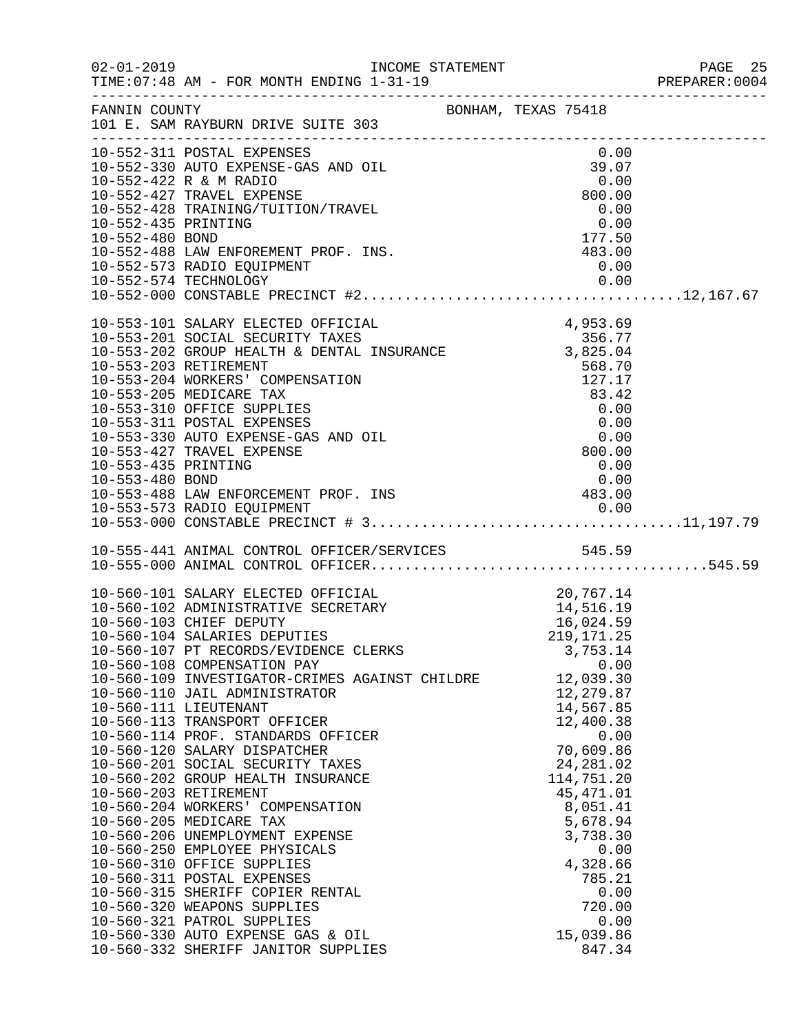FANNIN COUNTY BONHAM, TEXAS 75418
101 E. SAM RAYBURN DRIVE SUITE 303

| Account | Description | Amount | Total |
|---|---|---|---|
| 10-552-311 | POSTAL EXPENSES | 0.00 | |
| 10-552-330 | AUTO EXPENSE-GAS AND OIL | 39.07 | |
| 10-552-422 | R & M RADIO | 0.00 | |
| 10-552-427 | TRAVEL EXPENSE | 800.00 | |
| 10-552-428 | TRAINING/TUITION/TRAVEL | 0.00 | |
| 10-552-435 | PRINTING | 0.00 | |
| 10-552-480 | BOND | 177.50 | |
| 10-552-488 | LAW ENFOREMENT PROF. INS. | 483.00 | |
| 10-552-573 | RADIO EQUIPMENT | 0.00 | |
| 10-552-574 | TECHNOLOGY | 0.00 | |
| 10-552-000 | CONSTABLE PRECINCT #2 | | 12,167.67 |
| 10-553-101 | SALARY ELECTED OFFICIAL | 4,953.69 | |
| 10-553-201 | SOCIAL SECURITY TAXES | 356.77 | |
| 10-553-202 | GROUP HEALTH & DENTAL INSURANCE | 3,825.04 | |
| 10-553-203 | RETIREMENT | 568.70 | |
| 10-553-204 | WORKERS' COMPENSATION | 127.17 | |
| 10-553-205 | MEDICARE TAX | 83.42 | |
| 10-553-310 | OFFICE SUPPLIES | 0.00 | |
| 10-553-311 | POSTAL EXPENSES | 0.00 | |
| 10-553-330 | AUTO EXPENSE-GAS AND OIL | 0.00 | |
| 10-553-427 | TRAVEL EXPENSE | 800.00 | |
| 10-553-435 | PRINTING | 0.00 | |
| 10-553-480 | BOND | 0.00 | |
| 10-553-488 | LAW ENFORCEMENT PROF. INS | 483.00 | |
| 10-553-573 | RADIO EQUIPMENT | 0.00 | |
| 10-553-000 | CONSTABLE PRECINCT # 3 | | 11,197.79 |
| 10-555-441 | ANIMAL CONTROL OFFICER/SERVICES | 545.59 | |
| 10-555-000 | ANIMAL CONTROL OFFICER | | 545.59 |
| 10-560-101 | SALARY ELECTED OFFICIAL | 20,767.14 | |
| 10-560-102 | ADMINISTRATIVE SECRETARY | 14,516.19 | |
| 10-560-103 | CHIEF DEPUTY | 16,024.59 | |
| 10-560-104 | SALARIES DEPUTIES | 219,171.25 | |
| 10-560-107 | PT RECORDS/EVIDENCE CLERKS | 3,753.14 | |
| 10-560-108 | COMPENSATION PAY | 0.00 | |
| 10-560-109 | INVESTIGATOR-CRIMES AGAINST CHILDRE | 12,039.30 | |
| 10-560-110 | JAIL ADMINISTRATOR | 12,279.87 | |
| 10-560-111 | LIEUTENANT | 14,567.85 | |
| 10-560-113 | TRANSPORT OFFICER | 12,400.38 | |
| 10-560-114 | PROF. STANDARDS OFFICER | 0.00 | |
| 10-560-120 | SALARY DISPATCHER | 70,609.86 | |
| 10-560-201 | SOCIAL SECURITY TAXES | 24,281.02 | |
| 10-560-202 | GROUP HEALTH INSURANCE | 114,751.20 | |
| 10-560-203 | RETIREMENT | 45,471.01 | |
| 10-560-204 | WORKERS' COMPENSATION | 8,051.41 | |
| 10-560-205 | MEDICARE TAX | 5,678.94 | |
| 10-560-206 | UNEMPLOYMENT EXPENSE | 3,738.30 | |
| 10-560-250 | EMPLOYEE PHYSICALS | 0.00 | |
| 10-560-310 | OFFICE SUPPLIES | 4,328.66 | |
| 10-560-311 | POSTAL EXPENSES | 785.21 | |
| 10-560-315 | SHERIFF COPIER RENTAL | 0.00 | |
| 10-560-320 | WEAPONS SUPPLIES | 720.00 | |
| 10-560-321 | PATROL SUPPLIES | 0.00 | |
| 10-560-330 | AUTO EXPENSE GAS & OIL | 15,039.86 | |
| 10-560-332 | SHERIFF JANITOR SUPPLIES | 847.34 | |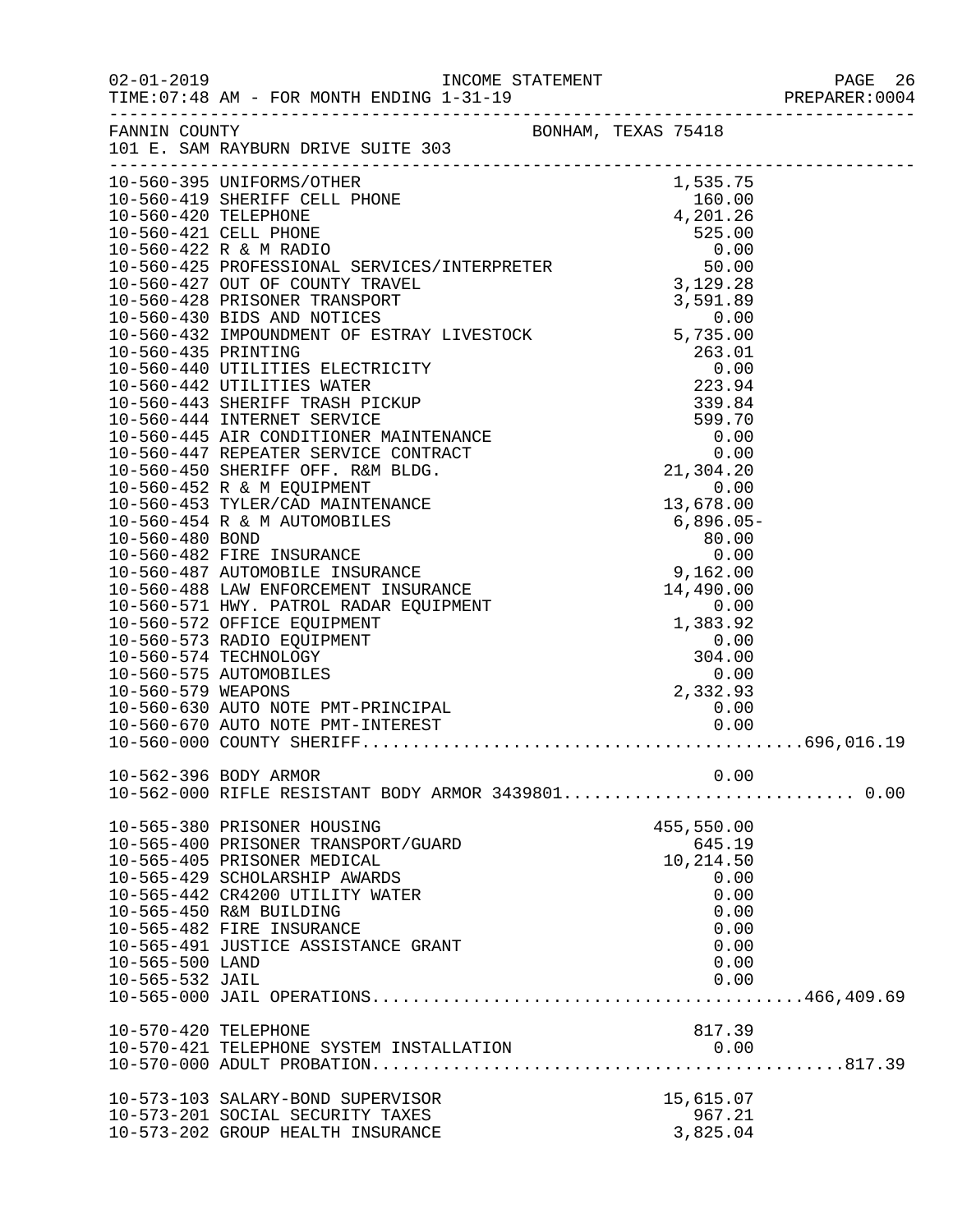FANNIN COUNTY BONHAM, TEXAS 75418
101 E. SAM RAYBURN DRIVE SUITE 303

| Account | Description | Amount | Total |
|---|---|---|---|
| 10-560-395 | UNIFORMS/OTHER | 1,535.75 | |
| 10-560-419 | SHERIFF CELL PHONE | 160.00 | |
| 10-560-420 | TELEPHONE | 4,201.26 | |
| 10-560-421 | CELL PHONE | 525.00 | |
| 10-560-422 | R & M RADIO | 0.00 | |
| 10-560-425 | PROFESSIONAL SERVICES/INTERPRETER | 50.00 | |
| 10-560-427 | OUT OF COUNTY TRAVEL | 3,129.28 | |
| 10-560-428 | PRISONER TRANSPORT | 3,591.89 | |
| 10-560-430 | BIDS AND NOTICES | 0.00 | |
| 10-560-432 | IMPOUNDMENT OF ESTRAY LIVESTOCK | 5,735.00 | |
| 10-560-435 | PRINTING | 263.01 | |
| 10-560-440 | UTILITIES ELECTRICITY | 0.00 | |
| 10-560-442 | UTILITIES WATER | 223.94 | |
| 10-560-443 | SHERIFF TRASH PICKUP | 339.84 | |
| 10-560-444 | INTERNET SERVICE | 599.70 | |
| 10-560-445 | AIR CONDITIONER MAINTENANCE | 0.00 | |
| 10-560-447 | REPEATER SERVICE CONTRACT | 0.00 | |
| 10-560-450 | SHERIFF OFF. R&M BLDG. | 21,304.20 | |
| 10-560-452 | R & M EQUIPMENT | 0.00 | |
| 10-560-453 | TYLER/CAD MAINTENANCE | 13,678.00 | |
| 10-560-454 | R & M AUTOMOBILES | 6,896.05- | |
| 10-560-480 | BOND | 80.00 | |
| 10-560-482 | FIRE INSURANCE | 0.00 | |
| 10-560-487 | AUTOMOBILE INSURANCE | 9,162.00 | |
| 10-560-488 | LAW ENFORCEMENT INSURANCE | 14,490.00 | |
| 10-560-571 | HWY. PATROL RADAR EQUIPMENT | 0.00 | |
| 10-560-572 | OFFICE EQUIPMENT | 1,383.92 | |
| 10-560-573 | RADIO EQUIPMENT | 0.00 | |
| 10-560-574 | TECHNOLOGY | 304.00 | |
| 10-560-575 | AUTOMOBILES | 0.00 | |
| 10-560-579 | WEAPONS | 2,332.93 | |
| 10-560-630 | AUTO NOTE PMT-PRINCIPAL | 0.00 | |
| 10-560-670 | AUTO NOTE PMT-INTEREST | 0.00 | |
| 10-560-000 | COUNTY SHERIFF | | 696,016.19 |
| 10-562-396 | BODY ARMOR | 0.00 | |
| 10-562-000 | RIFLE RESISTANT BODY ARMOR 3439801 | | 0.00 |
| 10-565-380 | PRISONER HOUSING | 455,550.00 | |
| 10-565-400 | PRISONER TRANSPORT/GUARD | 645.19 | |
| 10-565-405 | PRISONER MEDICAL | 10,214.50 | |
| 10-565-429 | SCHOLARSHIP AWARDS | 0.00 | |
| 10-565-442 | CR4200 UTILITY WATER | 0.00 | |
| 10-565-450 | R&M BUILDING | 0.00 | |
| 10-565-482 | FIRE INSURANCE | 0.00 | |
| 10-565-491 | JUSTICE ASSISTANCE GRANT | 0.00 | |
| 10-565-500 | LAND | 0.00 | |
| 10-565-532 | JAIL | 0.00 | |
| 10-565-000 | JAIL OPERATIONS | | 466,409.69 |
| 10-570-420 | TELEPHONE | 817.39 | |
| 10-570-421 | TELEPHONE SYSTEM INSTALLATION | 0.00 | |
| 10-570-000 | ADULT PROBATION | | 817.39 |
| 10-573-103 | SALARY-BOND SUPERVISOR | 15,615.07 | |
| 10-573-201 | SOCIAL SECURITY TAXES | 967.21 | |
| 10-573-202 | GROUP HEALTH INSURANCE | 3,825.04 | |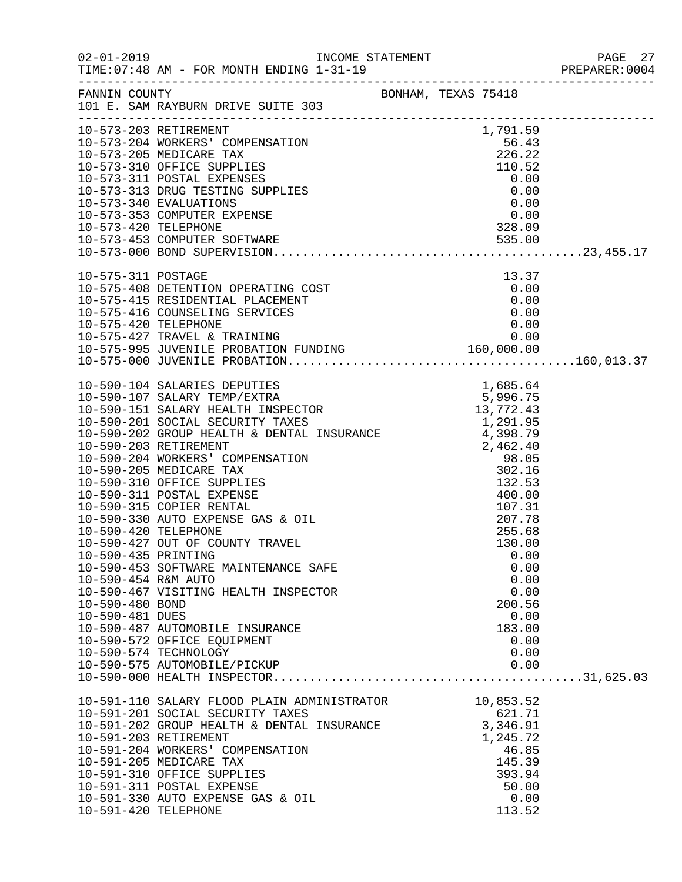FANNIN COUNTY BONHAM, TEXAS 75418
101 E. SAM RAYBURN DRIVE SUITE 303

| Account | Description | Amount | Total |
|---|---|---|---|
| 10-573-203 | RETIREMENT | 1,791.59 | |
| 10-573-204 | WORKERS' COMPENSATION | 56.43 | |
| 10-573-205 | MEDICARE TAX | 226.22 | |
| 10-573-310 | OFFICE SUPPLIES | 110.52 | |
| 10-573-311 | POSTAL EXPENSES | 0.00 | |
| 10-573-313 | DRUG TESTING SUPPLIES | 0.00 | |
| 10-573-340 | EVALUATIONS | 0.00 | |
| 10-573-353 | COMPUTER EXPENSE | 0.00 | |
| 10-573-420 | TELEPHONE | 328.09 | |
| 10-573-453 | COMPUTER SOFTWARE | 535.00 | |
| 10-573-000 | BOND SUPERVISION | | 23,455.17 |
| 10-575-311 | POSTAGE | 13.37 | |
| 10-575-408 | DETENTION OPERATING COST | 0.00 | |
| 10-575-415 | RESIDENTIAL PLACEMENT | 0.00 | |
| 10-575-416 | COUNSELING SERVICES | 0.00 | |
| 10-575-420 | TELEPHONE | 0.00 | |
| 10-575-427 | TRAVEL & TRAINING | 0.00 | |
| 10-575-995 | JUVENILE PROBATION FUNDING | 160,000.00 | |
| 10-575-000 | JUVENILE PROBATION | | 160,013.37 |
| 10-590-104 | SALARIES DEPUTIES | 1,685.64 | |
| 10-590-107 | SALARY TEMP/EXTRA | 5,996.75 | |
| 10-590-151 | SALARY HEALTH INSPECTOR | 13,772.43 | |
| 10-590-201 | SOCIAL SECURITY TAXES | 1,291.95 | |
| 10-590-202 | GROUP HEALTH & DENTAL INSURANCE | 4,398.79 | |
| 10-590-203 | RETIREMENT | 2,462.40 | |
| 10-590-204 | WORKERS' COMPENSATION | 98.05 | |
| 10-590-205 | MEDICARE TAX | 302.16 | |
| 10-590-310 | OFFICE SUPPLIES | 132.53 | |
| 10-590-311 | POSTAL EXPENSE | 400.00 | |
| 10-590-315 | COPIER RENTAL | 107.31 | |
| 10-590-330 | AUTO EXPENSE GAS & OIL | 207.78 | |
| 10-590-420 | TELEPHONE | 255.68 | |
| 10-590-427 | OUT OF COUNTY TRAVEL | 130.00 | |
| 10-590-435 | PRINTING | 0.00 | |
| 10-590-453 | SOFTWARE MAINTENANCE SAFE | 0.00 | |
| 10-590-454 | R&M AUTO | 0.00 | |
| 10-590-467 | VISITING HEALTH INSPECTOR | 0.00 | |
| 10-590-480 | BOND | 200.56 | |
| 10-590-481 | DUES | 0.00 | |
| 10-590-487 | AUTOMOBILE INSURANCE | 183.00 | |
| 10-590-572 | OFFICE EQUIPMENT | 0.00 | |
| 10-590-574 | TECHNOLOGY | 0.00 | |
| 10-590-575 | AUTOMOBILE/PICKUP | 0.00 | |
| 10-590-000 | HEALTH INSPECTOR | | 31,625.03 |
| 10-591-110 | SALARY FLOOD PLAIN ADMINISTRATOR | 10,853.52 | |
| 10-591-201 | SOCIAL SECURITY TAXES | 621.71 | |
| 10-591-202 | GROUP HEALTH & DENTAL INSURANCE | 3,346.91 | |
| 10-591-203 | RETIREMENT | 1,245.72 | |
| 10-591-204 | WORKERS' COMPENSATION | 46.85 | |
| 10-591-205 | MEDICARE TAX | 145.39 | |
| 10-591-310 | OFFICE SUPPLIES | 393.94 | |
| 10-591-311 | POSTAL EXPENSE | 50.00 | |
| 10-591-330 | AUTO EXPENSE GAS & OIL | 0.00 | |
| 10-591-420 | TELEPHONE | 113.52 | |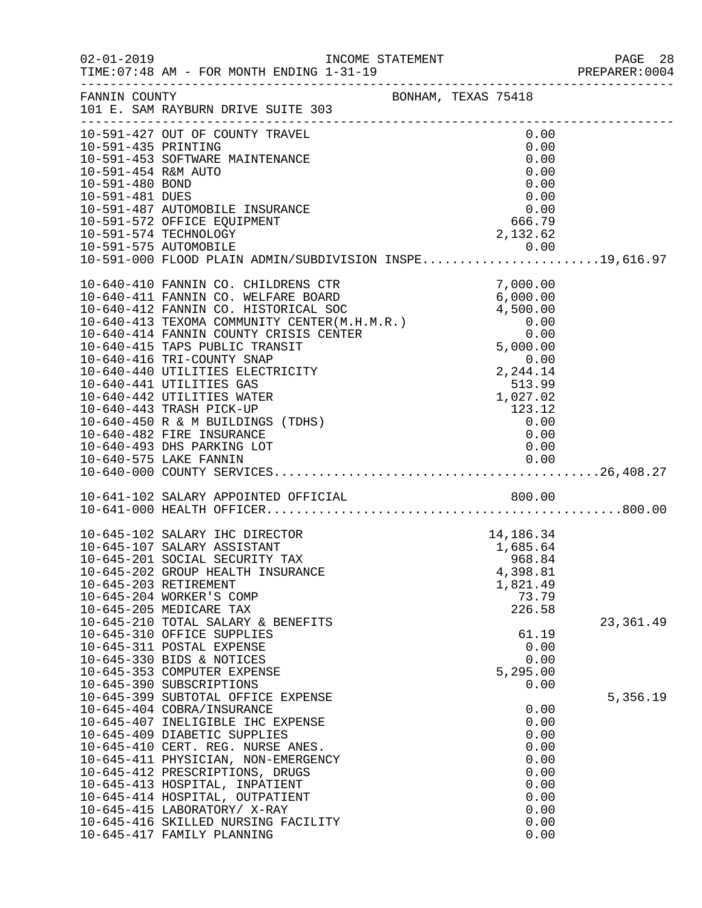02-01-2019 INCOME STATEMENT PAGE 28
TIME:07:48 AM - FOR MONTH ENDING 1-31-19 PREPARER:0004

FANNIN COUNTY BONHAM, TEXAS 75418
101 E. SAM RAYBURN DRIVE SUITE 303

| Account | Description | Amount | Total |
|---|---|---|---|
| 10-591-427 | OUT OF COUNTY TRAVEL | 0.00 | |
| 10-591-435 | PRINTING | 0.00 | |
| 10-591-453 | SOFTWARE MAINTENANCE | 0.00 | |
| 10-591-454 | R&M AUTO | 0.00 | |
| 10-591-480 | BOND | 0.00 | |
| 10-591-481 | DUES | 0.00 | |
| 10-591-487 | AUTOMOBILE INSURANCE | 0.00 | |
| 10-591-572 | OFFICE EQUIPMENT | 666.79 | |
| 10-591-574 | TECHNOLOGY | 2,132.62 | |
| 10-591-575 | AUTOMOBILE | 0.00 | |
| 10-591-000 | FLOOD PLAIN ADMIN/SUBDIVISION INSPE | | 19,616.97 |
| 10-640-410 | FANNIN CO. CHILDRENS CTR | 7,000.00 | |
| 10-640-411 | FANNIN CO. WELFARE BOARD | 6,000.00 | |
| 10-640-412 | FANNIN CO. HISTORICAL SOC | 4,500.00 | |
| 10-640-413 | TEXOMA COMMUNITY CENTER(M.H.M.R.) | 0.00 | |
| 10-640-414 | FANNIN COUNTY CRISIS CENTER | 0.00 | |
| 10-640-415 | TAPS PUBLIC TRANSIT | 5,000.00 | |
| 10-640-416 | TRI-COUNTY SNAP | 0.00 | |
| 10-640-440 | UTILITIES ELECTRICITY | 2,244.14 | |
| 10-640-441 | UTILITIES GAS | 513.99 | |
| 10-640-442 | UTILITIES WATER | 1,027.02 | |
| 10-640-443 | TRASH PICK-UP | 123.12 | |
| 10-640-450 | R & M BUILDINGS (TDHS) | 0.00 | |
| 10-640-482 | FIRE INSURANCE | 0.00 | |
| 10-640-493 | DHS PARKING LOT | 0.00 | |
| 10-640-575 | LAKE FANNIN | 0.00 | |
| 10-640-000 | COUNTY SERVICES | | 26,408.27 |
| 10-641-102 | SALARY APPOINTED OFFICIAL | 800.00 | |
| 10-641-000 | HEALTH OFFICER | | 800.00 |
| 10-645-102 | SALARY IHC DIRECTOR | 14,186.34 | |
| 10-645-107 | SALARY ASSISTANT | 1,685.64 | |
| 10-645-201 | SOCIAL SECURITY TAX | 968.84 | |
| 10-645-202 | GROUP HEALTH INSURANCE | 4,398.81 | |
| 10-645-203 | RETIREMENT | 1,821.49 | |
| 10-645-204 | WORKER'S COMP | 73.79 | |
| 10-645-205 | MEDICARE TAX | 226.58 | |
| 10-645-210 | TOTAL SALARY & BENEFITS | | 23,361.49 |
| 10-645-310 | OFFICE SUPPLIES | 61.19 | |
| 10-645-311 | POSTAL EXPENSE | 0.00 | |
| 10-645-330 | BIDS & NOTICES | 0.00 | |
| 10-645-353 | COMPUTER EXPENSE | 5,295.00 | |
| 10-645-390 | SUBSCRIPTIONS | 0.00 | |
| 10-645-399 | SUBTOTAL OFFICE EXPENSE | | 5,356.19 |
| 10-645-404 | COBRA/INSURANCE | 0.00 | |
| 10-645-407 | INELIGIBLE IHC EXPENSE | 0.00 | |
| 10-645-409 | DIABETIC SUPPLIES | 0.00 | |
| 10-645-410 | CERT. REG. NURSE ANES. | 0.00 | |
| 10-645-411 | PHYSICIAN, NON-EMERGENCY | 0.00 | |
| 10-645-412 | PRESCRIPTIONS, DRUGS | 0.00 | |
| 10-645-413 | HOSPITAL, INPATIENT | 0.00 | |
| 10-645-414 | HOSPITAL, OUTPATIENT | 0.00 | |
| 10-645-415 | LABORATORY/ X-RAY | 0.00 | |
| 10-645-416 | SKILLED NURSING FACILITY | 0.00 | |
| 10-645-417 | FAMILY PLANNING | 0.00 | |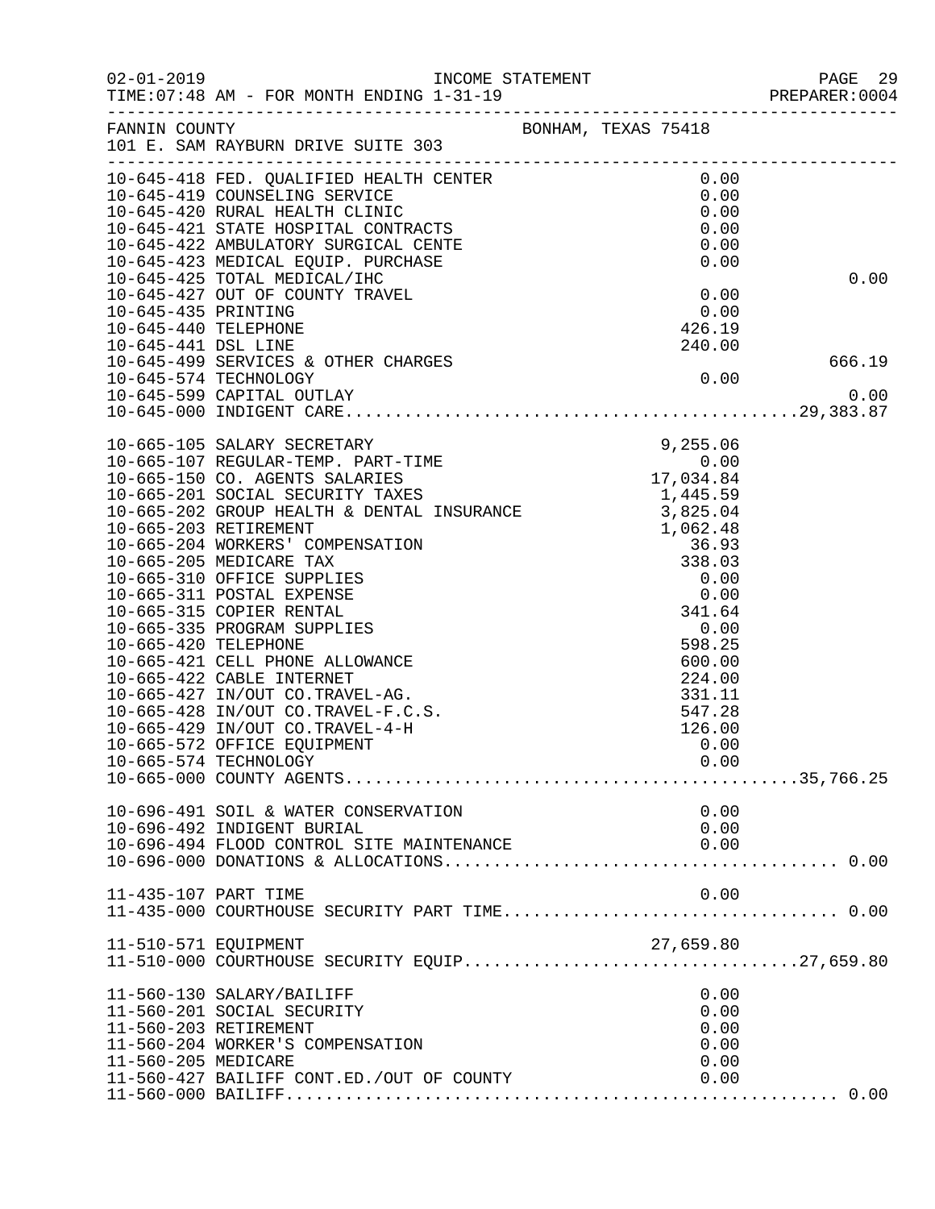FANNIN COUNTY — BONHAM, TEXAS 75418
101 E. SAM RAYBURN DRIVE SUITE 303

INCOME STATEMENT — TIME:07:48 AM - FOR MONTH ENDING 1-31-19

| Account | Description | Amount | Total |
|---|---|---|---|
| 10-645-418 | FED. QUALIFIED HEALTH CENTER | 0.00 | |
| 10-645-419 | COUNSELING SERVICE | 0.00 | |
| 10-645-420 | RURAL HEALTH CLINIC | 0.00 | |
| 10-645-421 | STATE HOSPITAL CONTRACTS | 0.00 | |
| 10-645-422 | AMBULATORY SURGICAL CENTE | 0.00 | |
| 10-645-423 | MEDICAL EQUIP. PURCHASE | 0.00 | |
| 10-645-425 | TOTAL MEDICAL/IHC | | 0.00 |
| 10-645-427 | OUT OF COUNTY TRAVEL | 0.00 | |
| 10-645-435 | PRINTING | 0.00 | |
| 10-645-440 | TELEPHONE | 426.19 | |
| 10-645-441 | DSL LINE | 240.00 | |
| 10-645-499 | SERVICES & OTHER CHARGES | | 666.19 |
| 10-645-574 | TECHNOLOGY | 0.00 | |
| 10-645-599 | CAPITAL OUTLAY | | 0.00 |
| 10-645-000 | INDIGENT CARE | | 29,383.87 |
| 10-665-105 | SALARY SECRETARY | 9,255.06 | |
| 10-665-107 | REGULAR-TEMP. PART-TIME | 0.00 | |
| 10-665-150 | CO. AGENTS SALARIES | 17,034.84 | |
| 10-665-201 | SOCIAL SECURITY TAXES | 1,445.59 | |
| 10-665-202 | GROUP HEALTH & DENTAL INSURANCE | 3,825.04 | |
| 10-665-203 | RETIREMENT | 1,062.48 | |
| 10-665-204 | WORKERS' COMPENSATION | 36.93 | |
| 10-665-205 | MEDICARE TAX | 338.03 | |
| 10-665-310 | OFFICE SUPPLIES | 0.00 | |
| 10-665-311 | POSTAL EXPENSE | 0.00 | |
| 10-665-315 | COPIER RENTAL | 341.64 | |
| 10-665-335 | PROGRAM SUPPLIES | 0.00 | |
| 10-665-420 | TELEPHONE | 598.25 | |
| 10-665-421 | CELL PHONE ALLOWANCE | 600.00 | |
| 10-665-422 | CABLE INTERNET | 224.00 | |
| 10-665-427 | IN/OUT CO.TRAVEL-AG. | 331.11 | |
| 10-665-428 | IN/OUT CO.TRAVEL-F.C.S. | 547.28 | |
| 10-665-429 | IN/OUT CO.TRAVEL-4-H | 126.00 | |
| 10-665-572 | OFFICE EQUIPMENT | 0.00 | |
| 10-665-574 | TECHNOLOGY | 0.00 | |
| 10-665-000 | COUNTY AGENTS | | 35,766.25 |
| 10-696-491 | SOIL & WATER CONSERVATION | 0.00 | |
| 10-696-492 | INDIGENT BURIAL | 0.00 | |
| 10-696-494 | FLOOD CONTROL SITE MAINTENANCE | 0.00 | |
| 10-696-000 | DONATIONS & ALLOCATIONS | | 0.00 |
| 11-435-107 | PART TIME | 0.00 | |
| 11-435-000 | COURTHOUSE SECURITY PART TIME | | 0.00 |
| 11-510-571 | EQUIPMENT | 27,659.80 | |
| 11-510-000 | COURTHOUSE SECURITY EQUIP | | 27,659.80 |
| 11-560-130 | SALARY/BAILIFF | 0.00 | |
| 11-560-201 | SOCIAL SECURITY | 0.00 | |
| 11-560-203 | RETIREMENT | 0.00 | |
| 11-560-204 | WORKER'S COMPENSATION | 0.00 | |
| 11-560-205 | MEDICARE | 0.00 | |
| 11-560-427 | BAILIFF CONT.ED./OUT OF COUNTY | 0.00 | |
| 11-560-000 | BAILIFF | | 0.00 |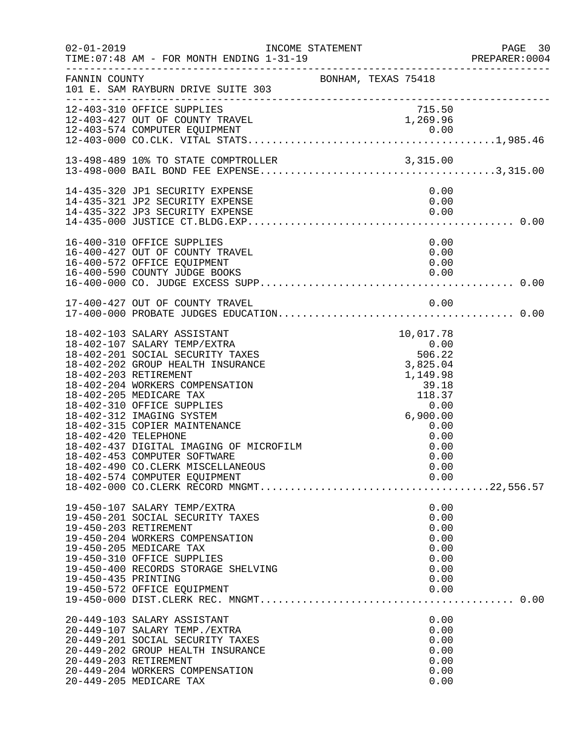INCOME STATEMENT

TIME:07:48 AM - FOR MONTH ENDING 1-31-19

PREPARER:0004

FANNIN COUNTY — BONHAM, TEXAS 75418

101 E. SAM RAYBURN DRIVE SUITE 303

| Account | Description | Amount | Total |
|---|---|---|---|
| 12-403-310 | OFFICE SUPPLIES | 715.50 | |
| 12-403-427 | OUT OF COUNTY TRAVEL | 1,269.96 | |
| 12-403-574 | COMPUTER EQUIPMENT | 0.00 | |
| 12-403-000 | CO.CLK. VITAL STATS | | 1,985.46 |
| 13-498-489 | 10% TO STATE COMPTROLLER | 3,315.00 | |
| 13-498-000 | BAIL BOND FEE EXPENSE | | 3,315.00 |
| 14-435-320 | JP1 SECURITY EXPENSE | 0.00 | |
| 14-435-321 | JP2 SECURITY EXPENSE | 0.00 | |
| 14-435-322 | JP3 SECURITY EXPENSE | 0.00 | |
| 14-435-000 | JUSTICE CT.BLDG.EXP. | | 0.00 |
| 16-400-310 | OFFICE SUPPLIES | 0.00 | |
| 16-400-427 | OUT OF COUNTY TRAVEL | 0.00 | |
| 16-400-572 | OFFICE EQUIPMENT | 0.00 | |
| 16-400-590 | COUNTY JUDGE BOOKS | 0.00 | |
| 16-400-000 | CO. JUDGE EXCESS SUPP. | | 0.00 |
| 17-400-427 | OUT OF COUNTY TRAVEL | 0.00 | |
| 17-400-000 | PROBATE JUDGES EDUCATION | | 0.00 |
| 18-402-103 | SALARY ASSISTANT | 10,017.78 | |
| 18-402-107 | SALARY TEMP/EXTRA | 0.00 | |
| 18-402-201 | SOCIAL SECURITY TAXES | 506.22 | |
| 18-402-202 | GROUP HEALTH INSURANCE | 3,825.04 | |
| 18-402-203 | RETIREMENT | 1,149.98 | |
| 18-402-204 | WORKERS COMPENSATION | 39.18 | |
| 18-402-205 | MEDICARE TAX | 118.37 | |
| 18-402-310 | OFFICE SUPPLIES | 0.00 | |
| 18-402-312 | IMAGING SYSTEM | 6,900.00 | |
| 18-402-315 | COPIER MAINTENANCE | 0.00 | |
| 18-402-420 | TELEPHONE | 0.00 | |
| 18-402-437 | DIGITAL IMAGING OF MICROFILM | 0.00 | |
| 18-402-453 | COMPUTER SOFTWARE | 0.00 | |
| 18-402-490 | CO.CLERK MISCELLANEOUS | 0.00 | |
| 18-402-574 | COMPUTER EQUIPMENT | 0.00 | |
| 18-402-000 | CO.CLERK RECORD MNGMT. | | 22,556.57 |
| 19-450-107 | SALARY TEMP/EXTRA | 0.00 | |
| 19-450-201 | SOCIAL SECURITY TAXES | 0.00 | |
| 19-450-203 | RETIREMENT | 0.00 | |
| 19-450-204 | WORKERS COMPENSATION | 0.00 | |
| 19-450-205 | MEDICARE TAX | 0.00 | |
| 19-450-310 | OFFICE SUPPLIES | 0.00 | |
| 19-450-400 | RECORDS STORAGE SHELVING | 0.00 | |
| 19-450-435 | PRINTING | 0.00 | |
| 19-450-572 | OFFICE EQUIPMENT | 0.00 | |
| 19-450-000 | DIST.CLERK REC. MNGMT. | | 0.00 |
| 20-449-103 | SALARY ASSISTANT | 0.00 | |
| 20-449-107 | SALARY TEMP./EXTRA | 0.00 | |
| 20-449-201 | SOCIAL SECURITY TAXES | 0.00 | |
| 20-449-202 | GROUP HEALTH INSURANCE | 0.00 | |
| 20-449-203 | RETIREMENT | 0.00 | |
| 20-449-204 | WORKERS COMPENSATION | 0.00 | |
| 20-449-205 | MEDICARE TAX | 0.00 | |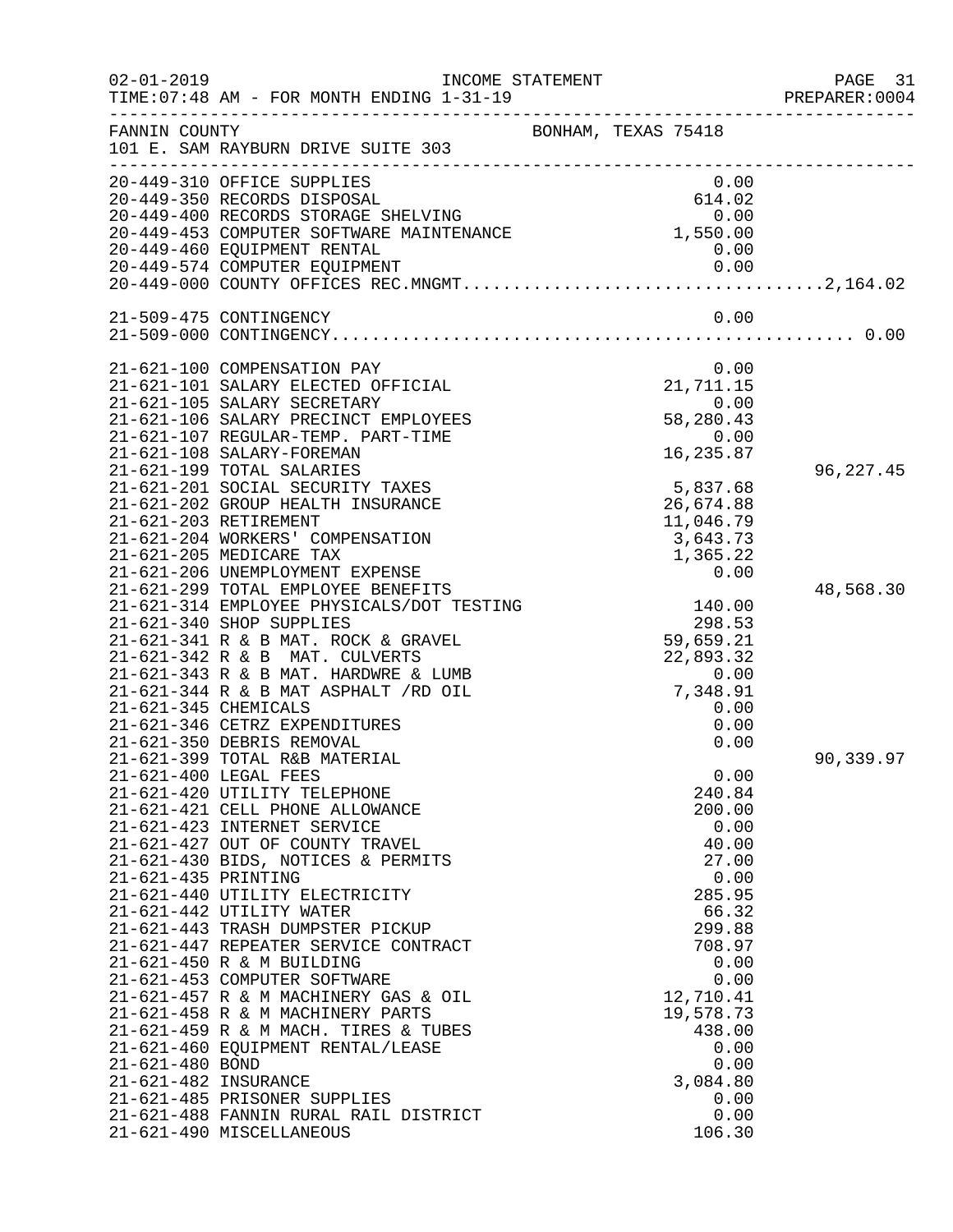INCOME STATEMENT

02-01-2019 TIME:07:48 AM - FOR MONTH ENDING 1-31-19

FANNIN COUNTY BONHAM, TEXAS 75418
101 E. SAM RAYBURN DRIVE SUITE 303

| Account | Description | Amount | Total |
|---|---|---|---|
| 20-449-310 | OFFICE SUPPLIES | 0.00 | |
| 20-449-350 | RECORDS DISPOSAL | 614.02 | |
| 20-449-400 | RECORDS STORAGE SHELVING | 0.00 | |
| 20-449-453 | COMPUTER SOFTWARE MAINTENANCE | 1,550.00 | |
| 20-449-460 | EQUIPMENT RENTAL | 0.00 | |
| 20-449-574 | COMPUTER EQUIPMENT | 0.00 | |
| 20-449-000 | COUNTY OFFICES REC.MNGMT. | | 2,164.02 |
| 21-509-475 | CONTINGENCY | 0.00 | |
| 21-509-000 | CONTINGENCY | | 0.00 |
| 21-621-100 | COMPENSATION PAY | 0.00 | |
| 21-621-101 | SALARY ELECTED OFFICIAL | 21,711.15 | |
| 21-621-105 | SALARY SECRETARY | 0.00 | |
| 21-621-106 | SALARY PRECINCT EMPLOYEES | 58,280.43 | |
| 21-621-107 | REGULAR-TEMP. PART-TIME | 0.00 | |
| 21-621-108 | SALARY-FOREMAN | 16,235.87 | |
| 21-621-199 | TOTAL SALARIES | | 96,227.45 |
| 21-621-201 | SOCIAL SECURITY TAXES | 5,837.68 | |
| 21-621-202 | GROUP HEALTH INSURANCE | 26,674.88 | |
| 21-621-203 | RETIREMENT | 11,046.79 | |
| 21-621-204 | WORKERS' COMPENSATION | 3,643.73 | |
| 21-621-205 | MEDICARE TAX | 1,365.22 | |
| 21-621-206 | UNEMPLOYMENT EXPENSE | 0.00 | |
| 21-621-299 | TOTAL EMPLOYEE BENEFITS | | 48,568.30 |
| 21-621-314 | EMPLOYEE PHYSICALS/DOT TESTING | 140.00 | |
| 21-621-340 | SHOP SUPPLIES | 298.53 | |
| 21-621-341 | R & B MAT. ROCK & GRAVEL | 59,659.21 | |
| 21-621-342 | R & B MAT. CULVERTS | 22,893.32 | |
| 21-621-343 | R & B MAT. HARDWRE & LUMB | 0.00 | |
| 21-621-344 | R & B MAT ASPHALT /RD OIL | 7,348.91 | |
| 21-621-345 | CHEMICALS | 0.00 | |
| 21-621-346 | CETRZ EXPENDITURES | 0.00 | |
| 21-621-350 | DEBRIS REMOVAL | 0.00 | |
| 21-621-399 | TOTAL R&B MATERIAL | | 90,339.97 |
| 21-621-400 | LEGAL FEES | 0.00 | |
| 21-621-420 | UTILITY TELEPHONE | 240.84 | |
| 21-621-421 | CELL PHONE ALLOWANCE | 200.00 | |
| 21-621-423 | INTERNET SERVICE | 0.00 | |
| 21-621-427 | OUT OF COUNTY TRAVEL | 40.00 | |
| 21-621-430 | BIDS, NOTICES & PERMITS | 27.00 | |
| 21-621-435 | PRINTING | 0.00 | |
| 21-621-440 | UTILITY ELECTRICITY | 285.95 | |
| 21-621-442 | UTILITY WATER | 66.32 | |
| 21-621-443 | TRASH DUMPSTER PICKUP | 299.88 | |
| 21-621-447 | REPEATER SERVICE CONTRACT | 708.97 | |
| 21-621-450 | R & M BUILDING | 0.00 | |
| 21-621-453 | COMPUTER SOFTWARE | 0.00 | |
| 21-621-457 | R & M MACHINERY GAS & OIL | 12,710.41 | |
| 21-621-458 | R & M MACHINERY PARTS | 19,578.73 | |
| 21-621-459 | R & M MACH. TIRES & TUBES | 438.00 | |
| 21-621-460 | EQUIPMENT RENTAL/LEASE | 0.00 | |
| 21-621-480 | BOND | 0.00 | |
| 21-621-482 | INSURANCE | 3,084.80 | |
| 21-621-485 | PRISONER SUPPLIES | 0.00 | |
| 21-621-488 | FANNIN RURAL RAIL DISTRICT | 0.00 | |
| 21-621-490 | MISCELLANEOUS | 106.30 | |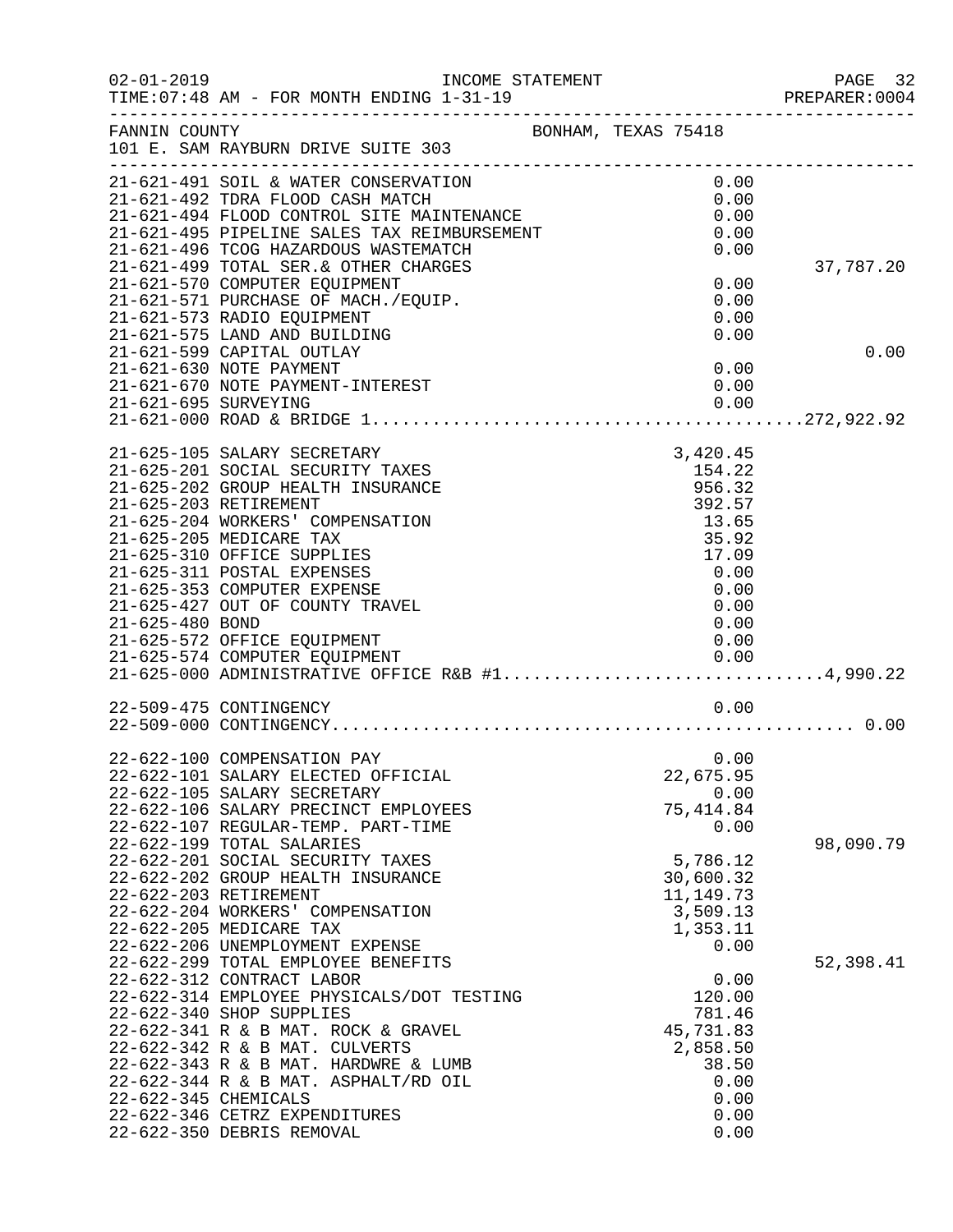FANNIN COUNTY — BONHAM, TEXAS 75418
101 E. SAM RAYBURN DRIVE SUITE 303

INCOME STATEMENT — 02-01-2019 — TIME:07:48 AM - FOR MONTH ENDING 1-31-19

| Account | Description | Amount | Total |
|---|---|---|---|
| 21-621-491 | SOIL & WATER CONSERVATION | 0.00 | |
| 21-621-492 | TDRA FLOOD CASH MATCH | 0.00 | |
| 21-621-494 | FLOOD CONTROL SITE MAINTENANCE | 0.00 | |
| 21-621-495 | PIPELINE SALES TAX REIMBURSEMENT | 0.00 | |
| 21-621-496 | TCOG HAZARDOUS WASTEMATCH | 0.00 | |
| 21-621-499 | TOTAL SER.& OTHER CHARGES | | 37,787.20 |
| 21-621-570 | COMPUTER EQUIPMENT | 0.00 | |
| 21-621-571 | PURCHASE OF MACH./EQUIP. | 0.00 | |
| 21-621-573 | RADIO EQUIPMENT | 0.00 | |
| 21-621-575 | LAND AND BUILDING | 0.00 | |
| 21-621-599 | CAPITAL OUTLAY | | 0.00 |
| 21-621-630 | NOTE PAYMENT | 0.00 | |
| 21-621-670 | NOTE PAYMENT-INTEREST | 0.00 | |
| 21-621-695 | SURVEYING | 0.00 | |
| 21-621-000 | ROAD & BRIDGE 1 | | 272,922.92 |
| 21-625-105 | SALARY SECRETARY | 3,420.45 | |
| 21-625-201 | SOCIAL SECURITY TAXES | 154.22 | |
| 21-625-202 | GROUP HEALTH INSURANCE | 956.32 | |
| 21-625-203 | RETIREMENT | 392.57 | |
| 21-625-204 | WORKERS' COMPENSATION | 13.65 | |
| 21-625-205 | MEDICARE TAX | 35.92 | |
| 21-625-310 | OFFICE SUPPLIES | 17.09 | |
| 21-625-311 | POSTAL EXPENSES | 0.00 | |
| 21-625-353 | COMPUTER EXPENSE | 0.00 | |
| 21-625-427 | OUT OF COUNTY TRAVEL | 0.00 | |
| 21-625-480 | BOND | 0.00 | |
| 21-625-572 | OFFICE EQUIPMENT | 0.00 | |
| 21-625-574 | COMPUTER EQUIPMENT | 0.00 | |
| 21-625-000 | ADMINISTRATIVE OFFICE R&B #1 | | 4,990.22 |
| 22-509-475 | CONTINGENCY | 0.00 | |
| 22-509-000 | CONTINGENCY | | 0.00 |
| 22-622-100 | COMPENSATION PAY | 0.00 | |
| 22-622-101 | SALARY ELECTED OFFICIAL | 22,675.95 | |
| 22-622-105 | SALARY SECRETARY | 0.00 | |
| 22-622-106 | SALARY PRECINCT EMPLOYEES | 75,414.84 | |
| 22-622-107 | REGULAR-TEMP. PART-TIME | 0.00 | |
| 22-622-199 | TOTAL SALARIES | | 98,090.79 |
| 22-622-201 | SOCIAL SECURITY TAXES | 5,786.12 | |
| 22-622-202 | GROUP HEALTH INSURANCE | 30,600.32 | |
| 22-622-203 | RETIREMENT | 11,149.73 | |
| 22-622-204 | WORKERS' COMPENSATION | 3,509.13 | |
| 22-622-205 | MEDICARE TAX | 1,353.11 | |
| 22-622-206 | UNEMPLOYMENT EXPENSE | 0.00 | |
| 22-622-299 | TOTAL EMPLOYEE BENEFITS | | 52,398.41 |
| 22-622-312 | CONTRACT LABOR | 0.00 | |
| 22-622-314 | EMPLOYEE PHYSICALS/DOT TESTING | 120.00 | |
| 22-622-340 | SHOP SUPPLIES | 781.46 | |
| 22-622-341 | R & B MAT. ROCK & GRAVEL | 45,731.83 | |
| 22-622-342 | R & B MAT. CULVERTS | 2,858.50 | |
| 22-622-343 | R & B MAT. HARDWRE & LUMB | 38.50 | |
| 22-622-344 | R & B MAT. ASPHALT/RD OIL | 0.00 | |
| 22-622-345 | CHEMICALS | 0.00 | |
| 22-622-346 | CETRZ EXPENDITURES | 0.00 | |
| 22-622-350 | DEBRIS REMOVAL | 0.00 | |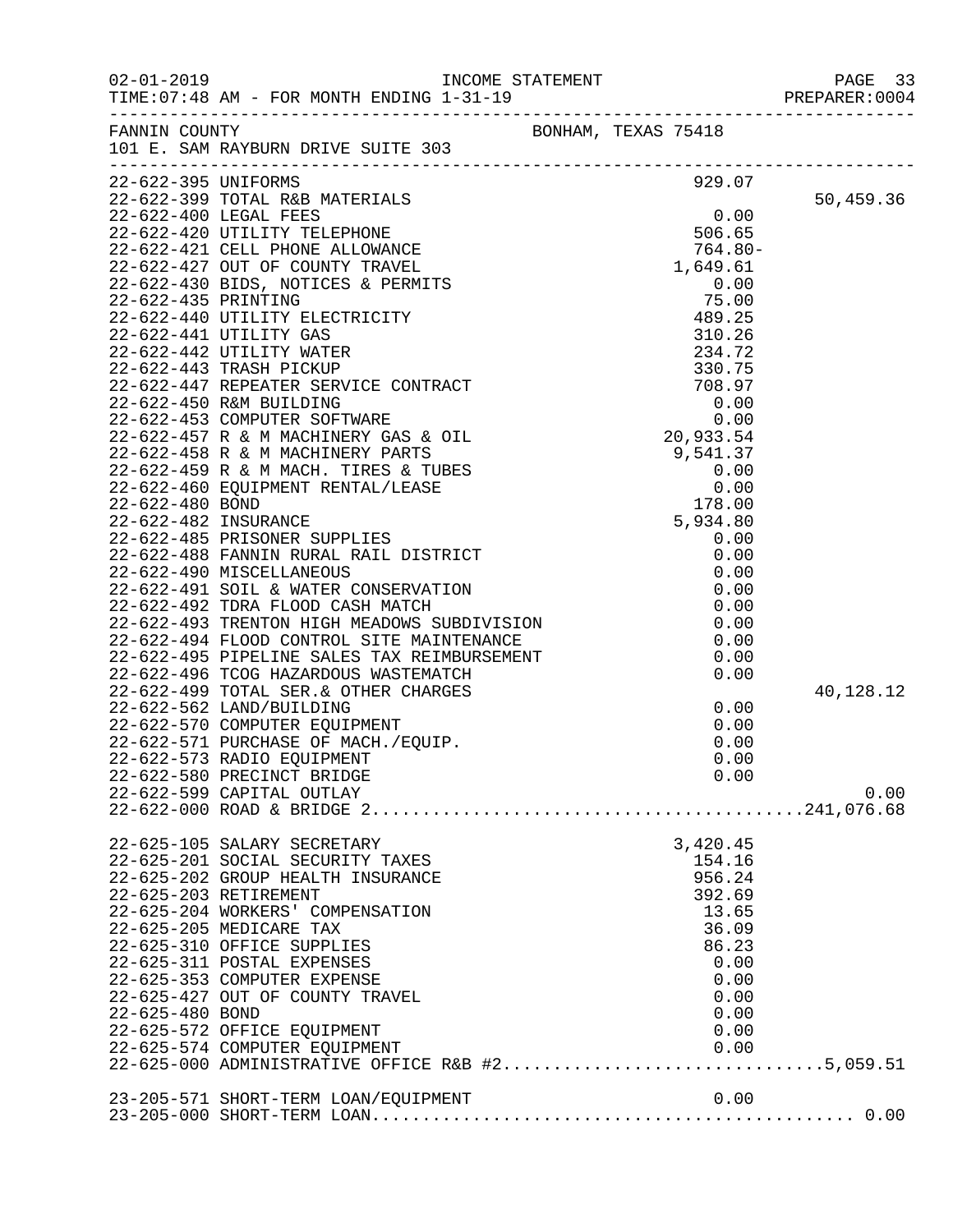FANNIN COUNTY BONHAM, TEXAS 75418
101 E. SAM RAYBURN DRIVE SUITE 303

INCOME STATEMENT
TIME:07:48 AM - FOR MONTH ENDING 1-31-19

| Account | Description | Amount | Total |
|---|---|---|---|
| 22-622-395 | UNIFORMS | 929.07 | |
| 22-622-399 | TOTAL R&B MATERIALS | | 50,459.36 |
| 22-622-400 | LEGAL FEES | 0.00 | |
| 22-622-420 | UTILITY TELEPHONE | 506.65 | |
| 22-622-421 | CELL PHONE ALLOWANCE | 764.80- | |
| 22-622-427 | OUT OF COUNTY TRAVEL | 1,649.61 | |
| 22-622-430 | BIDS, NOTICES & PERMITS | 0.00 | |
| 22-622-435 | PRINTING | 75.00 | |
| 22-622-440 | UTILITY ELECTRICITY | 489.25 | |
| 22-622-441 | UTILITY GAS | 310.26 | |
| 22-622-442 | UTILITY WATER | 234.72 | |
| 22-622-443 | TRASH PICKUP | 330.75 | |
| 22-622-447 | REPEATER SERVICE CONTRACT | 708.97 | |
| 22-622-450 | R&M BUILDING | 0.00 | |
| 22-622-453 | COMPUTER SOFTWARE | 0.00 | |
| 22-622-457 | R & M MACHINERY GAS & OIL | 20,933.54 | |
| 22-622-458 | R & M MACHINERY PARTS | 9,541.37 | |
| 22-622-459 | R & M MACH. TIRES & TUBES | 0.00 | |
| 22-622-460 | EQUIPMENT RENTAL/LEASE | 0.00 | |
| 22-622-480 | BOND | 178.00 | |
| 22-622-482 | INSURANCE | 5,934.80 | |
| 22-622-485 | PRISONER SUPPLIES | 0.00 | |
| 22-622-488 | FANNIN RURAL RAIL DISTRICT | 0.00 | |
| 22-622-490 | MISCELLANEOUS | 0.00 | |
| 22-622-491 | SOIL & WATER CONSERVATION | 0.00 | |
| 22-622-492 | TDRA FLOOD CASH MATCH | 0.00 | |
| 22-622-493 | TRENTON HIGH MEADOWS SUBDIVISION | 0.00 | |
| 22-622-494 | FLOOD CONTROL SITE MAINTENANCE | 0.00 | |
| 22-622-495 | PIPELINE SALES TAX REIMBURSEMENT | 0.00 | |
| 22-622-496 | TCOG HAZARDOUS WASTEMATCH | 0.00 | |
| 22-622-499 | TOTAL SER.& OTHER CHARGES | | 40,128.12 |
| 22-622-562 | LAND/BUILDING | 0.00 | |
| 22-622-570 | COMPUTER EQUIPMENT | 0.00 | |
| 22-622-571 | PURCHASE OF MACH./EQUIP. | 0.00 | |
| 22-622-573 | RADIO EQUIPMENT | 0.00 | |
| 22-622-580 | PRECINCT BRIDGE | 0.00 | |
| 22-622-599 | CAPITAL OUTLAY | | 0.00 |
| 22-622-000 | ROAD & BRIDGE 2 | | 241,076.68 |
| 22-625-105 | SALARY SECRETARY | 3,420.45 | |
| 22-625-201 | SOCIAL SECURITY TAXES | 154.16 | |
| 22-625-202 | GROUP HEALTH INSURANCE | 956.24 | |
| 22-625-203 | RETIREMENT | 392.69 | |
| 22-625-204 | WORKERS' COMPENSATION | 13.65 | |
| 22-625-205 | MEDICARE TAX | 36.09 | |
| 22-625-310 | OFFICE SUPPLIES | 86.23 | |
| 22-625-311 | POSTAL EXPENSES | 0.00 | |
| 22-625-353 | COMPUTER EXPENSE | 0.00 | |
| 22-625-427 | OUT OF COUNTY TRAVEL | 0.00 | |
| 22-625-480 | BOND | 0.00 | |
| 22-625-572 | OFFICE EQUIPMENT | 0.00 | |
| 22-625-574 | COMPUTER EQUIPMENT | 0.00 | |
| 22-625-000 | ADMINISTRATIVE OFFICE R&B #2 | | 5,059.51 |
| 23-205-571 | SHORT-TERM LOAN/EQUIPMENT | 0.00 | |
| 23-205-000 | SHORT-TERM LOAN | | 0.00 |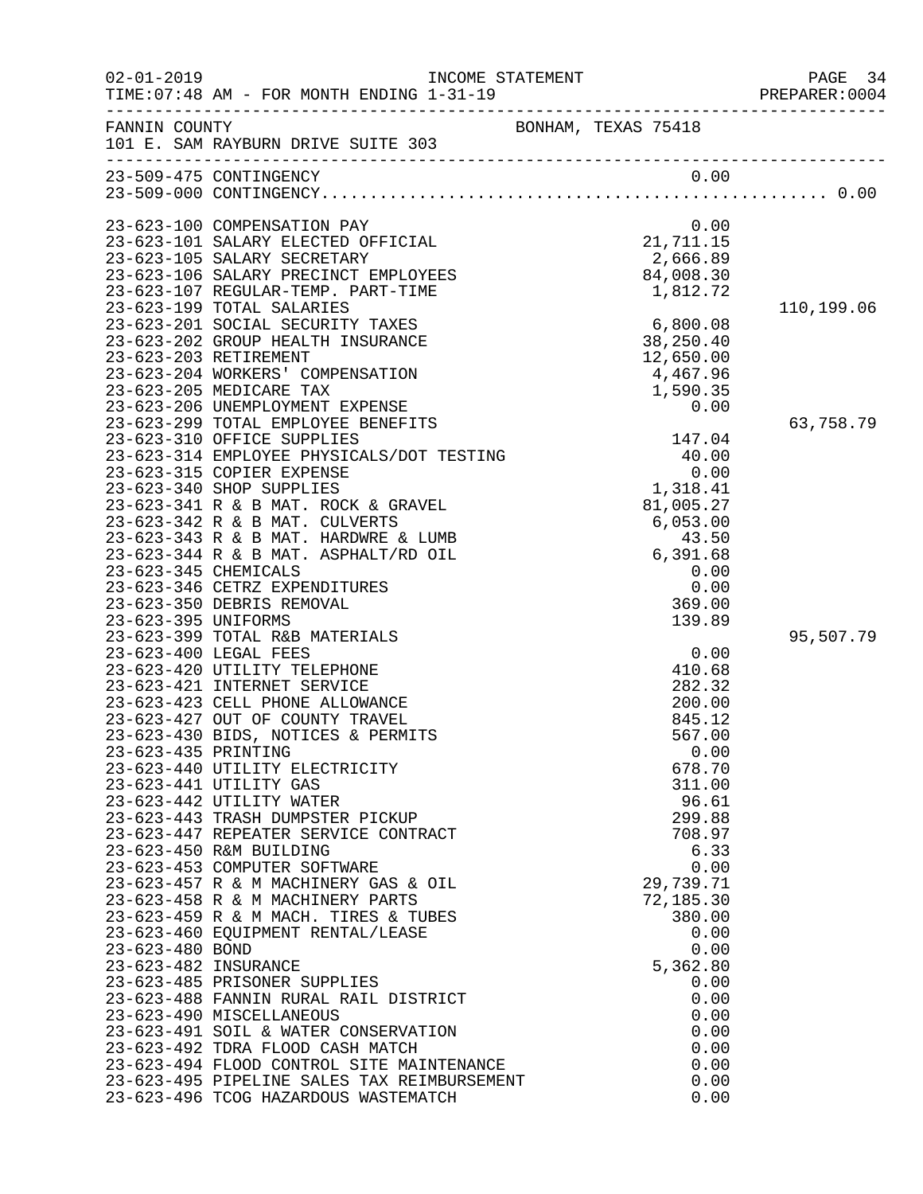FANNIN COUNTY — BONHAM, TEXAS 75418
101 E. SAM RAYBURN DRIVE SUITE 303

INCOME STATEMENT
TIME:07:48 AM - FOR MONTH ENDING 1-31-19

| Account | Description | Amount | Total |
|---|---|---|---|
| 23-509-475 | CONTINGENCY | 0.00 | |
| 23-509-000 | CONTINGENCY | | 0.00 |
| 23-623-100 | COMPENSATION PAY | 0.00 | |
| 23-623-101 | SALARY ELECTED OFFICIAL | 21,711.15 | |
| 23-623-105 | SALARY SECRETARY | 2,666.89 | |
| 23-623-106 | SALARY PRECINCT EMPLOYEES | 84,008.30 | |
| 23-623-107 | REGULAR-TEMP. PART-TIME | 1,812.72 | |
| 23-623-199 | TOTAL SALARIES | | 110,199.06 |
| 23-623-201 | SOCIAL SECURITY TAXES | 6,800.08 | |
| 23-623-202 | GROUP HEALTH INSURANCE | 38,250.40 | |
| 23-623-203 | RETIREMENT | 12,650.00 | |
| 23-623-204 | WORKERS' COMPENSATION | 4,467.96 | |
| 23-623-205 | MEDICARE TAX | 1,590.35 | |
| 23-623-206 | UNEMPLOYMENT EXPENSE | 0.00 | |
| 23-623-299 | TOTAL EMPLOYEE BENEFITS | | 63,758.79 |
| 23-623-310 | OFFICE SUPPLIES | 147.04 | |
| 23-623-314 | EMPLOYEE PHYSICALS/DOT TESTING | 40.00 | |
| 23-623-315 | COPIER EXPENSE | 0.00 | |
| 23-623-340 | SHOP SUPPLIES | 1,318.41 | |
| 23-623-341 | R & B MAT. ROCK & GRAVEL | 81,005.27 | |
| 23-623-342 | R & B MAT. CULVERTS | 6,053.00 | |
| 23-623-343 | R & B MAT. HARDWRE & LUMB | 43.50 | |
| 23-623-344 | R & B MAT. ASPHALT/RD OIL | 6,391.68 | |
| 23-623-345 | CHEMICALS | 0.00 | |
| 23-623-346 | CETRZ EXPENDITURES | 0.00 | |
| 23-623-350 | DEBRIS REMOVAL | 369.00 | |
| 23-623-395 | UNIFORMS | 139.89 | |
| 23-623-399 | TOTAL R&B MATERIALS | | 95,507.79 |
| 23-623-400 | LEGAL FEES | 0.00 | |
| 23-623-420 | UTILITY TELEPHONE | 410.68 | |
| 23-623-421 | INTERNET SERVICE | 282.32 | |
| 23-623-423 | CELL PHONE ALLOWANCE | 200.00 | |
| 23-623-427 | OUT OF COUNTY TRAVEL | 845.12 | |
| 23-623-430 | BIDS, NOTICES & PERMITS | 567.00 | |
| 23-623-435 | PRINTING | 0.00 | |
| 23-623-440 | UTILITY ELECTRICITY | 678.70 | |
| 23-623-441 | UTILITY GAS | 311.00 | |
| 23-623-442 | UTILITY WATER | 96.61 | |
| 23-623-443 | TRASH DUMPSTER PICKUP | 299.88 | |
| 23-623-447 | REPEATER SERVICE CONTRACT | 708.97 | |
| 23-623-450 | R&M BUILDING | 6.33 | |
| 23-623-453 | COMPUTER SOFTWARE | 0.00 | |
| 23-623-457 | R & M MACHINERY GAS & OIL | 29,739.71 | |
| 23-623-458 | R & M MACHINERY PARTS | 72,185.30 | |
| 23-623-459 | R & M MACH. TIRES & TUBES | 380.00 | |
| 23-623-460 | EQUIPMENT RENTAL/LEASE | 0.00 | |
| 23-623-480 | BOND | 0.00 | |
| 23-623-482 | INSURANCE | 5,362.80 | |
| 23-623-485 | PRISONER SUPPLIES | 0.00 | |
| 23-623-488 | FANNIN RURAL RAIL DISTRICT | 0.00 | |
| 23-623-490 | MISCELLANEOUS | 0.00 | |
| 23-623-491 | SOIL & WATER CONSERVATION | 0.00 | |
| 23-623-492 | TDRA FLOOD CASH MATCH | 0.00 | |
| 23-623-494 | FLOOD CONTROL SITE MAINTENANCE | 0.00 | |
| 23-623-495 | PIPELINE SALES TAX REIMBURSEMENT | 0.00 | |
| 23-623-496 | TCOG HAZARDOUS WASTEMATCH | 0.00 | |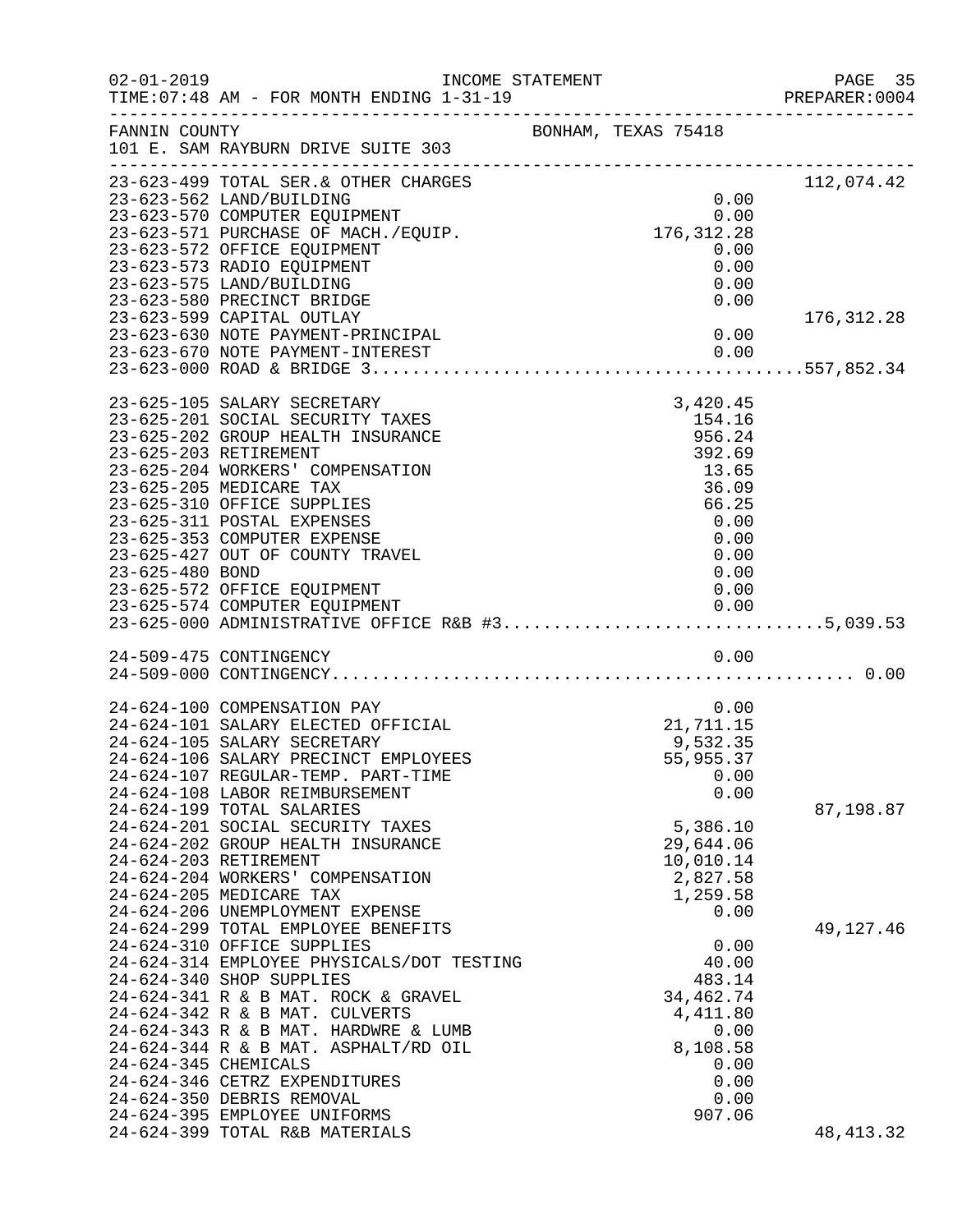02-01-2019 INCOME STATEMENT
TIME:07:48 AM - FOR MONTH ENDING 1-31-19

FANNIN COUNTY BONHAM, TEXAS 75418
101 E. SAM RAYBURN DRIVE SUITE 303

| Account | Description | Amount | Total |
|---|---|---|---|
| 23-623-499 | TOTAL SER.& OTHER CHARGES | | 112,074.42 |
| 23-623-562 | LAND/BUILDING | 0.00 | |
| 23-623-570 | COMPUTER EQUIPMENT | 0.00 | |
| 23-623-571 | PURCHASE OF MACH./EQUIP. | 176,312.28 | |
| 23-623-572 | OFFICE EQUIPMENT | 0.00 | |
| 23-623-573 | RADIO EQUIPMENT | 0.00 | |
| 23-623-575 | LAND/BUILDING | 0.00 | |
| 23-623-580 | PRECINCT BRIDGE | 0.00 | |
| 23-623-599 | CAPITAL OUTLAY | | 176,312.28 |
| 23-623-630 | NOTE PAYMENT-PRINCIPAL | 0.00 | |
| 23-623-670 | NOTE PAYMENT-INTEREST | 0.00 | |
| 23-623-000 | ROAD & BRIDGE 3 | | 557,852.34 |
| 23-625-105 | SALARY SECRETARY | 3,420.45 | |
| 23-625-201 | SOCIAL SECURITY TAXES | 154.16 | |
| 23-625-202 | GROUP HEALTH INSURANCE | 956.24 | |
| 23-625-203 | RETIREMENT | 392.69 | |
| 23-625-204 | WORKERS' COMPENSATION | 13.65 | |
| 23-625-205 | MEDICARE TAX | 36.09 | |
| 23-625-310 | OFFICE SUPPLIES | 66.25 | |
| 23-625-311 | POSTAL EXPENSES | 0.00 | |
| 23-625-353 | COMPUTER EXPENSE | 0.00 | |
| 23-625-427 | OUT OF COUNTY TRAVEL | 0.00 | |
| 23-625-480 | BOND | 0.00 | |
| 23-625-572 | OFFICE EQUIPMENT | 0.00 | |
| 23-625-574 | COMPUTER EQUIPMENT | 0.00 | |
| 23-625-000 | ADMINISTRATIVE OFFICE R&B #3 | | 5,039.53 |
| 24-509-475 | CONTINGENCY | 0.00 | |
| 24-509-000 | CONTINGENCY | | 0.00 |
| 24-624-100 | COMPENSATION PAY | 0.00 | |
| 24-624-101 | SALARY ELECTED OFFICIAL | 21,711.15 | |
| 24-624-105 | SALARY SECRETARY | 9,532.35 | |
| 24-624-106 | SALARY PRECINCT EMPLOYEES | 55,955.37 | |
| 24-624-107 | REGULAR-TEMP. PART-TIME | 0.00 | |
| 24-624-108 | LABOR REIMBURSEMENT | 0.00 | |
| 24-624-199 | TOTAL SALARIES | | 87,198.87 |
| 24-624-201 | SOCIAL SECURITY TAXES | 5,386.10 | |
| 24-624-202 | GROUP HEALTH INSURANCE | 29,644.06 | |
| 24-624-203 | RETIREMENT | 10,010.14 | |
| 24-624-204 | WORKERS' COMPENSATION | 2,827.58 | |
| 24-624-205 | MEDICARE TAX | 1,259.58 | |
| 24-624-206 | UNEMPLOYMENT EXPENSE | 0.00 | |
| 24-624-299 | TOTAL EMPLOYEE BENEFITS | | 49,127.46 |
| 24-624-310 | OFFICE SUPPLIES | 0.00 | |
| 24-624-314 | EMPLOYEE PHYSICALS/DOT TESTING | 40.00 | |
| 24-624-340 | SHOP SUPPLIES | 483.14 | |
| 24-624-341 | R & B MAT. ROCK & GRAVEL | 34,462.74 | |
| 24-624-342 | R & B MAT. CULVERTS | 4,411.80 | |
| 24-624-343 | R & B MAT. HARDWRE & LUMB | 0.00 | |
| 24-624-344 | R & B MAT. ASPHALT/RD OIL | 8,108.58 | |
| 24-624-345 | CHEMICALS | 0.00 | |
| 24-624-346 | CETRZ EXPENDITURES | 0.00 | |
| 24-624-350 | DEBRIS REMOVAL | 0.00 | |
| 24-624-395 | EMPLOYEE UNIFORMS | 907.06 | |
| 24-624-399 | TOTAL R&B MATERIALS | | 48,413.32 |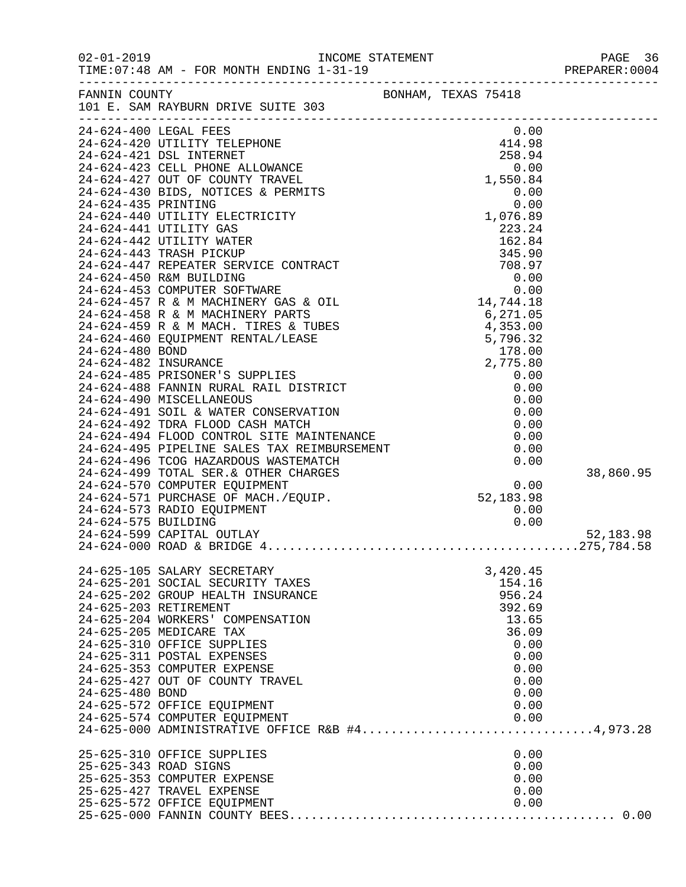FANNIN COUNTY BONHAM, TEXAS 75418
101 E. SAM RAYBURN DRIVE SUITE 303

| Account | Description | Amount | Total |
|---|---|---|---|
| 24-624-400 | LEGAL FEES | 0.00 | |
| 24-624-420 | UTILITY TELEPHONE | 414.98 | |
| 24-624-421 | DSL INTERNET | 258.94 | |
| 24-624-423 | CELL PHONE ALLOWANCE | 0.00 | |
| 24-624-427 | OUT OF COUNTY TRAVEL | 1,550.84 | |
| 24-624-430 | BIDS, NOTICES & PERMITS | 0.00 | |
| 24-624-435 | PRINTING | 0.00 | |
| 24-624-440 | UTILITY ELECTRICITY | 1,076.89 | |
| 24-624-441 | UTILITY GAS | 223.24 | |
| 24-624-442 | UTILITY WATER | 162.84 | |
| 24-624-443 | TRASH PICKUP | 345.90 | |
| 24-624-447 | REPEATER SERVICE CONTRACT | 708.97 | |
| 24-624-450 | R&M BUILDING | 0.00 | |
| 24-624-453 | COMPUTER SOFTWARE | 0.00 | |
| 24-624-457 | R & M MACHINERY GAS & OIL | 14,744.18 | |
| 24-624-458 | R & M MACHINERY PARTS | 6,271.05 | |
| 24-624-459 | R & M MACH. TIRES & TUBES | 4,353.00 | |
| 24-624-460 | EQUIPMENT RENTAL/LEASE | 5,796.32 | |
| 24-624-480 | BOND | 178.00 | |
| 24-624-482 | INSURANCE | 2,775.80 | |
| 24-624-485 | PRISONER'S SUPPLIES | 0.00 | |
| 24-624-488 | FANNIN RURAL RAIL DISTRICT | 0.00 | |
| 24-624-490 | MISCELLANEOUS | 0.00 | |
| 24-624-491 | SOIL & WATER CONSERVATION | 0.00 | |
| 24-624-492 | TDRA FLOOD CASH MATCH | 0.00 | |
| 24-624-494 | FLOOD CONTROL SITE MAINTENANCE | 0.00 | |
| 24-624-495 | PIPELINE SALES TAX REIMBURSEMENT | 0.00 | |
| 24-624-496 | TCOG HAZARDOUS WASTEMATCH | 0.00 | |
| 24-624-499 | TOTAL SER.& OTHER CHARGES | | 38,860.95 |
| 24-624-570 | COMPUTER EQUIPMENT | 0.00 | |
| 24-624-571 | PURCHASE OF MACH./EQUIP. | 52,183.98 | |
| 24-624-573 | RADIO EQUIPMENT | 0.00 | |
| 24-624-575 | BUILDING | 0.00 | |
| 24-624-599 | CAPITAL OUTLAY | | 52,183.98 |
| 24-624-000 | ROAD & BRIDGE 4 | | 275,784.58 |

| Account | Description | Amount | Total |
|---|---|---|---|
| 24-625-105 | SALARY SECRETARY | 3,420.45 | |
| 24-625-201 | SOCIAL SECURITY TAXES | 154.16 | |
| 24-625-202 | GROUP HEALTH INSURANCE | 956.24 | |
| 24-625-203 | RETIREMENT | 392.69 | |
| 24-625-204 | WORKERS' COMPENSATION | 13.65 | |
| 24-625-205 | MEDICARE TAX | 36.09 | |
| 24-625-310 | OFFICE SUPPLIES | 0.00 | |
| 24-625-311 | POSTAL EXPENSES | 0.00 | |
| 24-625-353 | COMPUTER EXPENSE | 0.00 | |
| 24-625-427 | OUT OF COUNTY TRAVEL | 0.00 | |
| 24-625-480 | BOND | 0.00 | |
| 24-625-572 | OFFICE EQUIPMENT | 0.00 | |
| 24-625-574 | COMPUTER EQUIPMENT | 0.00 | |
| 24-625-000 | ADMINISTRATIVE OFFICE R&B #4 | | 4,973.28 |

| Account | Description | Amount | Total |
|---|---|---|---|
| 25-625-310 | OFFICE SUPPLIES | 0.00 | |
| 25-625-343 | ROAD SIGNS | 0.00 | |
| 25-625-353 | COMPUTER EXPENSE | 0.00 | |
| 25-625-427 | TRAVEL EXPENSE | 0.00 | |
| 25-625-572 | OFFICE EQUIPMENT | 0.00 | |
| 25-625-000 | FANNIN COUNTY BEES | | 0.00 |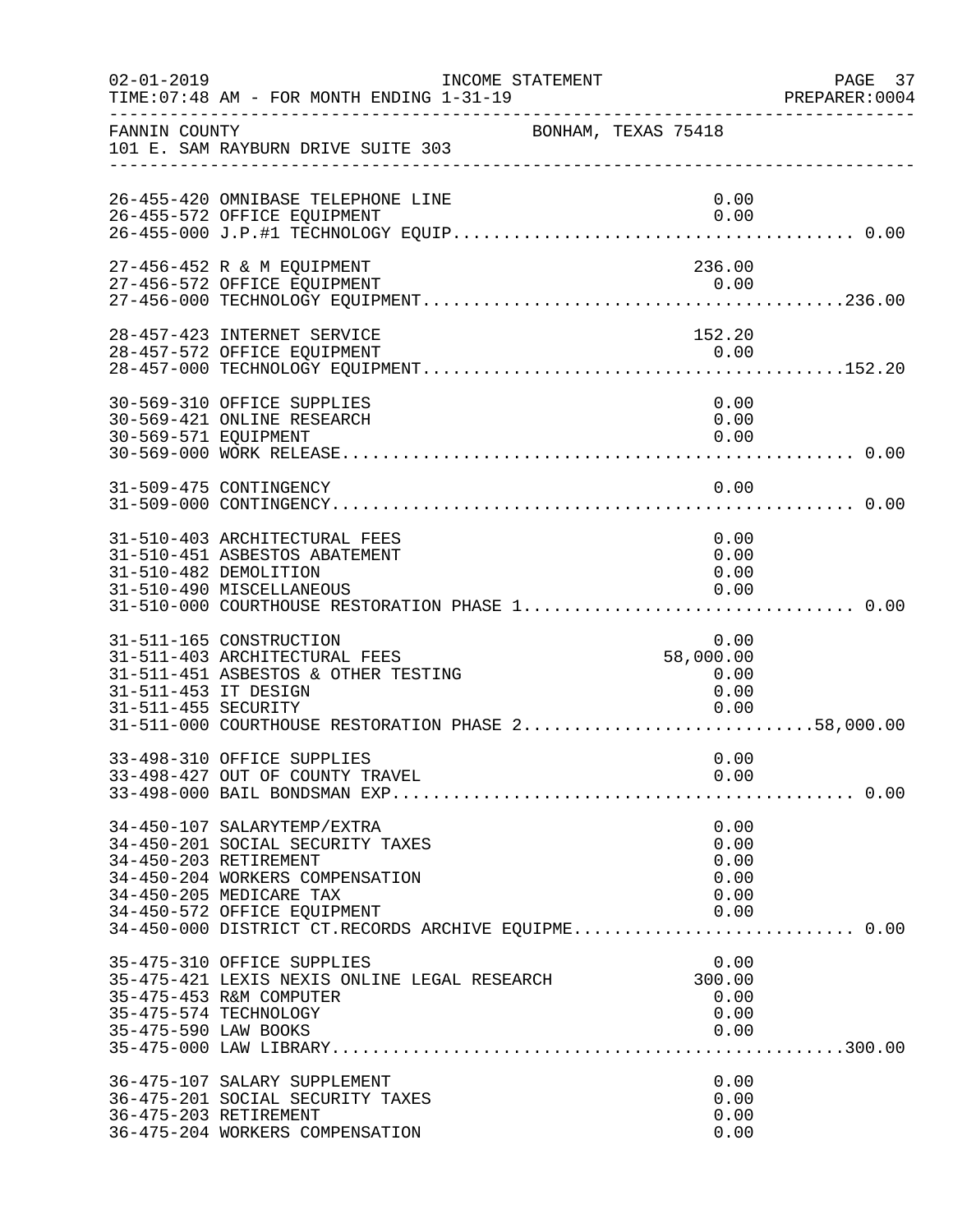FANNIN COUNTY — BONHAM, TEXAS 75418
101 E. SAM RAYBURN DRIVE SUITE 303

INCOME STATEMENT — TIME:07:48 AM - FOR MONTH ENDING 1-31-19

| Account | Description | Amount | Total |
|---|---|---|---|
| 26-455-420 | OMNIBASE TELEPHONE LINE | 0.00 | |
| 26-455-572 | OFFICE EQUIPMENT | 0.00 | |
| 26-455-000 | J.P.#1 TECHNOLOGY EQUIP | | 0.00 |
| 27-456-452 | R & M EQUIPMENT | 236.00 | |
| 27-456-572 | OFFICE EQUIPMENT | 0.00 | |
| 27-456-000 | TECHNOLOGY EQUIPMENT | | 236.00 |
| 28-457-423 | INTERNET SERVICE | 152.20 | |
| 28-457-572 | OFFICE EQUIPMENT | 0.00 | |
| 28-457-000 | TECHNOLOGY EQUIPMENT | | 152.20 |
| 30-569-310 | OFFICE SUPPLIES | 0.00 | |
| 30-569-421 | ONLINE RESEARCH | 0.00 | |
| 30-569-571 | EQUIPMENT | 0.00 | |
| 30-569-000 | WORK RELEASE | | 0.00 |
| 31-509-475 | CONTINGENCY | 0.00 | |
| 31-509-000 | CONTINGENCY | | 0.00 |
| 31-510-403 | ARCHITECTURAL FEES | 0.00 | |
| 31-510-451 | ASBESTOS ABATEMENT | 0.00 | |
| 31-510-482 | DEMOLITION | 0.00 | |
| 31-510-490 | MISCELLANEOUS | 0.00 | |
| 31-510-000 | COURTHOUSE RESTORATION PHASE 1 | | 0.00 |
| 31-511-165 | CONSTRUCTION | 0.00 | |
| 31-511-403 | ARCHITECTURAL FEES | 58,000.00 | |
| 31-511-451 | ASBESTOS & OTHER TESTING | 0.00 | |
| 31-511-453 | IT DESIGN | 0.00 | |
| 31-511-455 | SECURITY | 0.00 | |
| 31-511-000 | COURTHOUSE RESTORATION PHASE 2 | | 58,000.00 |
| 33-498-310 | OFFICE SUPPLIES | 0.00 | |
| 33-498-427 | OUT OF COUNTY TRAVEL | 0.00 | |
| 33-498-000 | BAIL BONDSMAN EXP | | 0.00 |
| 34-450-107 | SALARYTEMP/EXTRA | 0.00 | |
| 34-450-201 | SOCIAL SECURITY TAXES | 0.00 | |
| 34-450-203 | RETIREMENT | 0.00 | |
| 34-450-204 | WORKERS COMPENSATION | 0.00 | |
| 34-450-205 | MEDICARE TAX | 0.00 | |
| 34-450-572 | OFFICE EQUIPMENT | 0.00 | |
| 34-450-000 | DISTRICT CT.RECORDS ARCHIVE EQUIPME | | 0.00 |
| 35-475-310 | OFFICE SUPPLIES | 0.00 | |
| 35-475-421 | LEXIS NEXIS ONLINE LEGAL RESEARCH | 300.00 | |
| 35-475-453 | R&M COMPUTER | 0.00 | |
| 35-475-574 | TECHNOLOGY | 0.00 | |
| 35-475-590 | LAW BOOKS | 0.00 | |
| 35-475-000 | LAW LIBRARY | | 300.00 |
| 36-475-107 | SALARY SUPPLEMENT | 0.00 | |
| 36-475-201 | SOCIAL SECURITY TAXES | 0.00 | |
| 36-475-203 | RETIREMENT | 0.00 | |
| 36-475-204 | WORKERS COMPENSATION | 0.00 | |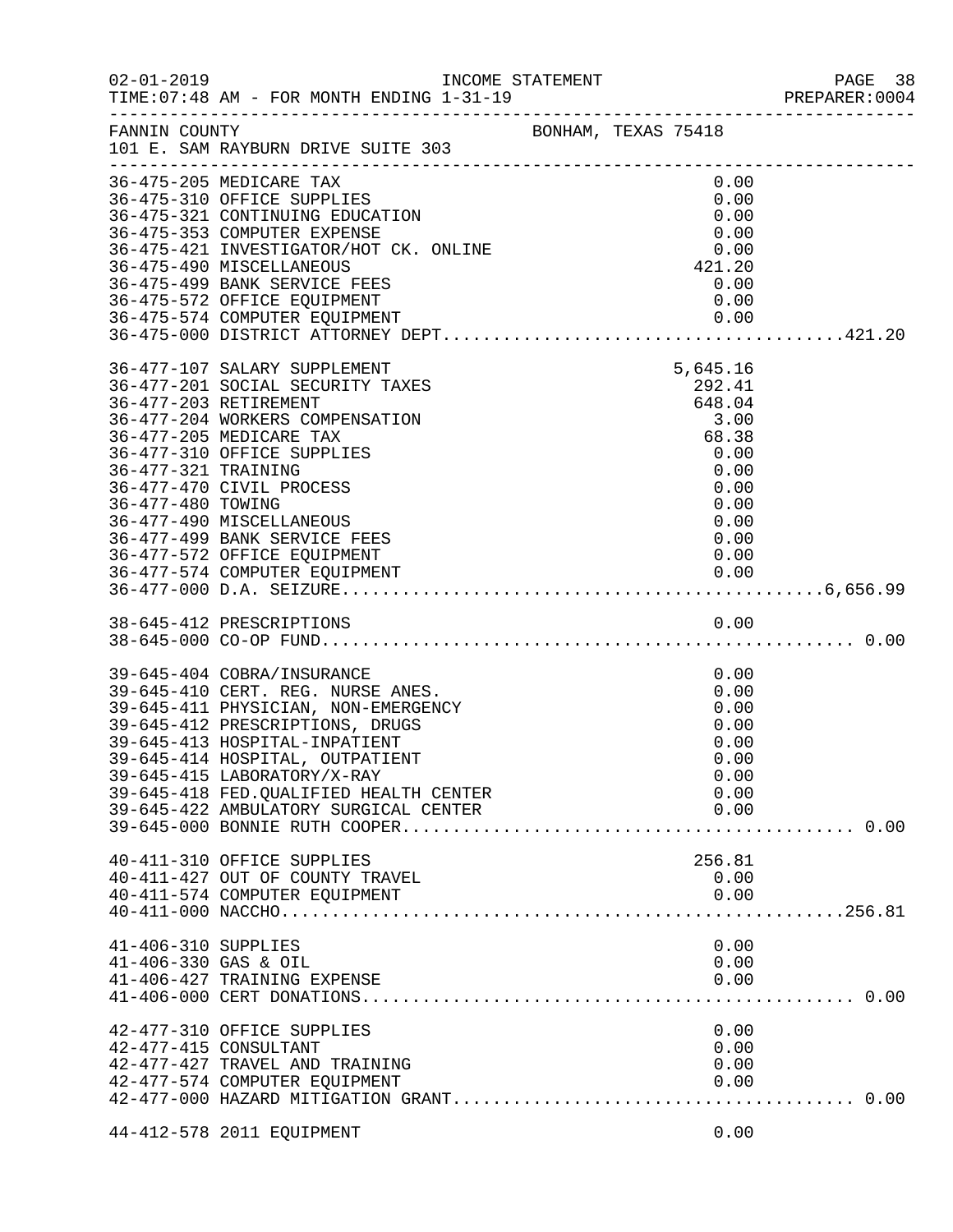FANNIN COUNTY — BONHAM, TEXAS 75418
101 E. SAM RAYBURN DRIVE SUITE 303

| Account | Description | Amount | Total |
|---|---|---|---|
| 36-475-205 | MEDICARE TAX | 0.00 | |
| 36-475-310 | OFFICE SUPPLIES | 0.00 | |
| 36-475-321 | CONTINUING EDUCATION | 0.00 | |
| 36-475-353 | COMPUTER EXPENSE | 0.00 | |
| 36-475-421 | INVESTIGATOR/HOT CK. ONLINE | 0.00 | |
| 36-475-490 | MISCELLANEOUS | 421.20 | |
| 36-475-499 | BANK SERVICE FEES | 0.00 | |
| 36-475-572 | OFFICE EQUIPMENT | 0.00 | |
| 36-475-574 | COMPUTER EQUIPMENT | 0.00 | |
| 36-475-000 | DISTRICT ATTORNEY DEPT. | | 421.20 |
| 36-477-107 | SALARY SUPPLEMENT | 5,645.16 | |
| 36-477-201 | SOCIAL SECURITY TAXES | 292.41 | |
| 36-477-203 | RETIREMENT | 648.04 | |
| 36-477-204 | WORKERS COMPENSATION | 3.00 | |
| 36-477-205 | MEDICARE TAX | 68.38 | |
| 36-477-310 | OFFICE SUPPLIES | 0.00 | |
| 36-477-321 | TRAINING | 0.00 | |
| 36-477-470 | CIVIL PROCESS | 0.00 | |
| 36-477-480 | TOWING | 0.00 | |
| 36-477-490 | MISCELLANEOUS | 0.00 | |
| 36-477-499 | BANK SERVICE FEES | 0.00 | |
| 36-477-572 | OFFICE EQUIPMENT | 0.00 | |
| 36-477-574 | COMPUTER EQUIPMENT | 0.00 | |
| 36-477-000 | D.A. SEIZURE | | 6,656.99 |
| 38-645-412 | PRESCRIPTIONS | 0.00 | |
| 38-645-000 | CO-OP FUND | | 0.00 |
| 39-645-404 | COBRA/INSURANCE | 0.00 | |
| 39-645-410 | CERT. REG. NURSE ANES. | 0.00 | |
| 39-645-411 | PHYSICIAN, NON-EMERGENCY | 0.00 | |
| 39-645-412 | PRESCRIPTIONS, DRUGS | 0.00 | |
| 39-645-413 | HOSPITAL-INPATIENT | 0.00 | |
| 39-645-414 | HOSPITAL, OUTPATIENT | 0.00 | |
| 39-645-415 | LABORATORY/X-RAY | 0.00 | |
| 39-645-418 | FED.QUALIFIED HEALTH CENTER | 0.00 | |
| 39-645-422 | AMBULATORY SURGICAL CENTER | 0.00 | |
| 39-645-000 | BONNIE RUTH COOPER | | 0.00 |
| 40-411-310 | OFFICE SUPPLIES | 256.81 | |
| 40-411-427 | OUT OF COUNTY TRAVEL | 0.00 | |
| 40-411-574 | COMPUTER EQUIPMENT | 0.00 | |
| 40-411-000 | NACCHO | | 256.81 |
| 41-406-310 | SUPPLIES | 0.00 | |
| 41-406-330 | GAS & OIL | 0.00 | |
| 41-406-427 | TRAINING EXPENSE | 0.00 | |
| 41-406-000 | CERT DONATIONS | | 0.00 |
| 42-477-310 | OFFICE SUPPLIES | 0.00 | |
| 42-477-415 | CONSULTANT | 0.00 | |
| 42-477-427 | TRAVEL AND TRAINING | 0.00 | |
| 42-477-574 | COMPUTER EQUIPMENT | 0.00 | |
| 42-477-000 | HAZARD MITIGATION GRANT | | 0.00 |
| 44-412-578 | 2011 EQUIPMENT | 0.00 | |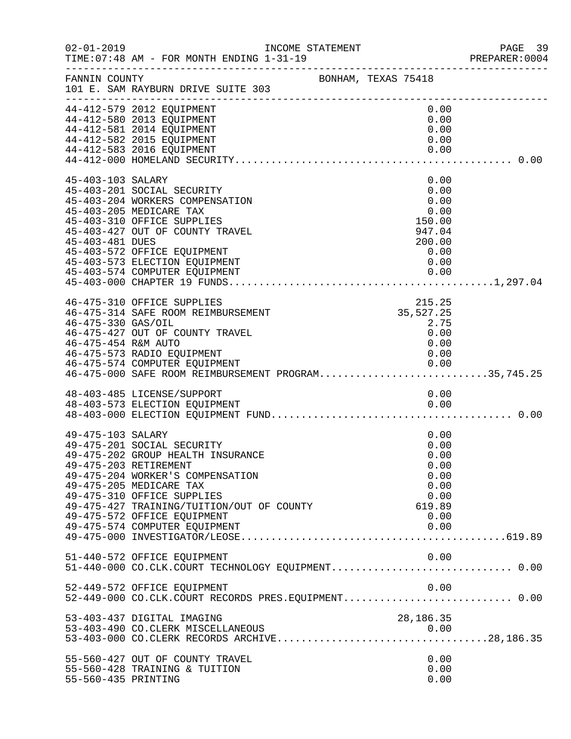FANNIN COUNTY — BONHAM, TEXAS 75418
101 E. SAM RAYBURN DRIVE SUITE 303

INCOME STATEMENT
TIME:07:48 AM - FOR MONTH ENDING 1-31-19

| Account | Description | Amount | Total |
|---|---|---|---|
| 44-412-579 | 2012 EQUIPMENT | 0.00 | |
| 44-412-580 | 2013 EQUIPMENT | 0.00 | |
| 44-412-581 | 2014 EQUIPMENT | 0.00 | |
| 44-412-582 | 2015 EQUIPMENT | 0.00 | |
| 44-412-583 | 2016 EQUIPMENT | 0.00 | |
| 44-412-000 | HOMELAND SECURITY | | 0.00 |
| 45-403-103 | SALARY | 0.00 | |
| 45-403-201 | SOCIAL SECURITY | 0.00 | |
| 45-403-204 | WORKERS COMPENSATION | 0.00 | |
| 45-403-205 | MEDICARE TAX | 0.00 | |
| 45-403-310 | OFFICE SUPPLIES | 150.00 | |
| 45-403-427 | OUT OF COUNTY TRAVEL | 947.04 | |
| 45-403-481 | DUES | 200.00 | |
| 45-403-572 | OFFICE EQUIPMENT | 0.00 | |
| 45-403-573 | ELECTION EQUIPMENT | 0.00 | |
| 45-403-574 | COMPUTER EQUIPMENT | 0.00 | |
| 45-403-000 | CHAPTER 19 FUNDS | | 1,297.04 |
| 46-475-310 | OFFICE SUPPLIES | 215.25 | |
| 46-475-314 | SAFE ROOM REIMBURSEMENT | 35,527.25 | |
| 46-475-330 | GAS/OIL | 2.75 | |
| 46-475-427 | OUT OF COUNTY TRAVEL | 0.00 | |
| 46-475-454 | R&M AUTO | 0.00 | |
| 46-475-573 | RADIO EQUIPMENT | 0.00 | |
| 46-475-574 | COMPUTER EQUIPMENT | 0.00 | |
| 46-475-000 | SAFE ROOM REIMBURSEMENT PROGRAM | | 35,745.25 |
| 48-403-485 | LICENSE/SUPPORT | 0.00 | |
| 48-403-573 | ELECTION EQUIPMENT | 0.00 | |
| 48-403-000 | ELECTION EQUIPMENT FUND | | 0.00 |
| 49-475-103 | SALARY | 0.00 | |
| 49-475-201 | SOCIAL SECURITY | 0.00 | |
| 49-475-202 | GROUP HEALTH INSURANCE | 0.00 | |
| 49-475-203 | RETIREMENT | 0.00 | |
| 49-475-204 | WORKER'S COMPENSATION | 0.00 | |
| 49-475-205 | MEDICARE TAX | 0.00 | |
| 49-475-310 | OFFICE SUPPLIES | 0.00 | |
| 49-475-427 | TRAINING/TUITION/OUT OF COUNTY | 619.89 | |
| 49-475-572 | OFFICE EQUIPMENT | 0.00 | |
| 49-475-574 | COMPUTER EQUIPMENT | 0.00 | |
| 49-475-000 | INVESTIGATOR/LEOSE | | 619.89 |
| 51-440-572 | OFFICE EQUIPMENT | 0.00 | |
| 51-440-000 | CO.CLK.COURT TECHNOLOGY EQUIPMENT | | 0.00 |
| 52-449-572 | OFFICE EQUIPMENT | 0.00 | |
| 52-449-000 | CO.CLK.COURT RECORDS PRES.EQUIPMENT | | 0.00 |
| 53-403-437 | DIGITAL IMAGING | 28,186.35 | |
| 53-403-490 | CO.CLERK MISCELLANEOUS | 0.00 | |
| 53-403-000 | CO.CLERK RECORDS ARCHIVE | | 28,186.35 |
| 55-560-427 | OUT OF COUNTY TRAVEL | 0.00 | |
| 55-560-428 | TRAINING & TUITION | 0.00 | |
| 55-560-435 | PRINTING | 0.00 | |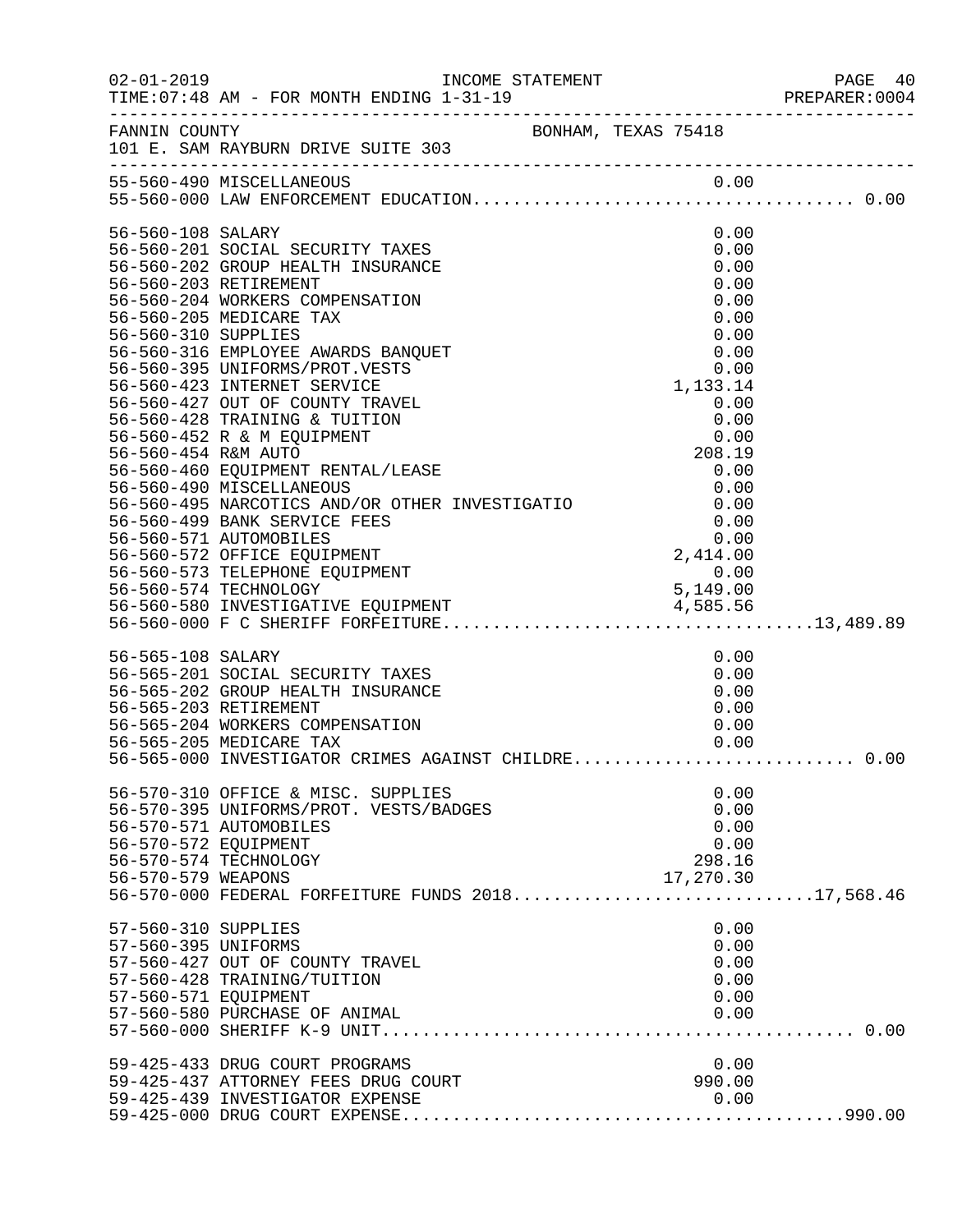FANNIN COUNTY BONHAM, TEXAS 75418
101 E. SAM RAYBURN DRIVE SUITE 303

| Account | Description | Amount | Total |
|---|---|---|---|
| 55-560-490 | MISCELLANEOUS | 0.00 | |
| 55-560-000 | LAW ENFORCEMENT EDUCATION | | 0.00 |
| 56-560-108 | SALARY | 0.00 | |
| 56-560-201 | SOCIAL SECURITY TAXES | 0.00 | |
| 56-560-202 | GROUP HEALTH INSURANCE | 0.00 | |
| 56-560-203 | RETIREMENT | 0.00 | |
| 56-560-204 | WORKERS COMPENSATION | 0.00 | |
| 56-560-205 | MEDICARE TAX | 0.00 | |
| 56-560-310 | SUPPLIES | 0.00 | |
| 56-560-316 | EMPLOYEE AWARDS BANQUET | 0.00 | |
| 56-560-395 | UNIFORMS/PROT.VESTS | 0.00 | |
| 56-560-423 | INTERNET SERVICE | 1,133.14 | |
| 56-560-427 | OUT OF COUNTY TRAVEL | 0.00 | |
| 56-560-428 | TRAINING & TUITION | 0.00 | |
| 56-560-452 | R & M EQUIPMENT | 0.00 | |
| 56-560-454 | R&M AUTO | 208.19 | |
| 56-560-460 | EQUIPMENT RENTAL/LEASE | 0.00 | |
| 56-560-490 | MISCELLANEOUS | 0.00 | |
| 56-560-495 | NARCOTICS AND/OR OTHER INVESTIGATIO | 0.00 | |
| 56-560-499 | BANK SERVICE FEES | 0.00 | |
| 56-560-571 | AUTOMOBILES | 0.00 | |
| 56-560-572 | OFFICE EQUIPMENT | 2,414.00 | |
| 56-560-573 | TELEPHONE EQUIPMENT | 0.00 | |
| 56-560-574 | TECHNOLOGY | 5,149.00 | |
| 56-560-580 | INVESTIGATIVE EQUIPMENT | 4,585.56 | |
| 56-560-000 | F C SHERIFF FORFEITURE | | 13,489.89 |
| 56-565-108 | SALARY | 0.00 | |
| 56-565-201 | SOCIAL SECURITY TAXES | 0.00 | |
| 56-565-202 | GROUP HEALTH INSURANCE | 0.00 | |
| 56-565-203 | RETIREMENT | 0.00 | |
| 56-565-204 | WORKERS COMPENSATION | 0.00 | |
| 56-565-205 | MEDICARE TAX | 0.00 | |
| 56-565-000 | INVESTIGATOR CRIMES AGAINST CHILDRE | | 0.00 |
| 56-570-310 | OFFICE & MISC. SUPPLIES | 0.00 | |
| 56-570-395 | UNIFORMS/PROT. VESTS/BADGES | 0.00 | |
| 56-570-571 | AUTOMOBILES | 0.00 | |
| 56-570-572 | EQUIPMENT | 0.00 | |
| 56-570-574 | TECHNOLOGY | 298.16 | |
| 56-570-579 | WEAPONS | 17,270.30 | |
| 56-570-000 | FEDERAL FORFEITURE FUNDS 2018 | | 17,568.46 |
| 57-560-310 | SUPPLIES | 0.00 | |
| 57-560-395 | UNIFORMS | 0.00 | |
| 57-560-427 | OUT OF COUNTY TRAVEL | 0.00 | |
| 57-560-428 | TRAINING/TUITION | 0.00 | |
| 57-560-571 | EQUIPMENT | 0.00 | |
| 57-560-580 | PURCHASE OF ANIMAL | 0.00 | |
| 57-560-000 | SHERIFF K-9 UNIT | | 0.00 |
| 59-425-433 | DRUG COURT PROGRAMS | 0.00 | |
| 59-425-437 | ATTORNEY FEES DRUG COURT | 990.00 | |
| 59-425-439 | INVESTIGATOR EXPENSE | 0.00 | |
| 59-425-000 | DRUG COURT EXPENSE | | 990.00 |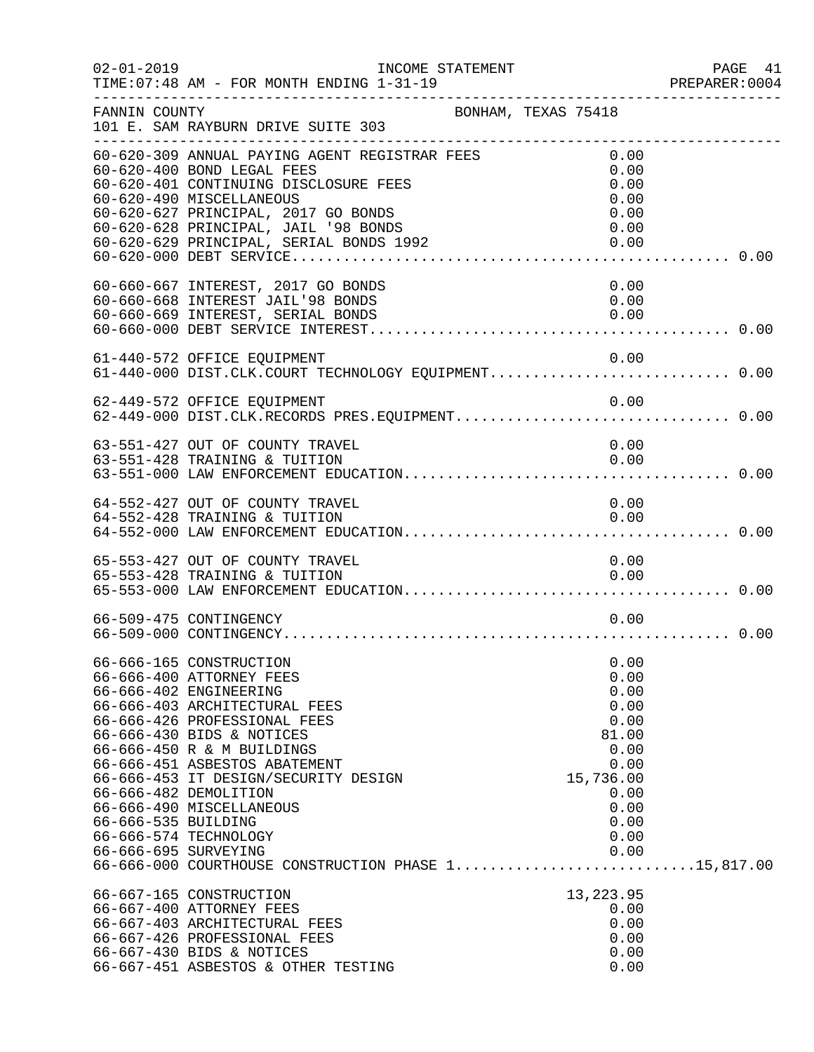FANNIN COUNTY — BONHAM, TEXAS 75418
101 E. SAM RAYBURN DRIVE SUITE 303

| Account | Description | Amount | Total |
|---|---|---|---|
| 60-620-309 | ANNUAL PAYING AGENT REGISTRAR FEES | 0.00 | |
| 60-620-400 | BOND LEGAL FEES | 0.00 | |
| 60-620-401 | CONTINUING DISCLOSURE FEES | 0.00 | |
| 60-620-490 | MISCELLANEOUS | 0.00 | |
| 60-620-627 | PRINCIPAL, 2017 GO BONDS | 0.00 | |
| 60-620-628 | PRINCIPAL, JAIL '98 BONDS | 0.00 | |
| 60-620-629 | PRINCIPAL, SERIAL BONDS 1992 | 0.00 | |
| 60-620-000 | DEBT SERVICE | | 0.00 |
| 60-660-667 | INTEREST, 2017 GO BONDS | 0.00 | |
| 60-660-668 | INTEREST JAIL'98 BONDS | 0.00 | |
| 60-660-669 | INTEREST, SERIAL BONDS | 0.00 | |
| 60-660-000 | DEBT SERVICE INTEREST | | 0.00 |
| 61-440-572 | OFFICE EQUIPMENT | 0.00 | |
| 61-440-000 | DIST.CLK.COURT TECHNOLOGY EQUIPMENT | | 0.00 |
| 62-449-572 | OFFICE EQUIPMENT | 0.00 | |
| 62-449-000 | DIST.CLK.RECORDS PRES.EQUIPMENT | | 0.00 |
| 63-551-427 | OUT OF COUNTY TRAVEL | 0.00 | |
| 63-551-428 | TRAINING & TUITION | 0.00 | |
| 63-551-000 | LAW ENFORCEMENT EDUCATION | | 0.00 |
| 64-552-427 | OUT OF COUNTY TRAVEL | 0.00 | |
| 64-552-428 | TRAINING & TUITION | 0.00 | |
| 64-552-000 | LAW ENFORCEMENT EDUCATION | | 0.00 |
| 65-553-427 | OUT OF COUNTY TRAVEL | 0.00 | |
| 65-553-428 | TRAINING & TUITION | 0.00 | |
| 65-553-000 | LAW ENFORCEMENT EDUCATION | | 0.00 |
| 66-509-475 | CONTINGENCY | 0.00 | |
| 66-509-000 | CONTINGENCY | | 0.00 |
| 66-666-165 | CONSTRUCTION | 0.00 | |
| 66-666-400 | ATTORNEY FEES | 0.00 | |
| 66-666-402 | ENGINEERING | 0.00 | |
| 66-666-403 | ARCHITECTURAL FEES | 0.00 | |
| 66-666-426 | PROFESSIONAL FEES | 0.00 | |
| 66-666-430 | BIDS & NOTICES | 81.00 | |
| 66-666-450 | R & M BUILDINGS | 0.00 | |
| 66-666-451 | ASBESTOS ABATEMENT | 0.00 | |
| 66-666-453 | IT DESIGN/SECURITY DESIGN | 15,736.00 | |
| 66-666-482 | DEMOLITION | 0.00 | |
| 66-666-490 | MISCELLANEOUS | 0.00 | |
| 66-666-535 | BUILDING | 0.00 | |
| 66-666-574 | TECHNOLOGY | 0.00 | |
| 66-666-695 | SURVEYING | 0.00 | |
| 66-666-000 | COURTHOUSE CONSTRUCTION PHASE 1 | | 15,817.00 |
| 66-667-165 | CONSTRUCTION | 13,223.95 | |
| 66-667-400 | ATTORNEY FEES | 0.00 | |
| 66-667-403 | ARCHITECTURAL FEES | 0.00 | |
| 66-667-426 | PROFESSIONAL FEES | 0.00 | |
| 66-667-430 | BIDS & NOTICES | 0.00 | |
| 66-667-451 | ASBESTOS & OTHER TESTING | 0.00 | |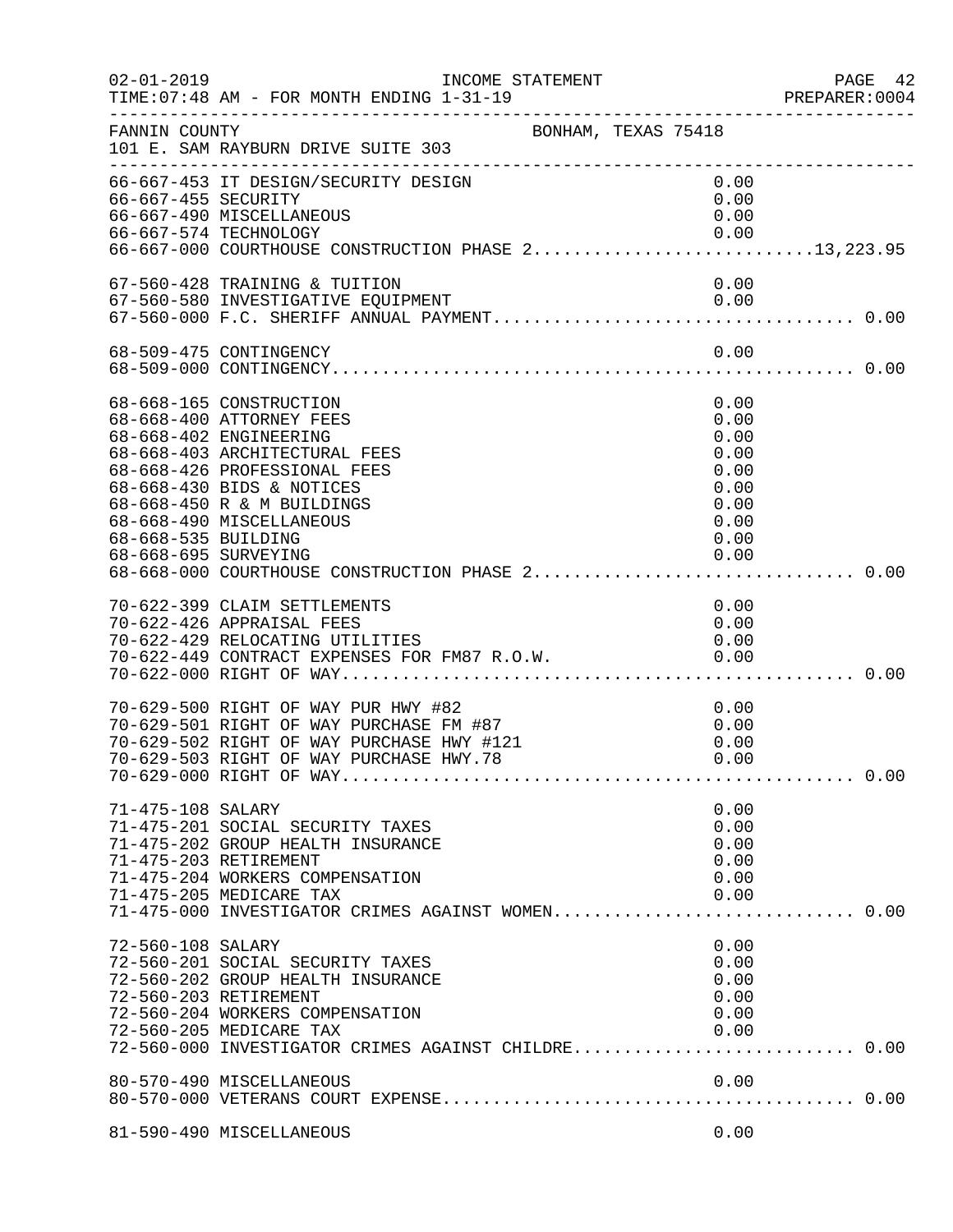FANNIN COUNTY BONHAM, TEXAS 75418
101 E. SAM RAYBURN DRIVE SUITE 303

INCOME STATEMENT — FOR MONTH ENDING 1-31-19

| Account | Description | Amount | Total |
|---|---|---|---|
| 66-667-453 | IT DESIGN/SECURITY DESIGN | 0.00 | |
| 66-667-455 | SECURITY | 0.00 | |
| 66-667-490 | MISCELLANEOUS | 0.00 | |
| 66-667-574 | TECHNOLOGY | 0.00 | |
| 66-667-000 | COURTHOUSE CONSTRUCTION PHASE 2 | | 13,223.95 |
| 67-560-428 | TRAINING & TUITION | 0.00 | |
| 67-560-580 | INVESTIGATIVE EQUIPMENT | 0.00 | |
| 67-560-000 | F.C. SHERIFF ANNUAL PAYMENT | | 0.00 |
| 68-509-475 | CONTINGENCY | 0.00 | |
| 68-509-000 | CONTINGENCY | | 0.00 |
| 68-668-165 | CONSTRUCTION | 0.00 | |
| 68-668-400 | ATTORNEY FEES | 0.00 | |
| 68-668-402 | ENGINEERING | 0.00 | |
| 68-668-403 | ARCHITECTURAL FEES | 0.00 | |
| 68-668-426 | PROFESSIONAL FEES | 0.00 | |
| 68-668-430 | BIDS & NOTICES | 0.00 | |
| 68-668-450 | R & M BUILDINGS | 0.00 | |
| 68-668-490 | MISCELLANEOUS | 0.00 | |
| 68-668-535 | BUILDING | 0.00 | |
| 68-668-695 | SURVEYING | 0.00 | |
| 68-668-000 | COURTHOUSE CONSTRUCTION PHASE 2 | | 0.00 |
| 70-622-399 | CLAIM SETTLEMENTS | 0.00 | |
| 70-622-426 | APPRAISAL FEES | 0.00 | |
| 70-622-429 | RELOCATING UTILITIES | 0.00 | |
| 70-622-449 | CONTRACT EXPENSES FOR FM87 R.O.W. | 0.00 | |
| 70-622-000 | RIGHT OF WAY | | 0.00 |
| 70-629-500 | RIGHT OF WAY PUR HWY #82 | 0.00 | |
| 70-629-501 | RIGHT OF WAY PURCHASE FM #87 | 0.00 | |
| 70-629-502 | RIGHT OF WAY PURCHASE HWY #121 | 0.00 | |
| 70-629-503 | RIGHT OF WAY PURCHASE HWY.78 | 0.00 | |
| 70-629-000 | RIGHT OF WAY | | 0.00 |
| 71-475-108 | SALARY | 0.00 | |
| 71-475-201 | SOCIAL SECURITY TAXES | 0.00 | |
| 71-475-202 | GROUP HEALTH INSURANCE | 0.00 | |
| 71-475-203 | RETIREMENT | 0.00 | |
| 71-475-204 | WORKERS COMPENSATION | 0.00 | |
| 71-475-205 | MEDICARE TAX | 0.00 | |
| 71-475-000 | INVESTIGATOR CRIMES AGAINST WOMEN | | 0.00 |
| 72-560-108 | SALARY | 0.00 | |
| 72-560-201 | SOCIAL SECURITY TAXES | 0.00 | |
| 72-560-202 | GROUP HEALTH INSURANCE | 0.00 | |
| 72-560-203 | RETIREMENT | 0.00 | |
| 72-560-204 | WORKERS COMPENSATION | 0.00 | |
| 72-560-205 | MEDICARE TAX | 0.00 | |
| 72-560-000 | INVESTIGATOR CRIMES AGAINST CHILDRE | | 0.00 |
| 80-570-490 | MISCELLANEOUS | 0.00 | |
| 80-570-000 | VETERANS COURT EXPENSE | | 0.00 |
| 81-590-490 | MISCELLANEOUS | 0.00 | |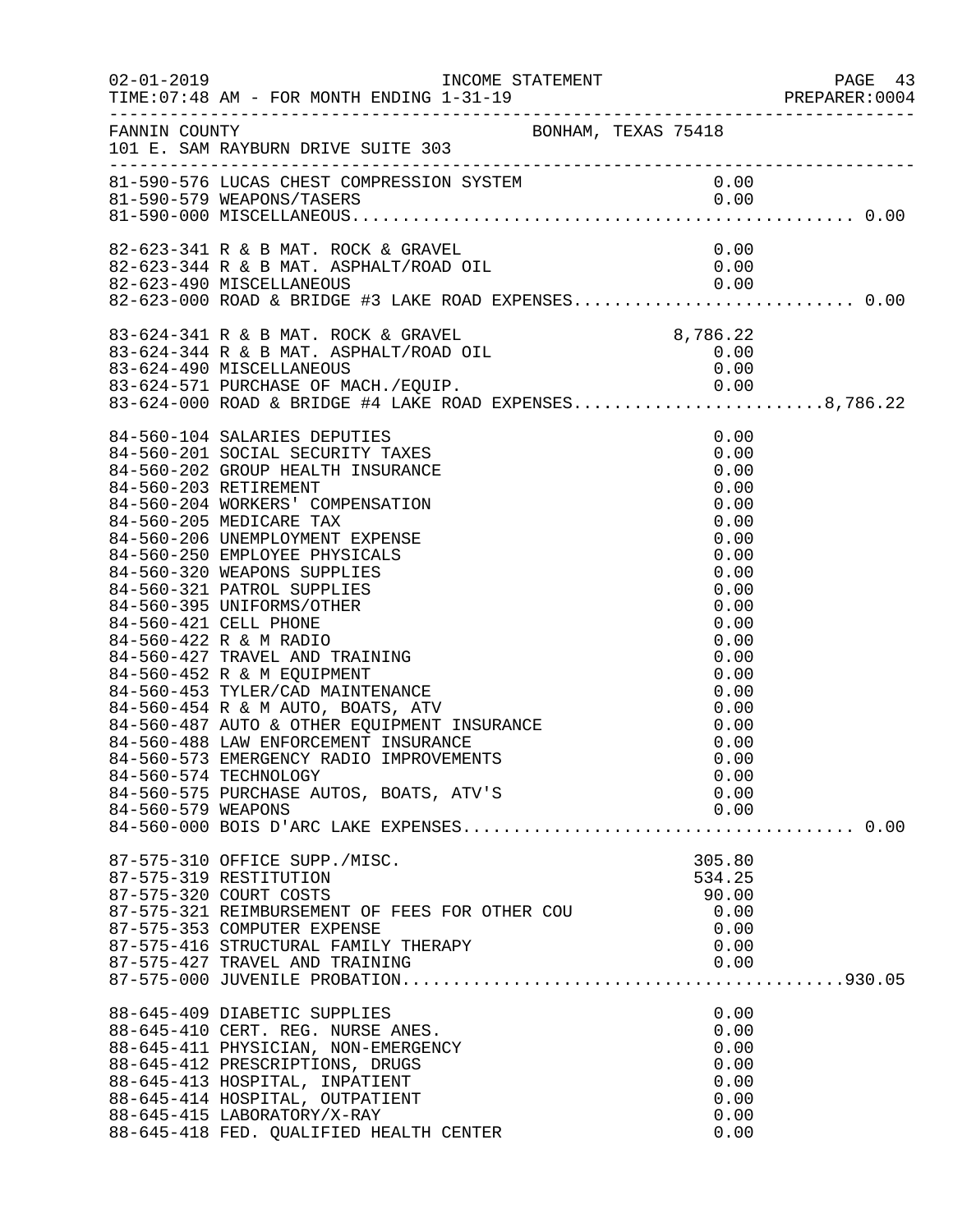FANNIN COUNTY BONHAM, TEXAS 75418
101 E. SAM RAYBURN DRIVE SUITE 303

INCOME STATEMENT
TIME:07:48 AM - FOR MONTH ENDING 1-31-19

```
81-590-576 LUCAS CHEST COMPRESSION SYSTEM                0.00
81-590-579 WEAPONS/TASERS                                0.00
81-590-000 MISCELLANEOUS................................................ 0.00

82-623-341 R & B MAT. ROCK & GRAVEL                      0.00
82-623-344 R & B MAT. ASPHALT/ROAD OIL                   0.00
82-623-490 MISCELLANEOUS                                 0.00
82-623-000 ROAD & BRIDGE #3 LAKE ROAD EXPENSES.......................... 0.00

83-624-341 R & B MAT. ROCK & GRAVEL                  8,786.22
83-624-344 R & B MAT. ASPHALT/ROAD OIL                   0.00
83-624-490 MISCELLANEOUS                                 0.00
83-624-571 PURCHASE OF MACH./EQUIP.                      0.00
83-624-000 ROAD & BRIDGE #4 LAKE ROAD EXPENSES.......................8,786.22

84-560-104 SALARIES DEPUTIES                             0.00
84-560-201 SOCIAL SECURITY TAXES                         0.00
84-560-202 GROUP HEALTH INSURANCE                        0.00
84-560-203 RETIREMENT                                    0.00
84-560-204 WORKERS' COMPENSATION                         0.00
84-560-205 MEDICARE TAX                                  0.00
84-560-206 UNEMPLOYMENT EXPENSE                          0.00
84-560-250 EMPLOYEE PHYSICALS                            0.00
84-560-320 WEAPONS SUPPLIES                              0.00
84-560-321 PATROL SUPPLIES                               0.00
84-560-395 UNIFORMS/OTHER                                0.00
84-560-421 CELL PHONE                                    0.00
84-560-422 R & M RADIO                                   0.00
84-560-427 TRAVEL AND TRAINING                           0.00
84-560-452 R & M EQUIPMENT                               0.00
84-560-453 TYLER/CAD MAINTENANCE                         0.00
84-560-454 R & M AUTO, BOATS, ATV                        0.00
84-560-487 AUTO & OTHER EQUIPMENT INSURANCE              0.00
84-560-488 LAW ENFORCEMENT INSURANCE                     0.00
84-560-573 EMERGENCY RADIO IMPROVEMENTS                  0.00
84-560-574 TECHNOLOGY                                    0.00
84-560-575 PURCHASE AUTOS, BOATS, ATV'S                  0.00
84-560-579 WEAPONS                                       0.00
84-560-000 BOIS D'ARC LAKE EXPENSES..................................... 0.00

87-575-310 OFFICE SUPP./MISC.                          305.80
87-575-319 RESTITUTION                                 534.25
87-575-320 COURT COSTS                                  90.00
87-575-321 REIMBURSEMENT OF FEES FOR OTHER COU           0.00
87-575-353 COMPUTER EXPENSE                              0.00
87-575-416 STRUCTURAL FAMILY THERAPY                     0.00
87-575-427 TRAVEL AND TRAINING                           0.00
87-575-000 JUVENILE PROBATION..........................................930.05

88-645-409 DIABETIC SUPPLIES                             0.00
88-645-410 CERT. REG. NURSE ANES.                        0.00
88-645-411 PHYSICIAN, NON-EMERGENCY                      0.00
88-645-412 PRESCRIPTIONS, DRUGS                          0.00
88-645-413 HOSPITAL, INPATIENT                           0.00
88-645-414 HOSPITAL, OUTPATIENT                          0.00
88-645-415 LABORATORY/X-RAY                              0.00
88-645-418 FED. QUALIFIED HEALTH CENTER                  0.00
```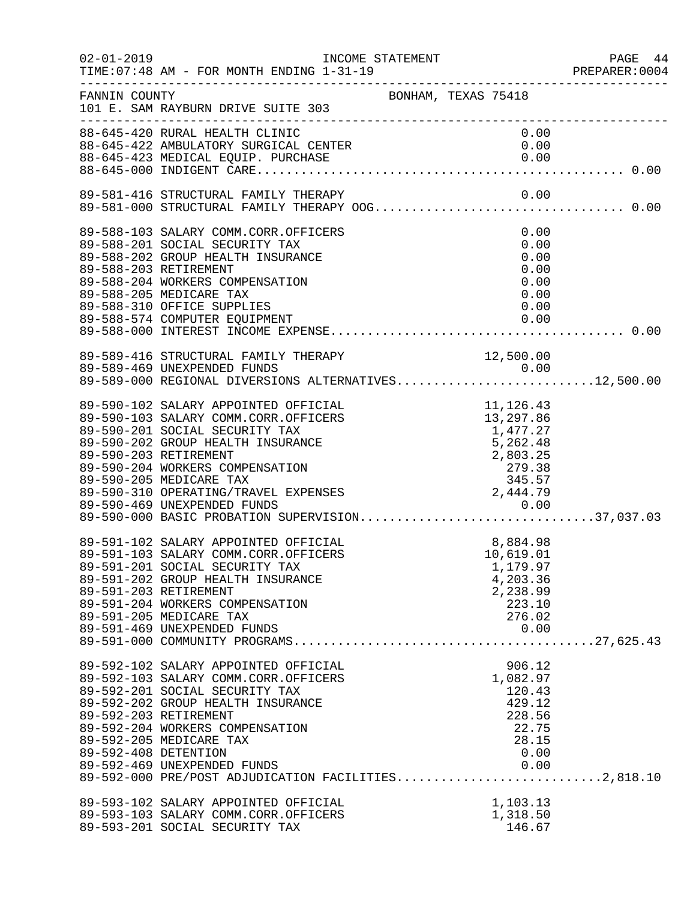INCOME STATEMENT

TIME:07:48 AM - FOR MONTH ENDING 1-31-19

FANNIN COUNTY — BONHAM, TEXAS 75418

101 E. SAM RAYBURN DRIVE SUITE 303

| Account | Description | Amount | Total |
|---|---|---|---|
| 88-645-420 | RURAL HEALTH CLINIC | 0.00 | |
| 88-645-422 | AMBULATORY SURGICAL CENTER | 0.00 | |
| 88-645-423 | MEDICAL EQUIP. PURCHASE | 0.00 | |
| 88-645-000 | INDIGENT CARE | | 0.00 |
| 89-581-416 | STRUCTURAL FAMILY THERAPY | 0.00 | |
| 89-581-000 | STRUCTURAL FAMILY THERAPY OOG | | 0.00 |
| 89-588-103 | SALARY COMM.CORR.OFFICERS | 0.00 | |
| 89-588-201 | SOCIAL SECURITY TAX | 0.00 | |
| 89-588-202 | GROUP HEALTH INSURANCE | 0.00 | |
| 89-588-203 | RETIREMENT | 0.00 | |
| 89-588-204 | WORKERS COMPENSATION | 0.00 | |
| 89-588-205 | MEDICARE TAX | 0.00 | |
| 89-588-310 | OFFICE SUPPLIES | 0.00 | |
| 89-588-574 | COMPUTER EQUIPMENT | 0.00 | |
| 89-588-000 | INTEREST INCOME EXPENSE | | 0.00 |
| 89-589-416 | STRUCTURAL FAMILY THERAPY | 12,500.00 | |
| 89-589-469 | UNEXPENDED FUNDS | 0.00 | |
| 89-589-000 | REGIONAL DIVERSIONS ALTERNATIVES | | 12,500.00 |
| 89-590-102 | SALARY APPOINTED OFFICIAL | 11,126.43 | |
| 89-590-103 | SALARY COMM.CORR.OFFICERS | 13,297.86 | |
| 89-590-201 | SOCIAL SECURITY TAX | 1,477.27 | |
| 89-590-202 | GROUP HEALTH INSURANCE | 5,262.48 | |
| 89-590-203 | RETIREMENT | 2,803.25 | |
| 89-590-204 | WORKERS COMPENSATION | 279.38 | |
| 89-590-205 | MEDICARE TAX | 345.57 | |
| 89-590-310 | OPERATING/TRAVEL EXPENSES | 2,444.79 | |
| 89-590-469 | UNEXPENDED FUNDS | 0.00 | |
| 89-590-000 | BASIC PROBATION SUPERVISION | | 37,037.03 |
| 89-591-102 | SALARY APPOINTED OFFICIAL | 8,884.98 | |
| 89-591-103 | SALARY COMM.CORR.OFFICERS | 10,619.01 | |
| 89-591-201 | SOCIAL SECURITY TAX | 1,179.97 | |
| 89-591-202 | GROUP HEALTH INSURANCE | 4,203.36 | |
| 89-591-203 | RETIREMENT | 2,238.99 | |
| 89-591-204 | WORKERS COMPENSATION | 223.10 | |
| 89-591-205 | MEDICARE TAX | 276.02 | |
| 89-591-469 | UNEXPENDED FUNDS | 0.00 | |
| 89-591-000 | COMMUNITY PROGRAMS | | 27,625.43 |
| 89-592-102 | SALARY APPOINTED OFFICIAL | 906.12 | |
| 89-592-103 | SALARY COMM.CORR.OFFICERS | 1,082.97 | |
| 89-592-201 | SOCIAL SECURITY TAX | 120.43 | |
| 89-592-202 | GROUP HEALTH INSURANCE | 429.12 | |
| 89-592-203 | RETIREMENT | 228.56 | |
| 89-592-204 | WORKERS COMPENSATION | 22.75 | |
| 89-592-205 | MEDICARE TAX | 28.15 | |
| 89-592-408 | DETENTION | 0.00 | |
| 89-592-469 | UNEXPENDED FUNDS | 0.00 | |
| 89-592-000 | PRE/POST ADJUDICATION FACILITIES | | 2,818.10 |
| 89-593-102 | SALARY APPOINTED OFFICIAL | 1,103.13 | |
| 89-593-103 | SALARY COMM.CORR.OFFICERS | 1,318.50 | |
| 89-593-201 | SOCIAL SECURITY TAX | 146.67 | |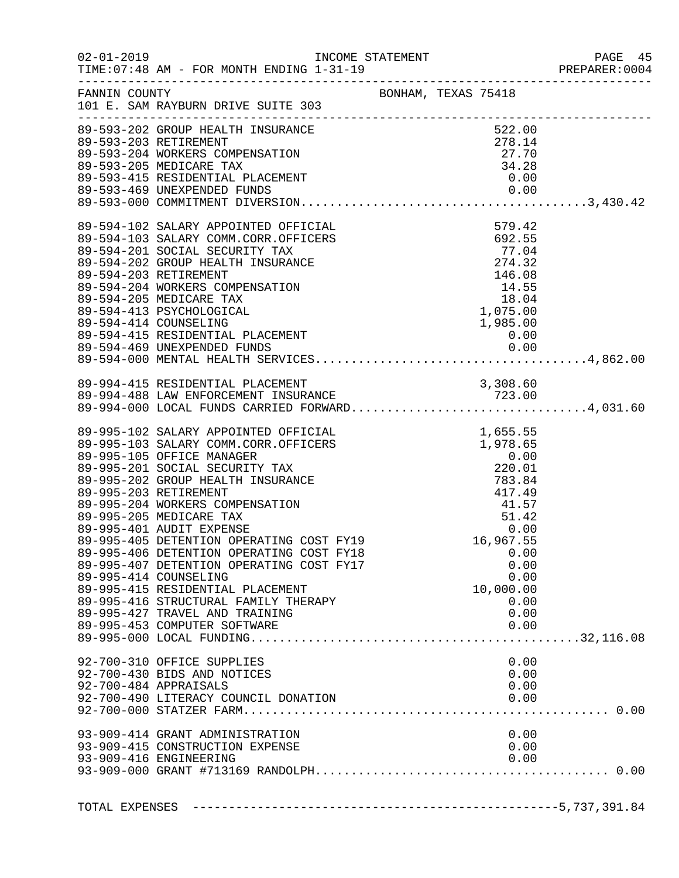02-01-2019 INCOME STATEMENT
TIME:07:48 AM - FOR MONTH ENDING 1-31-19 PREPARER:0004

FANNIN COUNTY BONHAM, TEXAS 75418
101 E. SAM RAYBURN DRIVE SUITE 303

| Account | Description | Amount | Total |
|---|---|---|---|
| 89-593-202 | GROUP HEALTH INSURANCE | 522.00 | |
| 89-593-203 | RETIREMENT | 278.14 | |
| 89-593-204 | WORKERS COMPENSATION | 27.70 | |
| 89-593-205 | MEDICARE TAX | 34.28 | |
| 89-593-415 | RESIDENTIAL PLACEMENT | 0.00 | |
| 89-593-469 | UNEXPENDED FUNDS | 0.00 | |
| 89-593-000 | COMMITMENT DIVERSION | | 3,430.42 |
| 89-594-102 | SALARY APPOINTED OFFICIAL | 579.42 | |
| 89-594-103 | SALARY COMM.CORR.OFFICERS | 692.55 | |
| 89-594-201 | SOCIAL SECURITY TAX | 77.04 | |
| 89-594-202 | GROUP HEALTH INSURANCE | 274.32 | |
| 89-594-203 | RETIREMENT | 146.08 | |
| 89-594-204 | WORKERS COMPENSATION | 14.55 | |
| 89-594-205 | MEDICARE TAX | 18.04 | |
| 89-594-413 | PSYCHOLOGICAL | 1,075.00 | |
| 89-594-414 | COUNSELING | 1,985.00 | |
| 89-594-415 | RESIDENTIAL PLACEMENT | 0.00 | |
| 89-594-469 | UNEXPENDED FUNDS | 0.00 | |
| 89-594-000 | MENTAL HEALTH SERVICES | | 4,862.00 |
| 89-994-415 | RESIDENTIAL PLACEMENT | 3,308.60 | |
| 89-994-488 | LAW ENFORCEMENT INSURANCE | 723.00 | |
| 89-994-000 | LOCAL FUNDS CARRIED FORWARD | | 4,031.60 |
| 89-995-102 | SALARY APPOINTED OFFICIAL | 1,655.55 | |
| 89-995-103 | SALARY COMM.CORR.OFFICERS | 1,978.65 | |
| 89-995-105 | OFFICE MANAGER | 0.00 | |
| 89-995-201 | SOCIAL SECURITY TAX | 220.01 | |
| 89-995-202 | GROUP HEALTH INSURANCE | 783.84 | |
| 89-995-203 | RETIREMENT | 417.49 | |
| 89-995-204 | WORKERS COMPENSATION | 41.57 | |
| 89-995-205 | MEDICARE TAX | 51.42 | |
| 89-995-401 | AUDIT EXPENSE | 0.00 | |
| 89-995-405 | DETENTION OPERATING COST FY19 | 16,967.55 | |
| 89-995-406 | DETENTION OPERATING COST FY18 | 0.00 | |
| 89-995-407 | DETENTION OPERATING COST FY17 | 0.00 | |
| 89-995-414 | COUNSELING | 0.00 | |
| 89-995-415 | RESIDENTIAL PLACEMENT | 10,000.00 | |
| 89-995-416 | STRUCTURAL FAMILY THERAPY | 0.00 | |
| 89-995-427 | TRAVEL AND TRAINING | 0.00 | |
| 89-995-453 | COMPUTER SOFTWARE | 0.00 | |
| 89-995-000 | LOCAL FUNDING | | 32,116.08 |
| 92-700-310 | OFFICE SUPPLIES | 0.00 | |
| 92-700-430 | BIDS AND NOTICES | 0.00 | |
| 92-700-484 | APPRAISALS | 0.00 | |
| 92-700-490 | LITERACY COUNCIL DONATION | 0.00 | |
| 92-700-000 | STATZER FARM | | 0.00 |
| 93-909-414 | GRANT ADMINISTRATION | 0.00 | |
| 93-909-415 | CONSTRUCTION EXPENSE | 0.00 | |
| 93-909-416 | ENGINEERING | 0.00 | |
| 93-909-000 | GRANT #713169 RANDOLPH | | 0.00 |

TOTAL EXPENSES ---------------------------------------------------5,737,391.84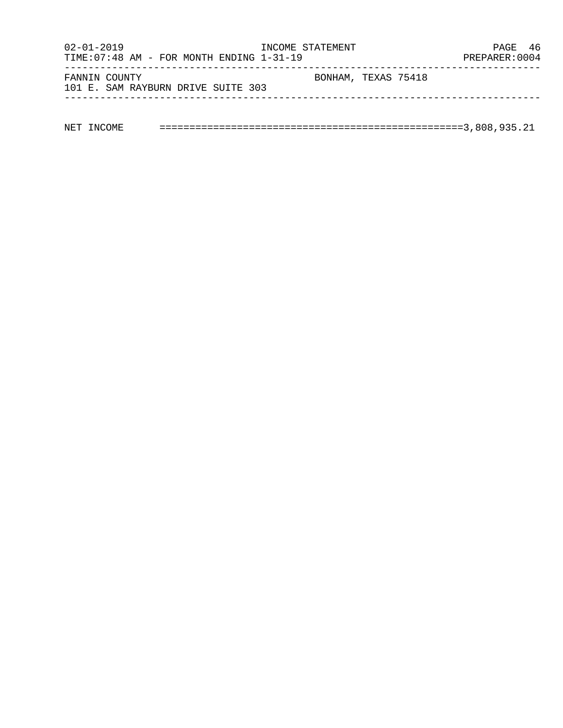INCOME STATEMENT

FOR MONTH ENDING 1-31-19

FANNIN COUNTY
101 E. SAM RAYBURN DRIVE SUITE 303
BONHAM, TEXAS 75418

NET INCOME ===================================================3,808,935.21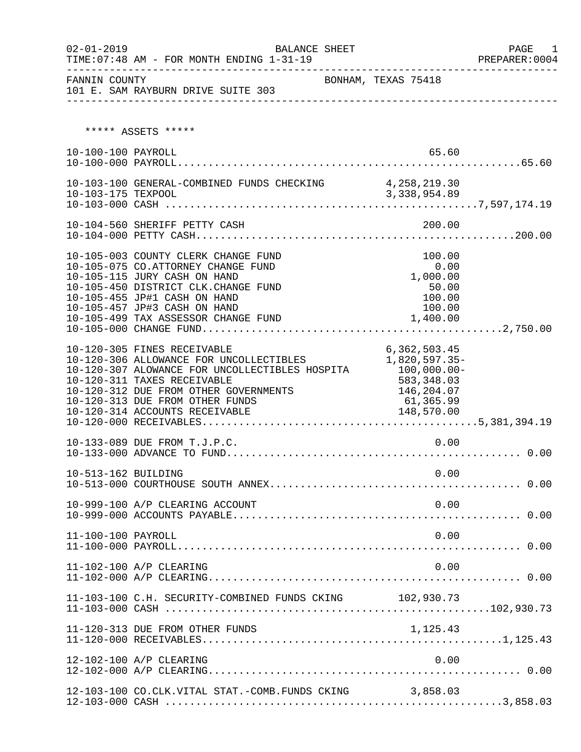02-01-2019 BALANCE SHEET PAGE 1
TIME:07:48 AM - FOR MONTH ENDING 1-31-19 PREPARER:0004

FANNIN COUNTY BONHAM, TEXAS 75418
101 E. SAM RAYBURN DRIVE SUITE 303

***** ASSETS *****

| Account | Description | Amount | Total |
|---|---|---|---|
| 10-100-100 | PAYROLL | 65.60 | |
| 10-100-000 | PAYROLL | | 65.60 |
| 10-103-100 | GENERAL-COMBINED FUNDS CHECKING | 4,258,219.30 | |
| 10-103-175 | TEXPOOL | 3,338,954.89 | |
| 10-103-000 | CASH | | 7,597,174.19 |
| 10-104-560 | SHERIFF PETTY CASH | 200.00 | |
| 10-104-000 | PETTY CASH | | 200.00 |
| 10-105-003 | COUNTY CLERK CHANGE FUND | 100.00 | |
| 10-105-075 | CO.ATTORNEY CHANGE FUND | 0.00 | |
| 10-105-115 | JURY CASH ON HAND | 1,000.00 | |
| 10-105-450 | DISTRICT CLK.CHANGE FUND | 50.00 | |
| 10-105-455 | JP#1 CASH ON HAND | 100.00 | |
| 10-105-457 | JP#3 CASH ON HAND | 100.00 | |
| 10-105-499 | TAX ASSESSOR CHANGE FUND | 1,400.00 | |
| 10-105-000 | CHANGE FUND | | 2,750.00 |
| 10-120-305 | FINES RECEIVABLE | 6,362,503.45 | |
| 10-120-306 | ALLOWANCE FOR UNCOLLECTIBLES | 1,820,597.35- | |
| 10-120-307 | ALOWANCE FOR UNCOLLECTIBLES HOSPITA | 100,000.00- | |
| 10-120-311 | TAXES RECEIVABLE | 583,348.03 | |
| 10-120-312 | DUE FROM OTHER GOVERNMENTS | 146,204.07 | |
| 10-120-313 | DUE FROM OTHER FUNDS | 61,365.99 | |
| 10-120-314 | ACCOUNTS RECEIVABLE | 148,570.00 | |
| 10-120-000 | RECEIVABLES | | 5,381,394.19 |
| 10-133-089 | DUE FROM T.J.P.C. | 0.00 | |
| 10-133-000 | ADVANCE TO FUND | | 0.00 |
| 10-513-162 | BUILDING | 0.00 | |
| 10-513-000 | COURTHOUSE SOUTH ANNEX | | 0.00 |
| 10-999-100 | A/P CLEARING ACCOUNT | 0.00 | |
| 10-999-000 | ACCOUNTS PAYABLE | | 0.00 |
| 11-100-100 | PAYROLL | 0.00 | |
| 11-100-000 | PAYROLL | | 0.00 |
| 11-102-100 | A/P CLEARING | 0.00 | |
| 11-102-000 | A/P CLEARING | | 0.00 |
| 11-103-100 | C.H. SECURITY-COMBINED FUNDS CKING | 102,930.73 | |
| 11-103-000 | CASH | | 102,930.73 |
| 11-120-313 | DUE FROM OTHER FUNDS | 1,125.43 | |
| 11-120-000 | RECEIVABLES | | 1,125.43 |
| 12-102-100 | A/P CLEARING | 0.00 | |
| 12-102-000 | A/P CLEARING | | 0.00 |
| 12-103-100 | CO.CLK.VITAL STAT.-COMB.FUNDS CKING | 3,858.03 | |
| 12-103-000 | CASH | | 3,858.03 |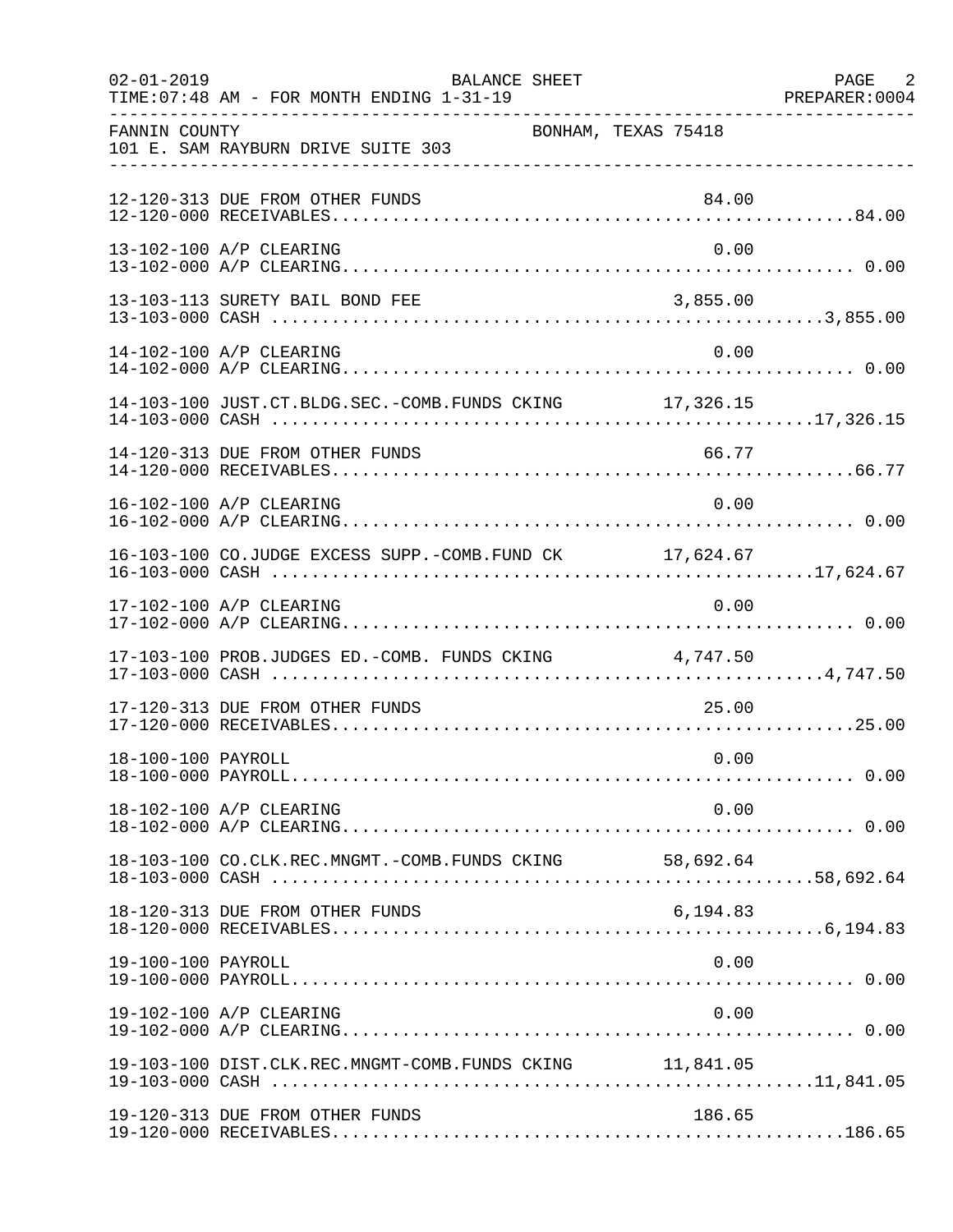FANNIN COUNTY — BONHAM, TEXAS 75418
101 E. SAM RAYBURN DRIVE SUITE 303

BALANCE SHEET — FOR MONTH ENDING 1-31-19

| Account | Description | Amount | Total |
|---|---|---|---|
| 12-120-313 | DUE FROM OTHER FUNDS | 84.00 | |
| 12-120-000 | RECEIVABLES | | 84.00 |
| 13-102-100 | A/P CLEARING | 0.00 | |
| 13-102-000 | A/P CLEARING | | 0.00 |
| 13-103-113 | SURETY BAIL BOND FEE | 3,855.00 | |
| 13-103-000 | CASH | | 3,855.00 |
| 14-102-100 | A/P CLEARING | 0.00 | |
| 14-102-000 | A/P CLEARING | | 0.00 |
| 14-103-100 | JUST.CT.BLDG.SEC.-COMB.FUNDS CKING | 17,326.15 | |
| 14-103-000 | CASH | | 17,326.15 |
| 14-120-313 | DUE FROM OTHER FUNDS | 66.77 | |
| 14-120-000 | RECEIVABLES | | 66.77 |
| 16-102-100 | A/P CLEARING | 0.00 | |
| 16-102-000 | A/P CLEARING | | 0.00 |
| 16-103-100 | CO.JUDGE EXCESS SUPP.-COMB.FUND CK | 17,624.67 | |
| 16-103-000 | CASH | | 17,624.67 |
| 17-102-100 | A/P CLEARING | 0.00 | |
| 17-102-000 | A/P CLEARING | | 0.00 |
| 17-103-100 | PROB.JUDGES ED.-COMB. FUNDS CKING | 4,747.50 | |
| 17-103-000 | CASH | | 4,747.50 |
| 17-120-313 | DUE FROM OTHER FUNDS | 25.00 | |
| 17-120-000 | RECEIVABLES | | 25.00 |
| 18-100-100 | PAYROLL | 0.00 | |
| 18-100-000 | PAYROLL | | 0.00 |
| 18-102-100 | A/P CLEARING | 0.00 | |
| 18-102-000 | A/P CLEARING | | 0.00 |
| 18-103-100 | CO.CLK.REC.MNGMT.-COMB.FUNDS CKING | 58,692.64 | |
| 18-103-000 | CASH | | 58,692.64 |
| 18-120-313 | DUE FROM OTHER FUNDS | 6,194.83 | |
| 18-120-000 | RECEIVABLES | | 6,194.83 |
| 19-100-100 | PAYROLL | 0.00 | |
| 19-100-000 | PAYROLL | | 0.00 |
| 19-102-100 | A/P CLEARING | 0.00 | |
| 19-102-000 | A/P CLEARING | | 0.00 |
| 19-103-100 | DIST.CLK.REC.MNGMT-COMB.FUNDS CKING | 11,841.05 | |
| 19-103-000 | CASH | | 11,841.05 |
| 19-120-313 | DUE FROM OTHER FUNDS | 186.65 | |
| 19-120-000 | RECEIVABLES | | 186.65 |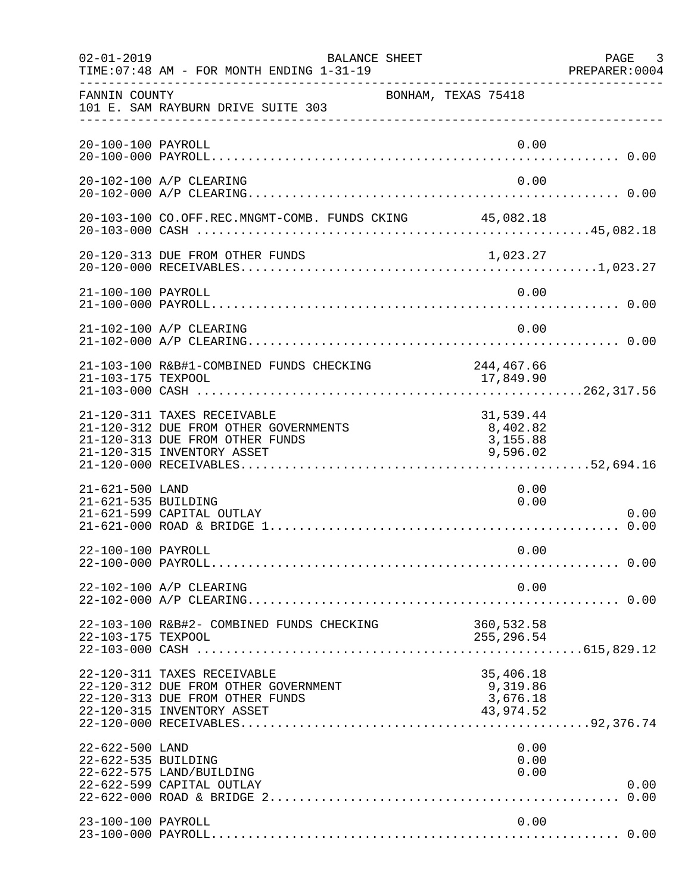FANNIN COUNTY BONHAM, TEXAS 75418
101 E. SAM RAYBURN DRIVE SUITE 303

BALANCE SHEET
02-01-2019 TIME:07:48 AM - FOR MONTH ENDING 1-31-19
PREPARER:0004

| Account | Description | Amount | Total |
|---|---|---|---|
| 20-100-100 | PAYROLL | 0.00 | |
| 20-100-000 | PAYROLL | | 0.00 |
| 20-102-100 | A/P CLEARING | 0.00 | |
| 20-102-000 | A/P CLEARING | | 0.00 |
| 20-103-100 | CO.OFF.REC.MNGMT-COMB. FUNDS CKING | 45,082.18 | |
| 20-103-000 | CASH | | 45,082.18 |
| 20-120-313 | DUE FROM OTHER FUNDS | 1,023.27 | |
| 20-120-000 | RECEIVABLES | | 1,023.27 |
| 21-100-100 | PAYROLL | 0.00 | |
| 21-100-000 | PAYROLL | | 0.00 |
| 21-102-100 | A/P CLEARING | 0.00 | |
| 21-102-000 | A/P CLEARING | | 0.00 |
| 21-103-100 | R&B#1-COMBINED FUNDS CHECKING | 244,467.66 | |
| 21-103-175 | TEXPOOL | 17,849.90 | |
| 21-103-000 | CASH | | 262,317.56 |
| 21-120-311 | TAXES RECEIVABLE | 31,539.44 | |
| 21-120-312 | DUE FROM OTHER GOVERNMENTS | 8,402.82 | |
| 21-120-313 | DUE FROM OTHER FUNDS | 3,155.88 | |
| 21-120-315 | INVENTORY ASSET | 9,596.02 | |
| 21-120-000 | RECEIVABLES | | 52,694.16 |
| 21-621-500 | LAND | 0.00 | |
| 21-621-535 | BUILDING | 0.00 | |
| 21-621-599 | CAPITAL OUTLAY | | 0.00 |
| 21-621-000 | ROAD & BRIDGE 1 | | 0.00 |
| 22-100-100 | PAYROLL | 0.00 | |
| 22-100-000 | PAYROLL | | 0.00 |
| 22-102-100 | A/P CLEARING | 0.00 | |
| 22-102-000 | A/P CLEARING | | 0.00 |
| 22-103-100 | R&B#2- COMBINED FUNDS CHECKING | 360,532.58 | |
| 22-103-175 | TEXPOOL | 255,296.54 | |
| 22-103-000 | CASH | | 615,829.12 |
| 22-120-311 | TAXES RECEIVABLE | 35,406.18 | |
| 22-120-312 | DUE FROM OTHER GOVERNMENT | 9,319.86 | |
| 22-120-313 | DUE FROM OTHER FUNDS | 3,676.18 | |
| 22-120-315 | INVENTORY ASSET | 43,974.52 | |
| 22-120-000 | RECEIVABLES | | 92,376.74 |
| 22-622-500 | LAND | 0.00 | |
| 22-622-535 | BUILDING | 0.00 | |
| 22-622-575 | LAND/BUILDING | 0.00 | |
| 22-622-599 | CAPITAL OUTLAY | | 0.00 |
| 22-622-000 | ROAD & BRIDGE 2 | | 0.00 |
| 23-100-100 | PAYROLL | 0.00 | |
| 23-100-000 | PAYROLL | | 0.00 |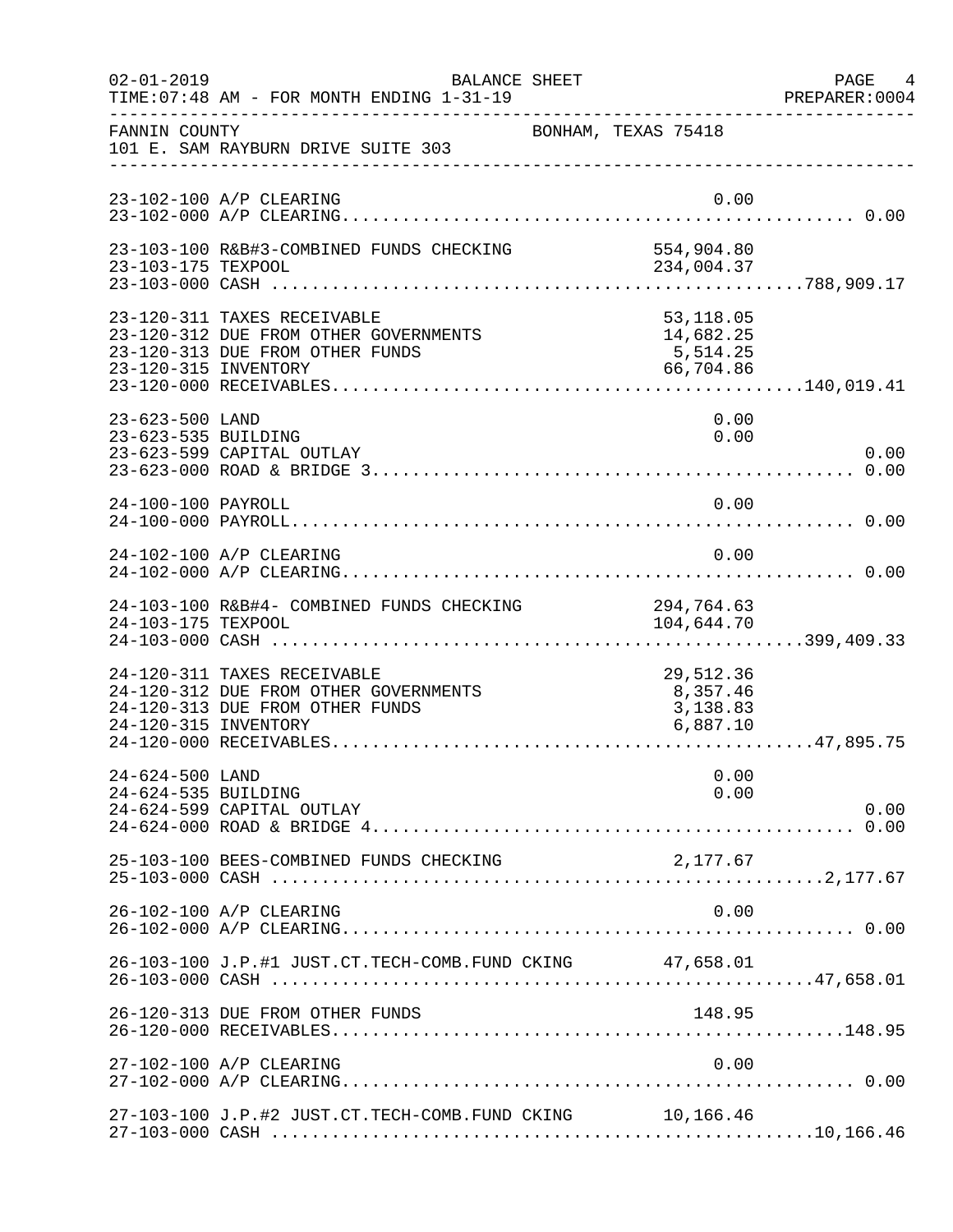FANNIN COUNTY — BONHAM, TEXAS 75418
101 E. SAM RAYBURN DRIVE SUITE 303

BALANCE SHEET — FOR MONTH ENDING 1-31-19

| Account | Description | Detail | Total |
|---|---|---|---|
| 23-102-100 | A/P CLEARING | 0.00 | |
| 23-102-000 | A/P CLEARING | | 0.00 |
| 23-103-100 | R&B#3-COMBINED FUNDS CHECKING | 554,904.80 | |
| 23-103-175 | TEXPOOL | 234,004.37 | |
| 23-103-000 | CASH | | 788,909.17 |
| 23-120-311 | TAXES RECEIVABLE | 53,118.05 | |
| 23-120-312 | DUE FROM OTHER GOVERNMENTS | 14,682.25 | |
| 23-120-313 | DUE FROM OTHER FUNDS | 5,514.25 | |
| 23-120-315 | INVENTORY | 66,704.86 | |
| 23-120-000 | RECEIVABLES | | 140,019.41 |
| 23-623-500 | LAND | 0.00 | |
| 23-623-535 | BUILDING | 0.00 | |
| 23-623-599 | CAPITAL OUTLAY | | 0.00 |
| 23-623-000 | ROAD & BRIDGE 3 | | 0.00 |
| 24-100-100 | PAYROLL | 0.00 | |
| 24-100-000 | PAYROLL | | 0.00 |
| 24-102-100 | A/P CLEARING | 0.00 | |
| 24-102-000 | A/P CLEARING | | 0.00 |
| 24-103-100 | R&B#4- COMBINED FUNDS CHECKING | 294,764.63 | |
| 24-103-175 | TEXPOOL | 104,644.70 | |
| 24-103-000 | CASH | | 399,409.33 |
| 24-120-311 | TAXES RECEIVABLE | 29,512.36 | |
| 24-120-312 | DUE FROM OTHER GOVERNMENTS | 8,357.46 | |
| 24-120-313 | DUE FROM OTHER FUNDS | 3,138.83 | |
| 24-120-315 | INVENTORY | 6,887.10 | |
| 24-120-000 | RECEIVABLES | | 47,895.75 |
| 24-624-500 | LAND | 0.00 | |
| 24-624-535 | BUILDING | 0.00 | |
| 24-624-599 | CAPITAL OUTLAY | | 0.00 |
| 24-624-000 | ROAD & BRIDGE 4 | | 0.00 |
| 25-103-100 | BEES-COMBINED FUNDS CHECKING | 2,177.67 | |
| 25-103-000 | CASH | | 2,177.67 |
| 26-102-100 | A/P CLEARING | 0.00 | |
| 26-102-000 | A/P CLEARING | | 0.00 |
| 26-103-100 | J.P.#1 JUST.CT.TECH-COMB.FUND CKING | 47,658.01 | |
| 26-103-000 | CASH | | 47,658.01 |
| 26-120-313 | DUE FROM OTHER FUNDS | 148.95 | |
| 26-120-000 | RECEIVABLES | | 148.95 |
| 27-102-100 | A/P CLEARING | 0.00 | |
| 27-102-000 | A/P CLEARING | | 0.00 |
| 27-103-100 | J.P.#2 JUST.CT.TECH-COMB.FUND CKING | 10,166.46 | |
| 27-103-000 | CASH | | 10,166.46 |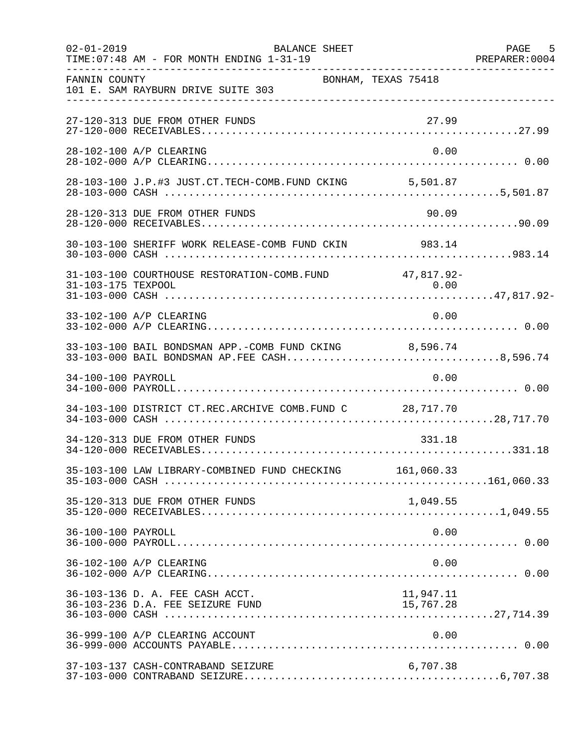FANNIN COUNTY BONHAM, TEXAS 75418
101 E. SAM RAYBURN DRIVE SUITE 303

| Account | Description | Amount | Total |
|---|---|---|---|
| 27-120-313 | DUE FROM OTHER FUNDS | 27.99 | |
| 27-120-000 | RECEIVABLES | | 27.99 |
| 28-102-100 | A/P CLEARING | 0.00 | |
| 28-102-000 | A/P CLEARING | | 0.00 |
| 28-103-100 | J.P.#3 JUST.CT.TECH-COMB.FUND CKING | 5,501.87 | |
| 28-103-000 | CASH | | 5,501.87 |
| 28-120-313 | DUE FROM OTHER FUNDS | 90.09 | |
| 28-120-000 | RECEIVABLES | | 90.09 |
| 30-103-100 | SHERIFF WORK RELEASE-COMB FUND CKIN | 983.14 | |
| 30-103-000 | CASH | | 983.14 |
| 31-103-100 | COURTHOUSE RESTORATION-COMB.FUND | 47,817.92- | |
| 31-103-175 | TEXPOOL | 0.00 | |
| 31-103-000 | CASH | | 47,817.92- |
| 33-102-100 | A/P CLEARING | 0.00 | |
| 33-102-000 | A/P CLEARING | | 0.00 |
| 33-103-100 | BAIL BONDSMAN APP.-COMB FUND CKING | 8,596.74 | |
| 33-103-000 | BAIL BONDSMAN AP.FEE CASH | | 8,596.74 |
| 34-100-100 | PAYROLL | 0.00 | |
| 34-100-000 | PAYROLL | | 0.00 |
| 34-103-100 | DISTRICT CT.REC.ARCHIVE COMB.FUND C | 28,717.70 | |
| 34-103-000 | CASH | | 28,717.70 |
| 34-120-313 | DUE FROM OTHER FUNDS | 331.18 | |
| 34-120-000 | RECEIVABLES | | 331.18 |
| 35-103-100 | LAW LIBRARY-COMBINED FUND CHECKING | 161,060.33 | |
| 35-103-000 | CASH | | 161,060.33 |
| 35-120-313 | DUE FROM OTHER FUNDS | 1,049.55 | |
| 35-120-000 | RECEIVABLES | | 1,049.55 |
| 36-100-100 | PAYROLL | 0.00 | |
| 36-100-000 | PAYROLL | | 0.00 |
| 36-102-100 | A/P CLEARING | 0.00 | |
| 36-102-000 | A/P CLEARING | | 0.00 |
| 36-103-136 | D. A. FEE CASH ACCT. | 11,947.11 | |
| 36-103-236 | D.A. FEE SEIZURE FUND | 15,767.28 | |
| 36-103-000 | CASH | | 27,714.39 |
| 36-999-100 | A/P CLEARING ACCOUNT | 0.00 | |
| 36-999-000 | ACCOUNTS PAYABLE | | 0.00 |
| 37-103-137 | CASH-CONTRABAND SEIZURE | 6,707.38 | |
| 37-103-000 | CONTRABAND SEIZURE | | 6,707.38 |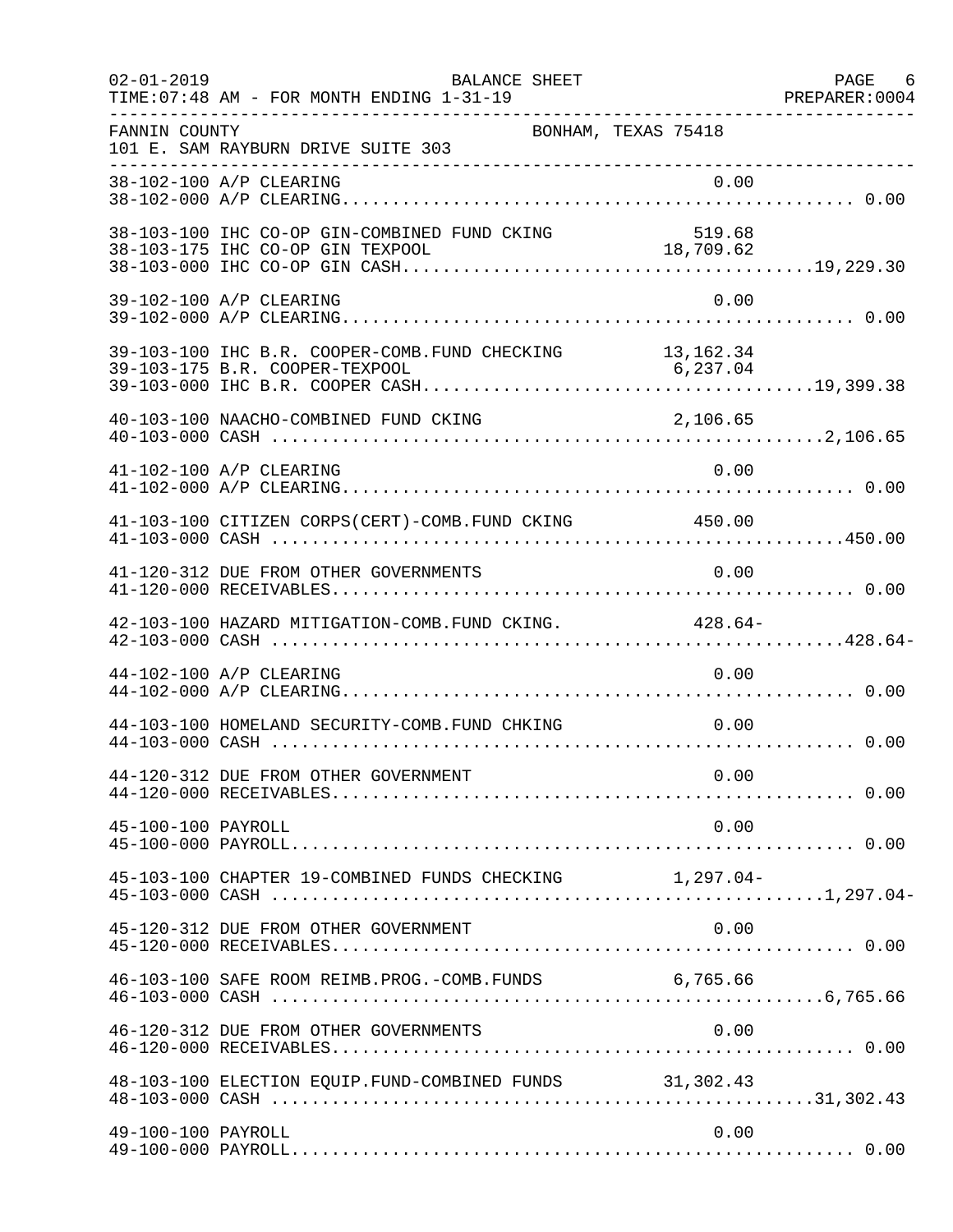FANNIN COUNTY BONHAM, TEXAS 75418
101 E. SAM RAYBURN DRIVE SUITE 303

| Account | Description | Detail | Total |
|---|---|---|---|
| 38-102-100 | A/P CLEARING | 0.00 | |
| 38-102-000 | A/P CLEARING | | 0.00 |
| 38-103-100 | IHC CO-OP GIN-COMBINED FUND CKING | 519.68 | |
| 38-103-175 | IHC CO-OP GIN TEXPOOL | 18,709.62 | |
| 38-103-000 | IHC CO-OP GIN CASH | | 19,229.30 |
| 39-102-100 | A/P CLEARING | 0.00 | |
| 39-102-000 | A/P CLEARING | | 0.00 |
| 39-103-100 | IHC B.R. COOPER-COMB.FUND CHECKING | 13,162.34 | |
| 39-103-175 | B.R. COOPER-TEXPOOL | 6,237.04 | |
| 39-103-000 | IHC B.R. COOPER CASH | | 19,399.38 |
| 40-103-100 | NAACHO-COMBINED FUND CKING | 2,106.65 | |
| 40-103-000 | CASH | | 2,106.65 |
| 41-102-100 | A/P CLEARING | 0.00 | |
| 41-102-000 | A/P CLEARING | | 0.00 |
| 41-103-100 | CITIZEN CORPS(CERT)-COMB.FUND CKING | 450.00 | |
| 41-103-000 | CASH | | 450.00 |
| 41-120-312 | DUE FROM OTHER GOVERNMENTS | 0.00 | |
| 41-120-000 | RECEIVABLES | | 0.00 |
| 42-103-100 | HAZARD MITIGATION-COMB.FUND CKING. | 428.64- | |
| 42-103-000 | CASH | | 428.64- |
| 44-102-100 | A/P CLEARING | 0.00 | |
| 44-102-000 | A/P CLEARING | | 0.00 |
| 44-103-100 | HOMELAND SECURITY-COMB.FUND CHKING | 0.00 | |
| 44-103-000 | CASH | | 0.00 |
| 44-120-312 | DUE FROM OTHER GOVERNMENT | 0.00 | |
| 44-120-000 | RECEIVABLES | | 0.00 |
| 45-100-100 | PAYROLL | 0.00 | |
| 45-100-000 | PAYROLL | | 0.00 |
| 45-103-100 | CHAPTER 19-COMBINED FUNDS CHECKING | 1,297.04- | |
| 45-103-000 | CASH | | 1,297.04- |
| 45-120-312 | DUE FROM OTHER GOVERNMENT | 0.00 | |
| 45-120-000 | RECEIVABLES | | 0.00 |
| 46-103-100 | SAFE ROOM REIMB.PROG.-COMB.FUNDS | 6,765.66 | |
| 46-103-000 | CASH | | 6,765.66 |
| 46-120-312 | DUE FROM OTHER GOVERNMENTS | 0.00 | |
| 46-120-000 | RECEIVABLES | | 0.00 |
| 48-103-100 | ELECTION EQUIP.FUND-COMBINED FUNDS | 31,302.43 | |
| 48-103-000 | CASH | | 31,302.43 |
| 49-100-100 | PAYROLL | 0.00 | |
| 49-100-000 | PAYROLL | | 0.00 |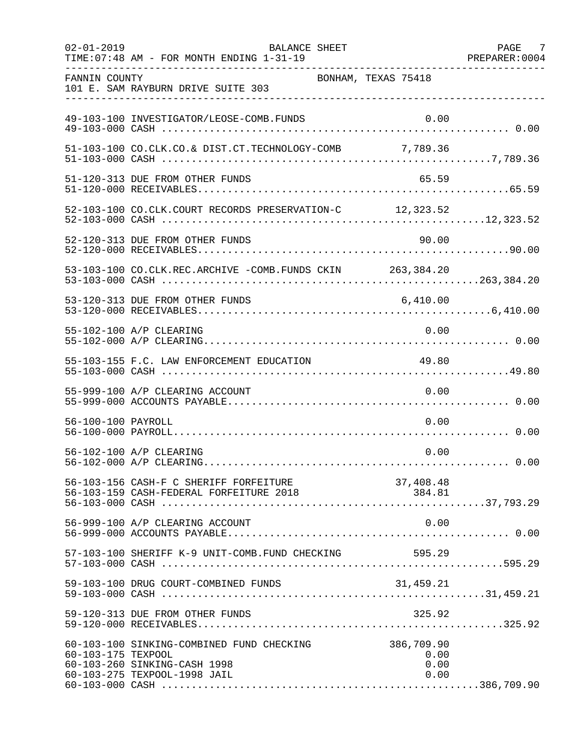FANNIN COUNTY — BONHAM, TEXAS 75418
101 E. SAM RAYBURN DRIVE SUITE 303

BALANCE SHEET
FOR MONTH ENDING 1-31-19

| Account | Description | Detail | Total |
|---|---|---|---|
| 49-103-100 | INVESTIGATOR/LEOSE-COMB.FUNDS | 0.00 | |
| 49-103-000 | CASH | | 0.00 |
| 51-103-100 | CO.CLK.CO.& DIST.CT.TECHNOLOGY-COMB | 7,789.36 | |
| 51-103-000 | CASH | | 7,789.36 |
| 51-120-313 | DUE FROM OTHER FUNDS | 65.59 | |
| 51-120-000 | RECEIVABLES | | 65.59 |
| 52-103-100 | CO.CLK.COURT RECORDS PRESERVATION-C | 12,323.52 | |
| 52-103-000 | CASH | | 12,323.52 |
| 52-120-313 | DUE FROM OTHER FUNDS | 90.00 | |
| 52-120-000 | RECEIVABLES | | 90.00 |
| 53-103-100 | CO.CLK.REC.ARCHIVE -COMB.FUNDS CKIN | 263,384.20 | |
| 53-103-000 | CASH | | 263,384.20 |
| 53-120-313 | DUE FROM OTHER FUNDS | 6,410.00 | |
| 53-120-000 | RECEIVABLES | | 6,410.00 |
| 55-102-100 | A/P CLEARING | 0.00 | |
| 55-102-000 | A/P CLEARING | | 0.00 |
| 55-103-155 | F.C. LAW ENFORCEMENT EDUCATION | 49.80 | |
| 55-103-000 | CASH | | 49.80 |
| 55-999-100 | A/P CLEARING ACCOUNT | 0.00 | |
| 55-999-000 | ACCOUNTS PAYABLE | | 0.00 |
| 56-100-100 | PAYROLL | 0.00 | |
| 56-100-000 | PAYROLL | | 0.00 |
| 56-102-100 | A/P CLEARING | 0.00 | |
| 56-102-000 | A/P CLEARING | | 0.00 |
| 56-103-156 | CASH-F C SHERIFF FORFEITURE | 37,408.48 | |
| 56-103-159 | CASH-FEDERAL FORFEITURE 2018 | 384.81 | |
| 56-103-000 | CASH | | 37,793.29 |
| 56-999-100 | A/P CLEARING ACCOUNT | 0.00 | |
| 56-999-000 | ACCOUNTS PAYABLE | | 0.00 |
| 57-103-100 | SHERIFF K-9 UNIT-COMB.FUND CHECKING | 595.29 | |
| 57-103-000 | CASH | | 595.29 |
| 59-103-100 | DRUG COURT-COMBINED FUNDS | 31,459.21 | |
| 59-103-000 | CASH | | 31,459.21 |
| 59-120-313 | DUE FROM OTHER FUNDS | 325.92 | |
| 59-120-000 | RECEIVABLES | | 325.92 |
| 60-103-100 | SINKING-COMBINED FUND CHECKING | 386,709.90 | |
| 60-103-175 | TEXPOOL | 0.00 | |
| 60-103-260 | SINKING-CASH 1998 | 0.00 | |
| 60-103-275 | TEXPOOL-1998 JAIL | 0.00 | |
| 60-103-000 | CASH | | 386,709.90 |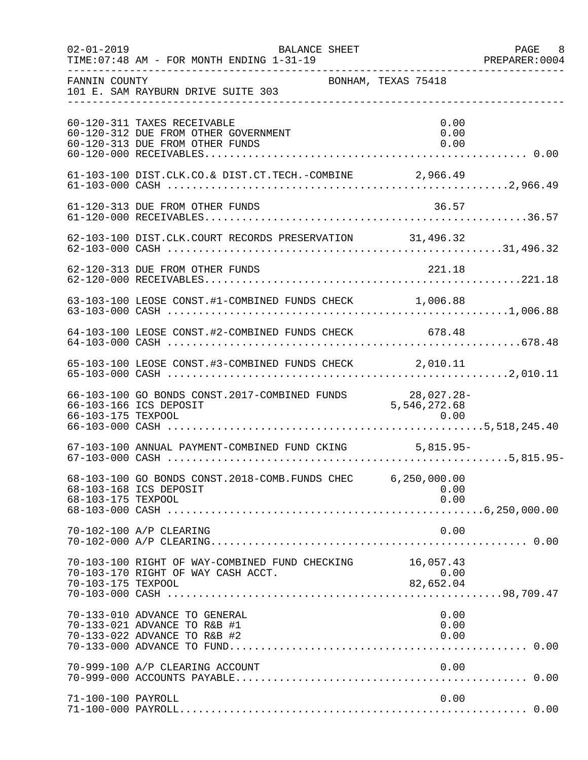FANNIN COUNTY BONHAM, TEXAS 75418
101 E. SAM RAYBURN DRIVE SUITE 303

| Account | Description | Detail | Total |
|---|---|---|---|
| 60-120-311 | TAXES RECEIVABLE | 0.00 | |
| 60-120-312 | DUE FROM OTHER GOVERNMENT | 0.00 | |
| 60-120-313 | DUE FROM OTHER FUNDS | 0.00 | |
| 60-120-000 | RECEIVABLES | | 0.00 |
| 61-103-100 | DIST.CLK.CO.& DIST.CT.TECH.-COMBINE | 2,966.49 | |
| 61-103-000 | CASH | | 2,966.49 |
| 61-120-313 | DUE FROM OTHER FUNDS | 36.57 | |
| 61-120-000 | RECEIVABLES | | 36.57 |
| 62-103-100 | DIST.CLK.COURT RECORDS PRESERVATION | 31,496.32 | |
| 62-103-000 | CASH | | 31,496.32 |
| 62-120-313 | DUE FROM OTHER FUNDS | 221.18 | |
| 62-120-000 | RECEIVABLES | | 221.18 |
| 63-103-100 | LEOSE CONST.#1-COMBINED FUNDS CHECK | 1,006.88 | |
| 63-103-000 | CASH | | 1,006.88 |
| 64-103-100 | LEOSE CONST.#2-COMBINED FUNDS CHECK | 678.48 | |
| 64-103-000 | CASH | | 678.48 |
| 65-103-100 | LEOSE CONST.#3-COMBINED FUNDS CHECK | 2,010.11 | |
| 65-103-000 | CASH | | 2,010.11 |
| 66-103-100 | GO BONDS CONST.2017-COMBINED FUNDS | 28,027.28- | |
| 66-103-166 | ICS DEPOSIT | 5,546,272.68 | |
| 66-103-175 | TEXPOOL | 0.00 | |
| 66-103-000 | CASH | | 5,518,245.40 |
| 67-103-100 | ANNUAL PAYMENT-COMBINED FUND CKING | 5,815.95- | |
| 67-103-000 | CASH | | 5,815.95- |
| 68-103-100 | GO BONDS CONST.2018-COMB.FUNDS CHEC | 6,250,000.00 | |
| 68-103-168 | ICS DEPOSIT | 0.00 | |
| 68-103-175 | TEXPOOL | 0.00 | |
| 68-103-000 | CASH | | 6,250,000.00 |
| 70-102-100 | A/P CLEARING | 0.00 | |
| 70-102-000 | A/P CLEARING | | 0.00 |
| 70-103-100 | RIGHT OF WAY-COMBINED FUND CHECKING | 16,057.43 | |
| 70-103-170 | RIGHT OF WAY CASH ACCT. | 0.00 | |
| 70-103-175 | TEXPOOL | 82,652.04 | |
| 70-103-000 | CASH | | 98,709.47 |
| 70-133-010 | ADVANCE TO GENERAL | 0.00 | |
| 70-133-021 | ADVANCE TO R&B #1 | 0.00 | |
| 70-133-022 | ADVANCE TO R&B #2 | 0.00 | |
| 70-133-000 | ADVANCE TO FUND | | 0.00 |
| 70-999-100 | A/P CLEARING ACCOUNT | 0.00 | |
| 70-999-000 | ACCOUNTS PAYABLE | | 0.00 |
| 71-100-100 | PAYROLL | 0.00 | |
| 71-100-000 | PAYROLL | | 0.00 |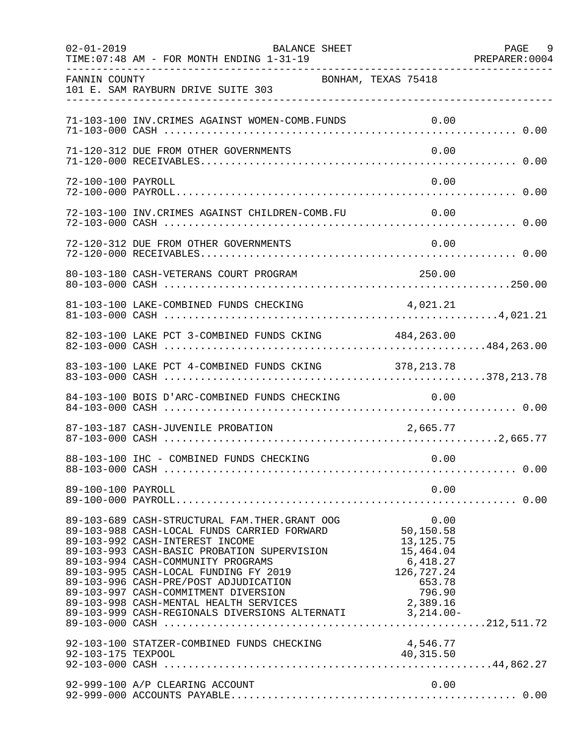FANNIN COUNTY BONHAM, TEXAS 75418
101 E. SAM RAYBURN DRIVE SUITE 303

BALANCE SHEET — FOR MONTH ENDING 1-31-19

| Account | Description | Detail | Total |
|---|---|---|---|
| 71-103-100 | INV.CRIMES AGAINST WOMEN-COMB.FUNDS | 0.00 | |
| 71-103-000 | CASH | | 0.00 |
| 71-120-312 | DUE FROM OTHER GOVERNMENTS | 0.00 | |
| 71-120-000 | RECEIVABLES | | 0.00 |
| 72-100-100 | PAYROLL | 0.00 | |
| 72-100-000 | PAYROLL | | 0.00 |
| 72-103-100 | INV.CRIMES AGAINST CHILDREN-COMB.FU | 0.00 | |
| 72-103-000 | CASH | | 0.00 |
| 72-120-312 | DUE FROM OTHER GOVERNMENTS | 0.00 | |
| 72-120-000 | RECEIVABLES | | 0.00 |
| 80-103-180 | CASH-VETERANS COURT PROGRAM | 250.00 | |
| 80-103-000 | CASH | | 250.00 |
| 81-103-100 | LAKE-COMBINED FUNDS CHECKING | 4,021.21 | |
| 81-103-000 | CASH | | 4,021.21 |
| 82-103-100 | LAKE PCT 3-COMBINED FUNDS CKING | 484,263.00 | |
| 82-103-000 | CASH | | 484,263.00 |
| 83-103-100 | LAKE PCT 4-COMBINED FUNDS CKING | 378,213.78 | |
| 83-103-000 | CASH | | 378,213.78 |
| 84-103-100 | BOIS D'ARC-COMBINED FUNDS CHECKING | 0.00 | |
| 84-103-000 | CASH | | 0.00 |
| 87-103-187 | CASH-JUVENILE PROBATION | 2,665.77 | |
| 87-103-000 | CASH | | 2,665.77 |
| 88-103-100 | IHC - COMBINED FUNDS CHECKING | 0.00 | |
| 88-103-000 | CASH | | 0.00 |
| 89-100-100 | PAYROLL | 0.00 | |
| 89-100-000 | PAYROLL | | 0.00 |
| 89-103-689 | CASH-STRUCTURAL FAM.THER.GRANT OOG | 0.00 | |
| 89-103-988 | CASH-LOCAL FUNDS CARRIED FORWARD | 50,150.58 | |
| 89-103-992 | CASH-INTEREST INCOME | 13,125.75 | |
| 89-103-993 | CASH-BASIC PROBATION SUPERVISION | 15,464.04 | |
| 89-103-994 | CASH-COMMUNITY PROGRAMS | 6,418.27 | |
| 89-103-995 | CASH-LOCAL FUNDING FY 2019 | 126,727.24 | |
| 89-103-996 | CASH-PRE/POST ADJUDICATION | 653.78 | |
| 89-103-997 | CASH-COMMITMENT DIVERSION | 796.90 | |
| 89-103-998 | CASH-MENTAL HEALTH SERVICES | 2,389.16 | |
| 89-103-999 | CASH-REGIONALS DIVERSIONS ALTERNATI | 3,214.00- | |
| 89-103-000 | CASH | | 212,511.72 |
| 92-103-100 | STATZER-COMBINED FUNDS CHECKING | 4,546.77 | |
| 92-103-175 | TEXPOOL | 40,315.50 | |
| 92-103-000 | CASH | | 44,862.27 |
| 92-999-100 | A/P CLEARING ACCOUNT | 0.00 | |
| 92-999-000 | ACCOUNTS PAYABLE | | 0.00 |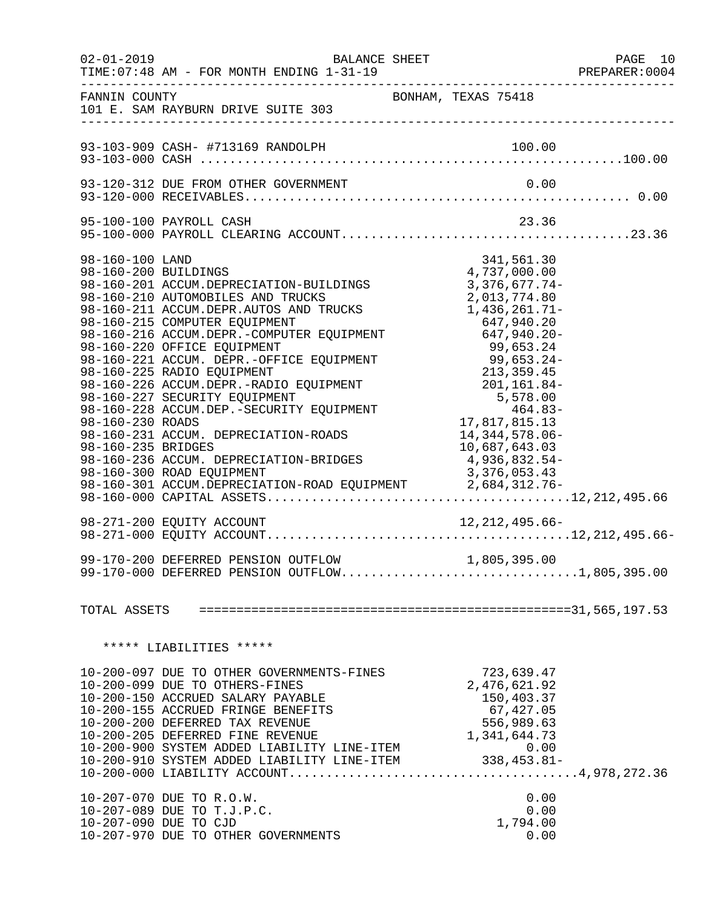FANNIN COUNTY BONHAM, TEXAS 75418
101 E. SAM RAYBURN DRIVE SUITE 303

BALANCE SHEET
FOR MONTH ENDING 1-31-19

| Account | Description | Amount | Total |
|---|---|---|---|
| 93-103-909 | CASH- #713169 RANDOLPH | 100.00 | |
| 93-103-000 | CASH | | 100.00 |
| 93-120-312 | DUE FROM OTHER GOVERNMENT | 0.00 | |
| 93-120-000 | RECEIVABLES | | 0.00 |
| 95-100-100 | PAYROLL CASH | 23.36 | |
| 95-100-000 | PAYROLL CLEARING ACCOUNT | | 23.36 |
| 98-160-100 | LAND | 341,561.30 | |
| 98-160-200 | BUILDINGS | 4,737,000.00 | |
| 98-160-201 | ACCUM.DEPRECIATION-BUILDINGS | 3,376,677.74- | |
| 98-160-210 | AUTOMOBILES AND TRUCKS | 2,013,774.80 | |
| 98-160-211 | ACCUM.DEPR.AUTOS AND TRUCKS | 1,436,261.71- | |
| 98-160-215 | COMPUTER EQUIPMENT | 647,940.20 | |
| 98-160-216 | ACCUM.DEPR.-COMPUTER EQUIPMENT | 647,940.20- | |
| 98-160-220 | OFFICE EQUIPMENT | 99,653.24 | |
| 98-160-221 | ACCUM. DEPR.-OFFICE EQUIPMENT | 99,653.24- | |
| 98-160-225 | RADIO EQUIPMENT | 213,359.45 | |
| 98-160-226 | ACCUM.DEPR.-RADIO EQUIPMENT | 201,161.84- | |
| 98-160-227 | SECURITY EQUIPMENT | 5,578.00 | |
| 98-160-228 | ACCUM.DEP.-SECURITY EQUIPMENT | 464.83- | |
| 98-160-230 | ROADS | 17,817,815.13 | |
| 98-160-231 | ACCUM. DEPRECIATION-ROADS | 14,344,578.06- | |
| 98-160-235 | BRIDGES | 10,687,643.03 | |
| 98-160-236 | ACCUM. DEPRECIATION-BRIDGES | 4,936,832.54- | |
| 98-160-300 | ROAD EQUIPMENT | 3,376,053.43 | |
| 98-160-301 | ACCUM.DEPRECIATION-ROAD EQUIPMENT | 2,684,312.76- | |
| 98-160-000 | CAPITAL ASSETS | | 12,212,495.66 |
| 98-271-200 | EQUITY ACCOUNT | 12,212,495.66- | |
| 98-271-000 | EQUITY ACCOUNT | | 12,212,495.66- |
| 99-170-200 | DEFERRED PENSION OUTFLOW | 1,805,395.00 | |
| 99-170-000 | DEFERRED PENSION OUTFLOW | | 1,805,395.00 |
| TOTAL ASSETS | | | 31,565,197.53 |

***** LIABILITIES *****

| Account | Description | Amount | Total |
|---|---|---|---|
| 10-200-097 | DUE TO OTHER GOVERNMENTS-FINES | 723,639.47 | |
| 10-200-099 | DUE TO OTHERS-FINES | 2,476,621.92 | |
| 10-200-150 | ACCRUED SALARY PAYABLE | 150,403.37 | |
| 10-200-155 | ACCRUED FRINGE BENEFITS | 67,427.05 | |
| 10-200-200 | DEFERRED TAX REVENUE | 556,989.63 | |
| 10-200-205 | DEFERRED FINE REVENUE | 1,341,644.73 | |
| 10-200-900 | SYSTEM ADDED LIABILITY LINE-ITEM | 0.00 | |
| 10-200-910 | SYSTEM ADDED LIABILITY LINE-ITEM | 338,453.81- | |
| 10-200-000 | LIABILITY ACCOUNT | | 4,978,272.36 |
| 10-207-070 | DUE TO R.O.W. | 0.00 | |
| 10-207-089 | DUE TO T.J.P.C. | 0.00 | |
| 10-207-090 | DUE TO CJD | 1,794.00 | |
| 10-207-970 | DUE TO OTHER GOVERNMENTS | 0.00 | |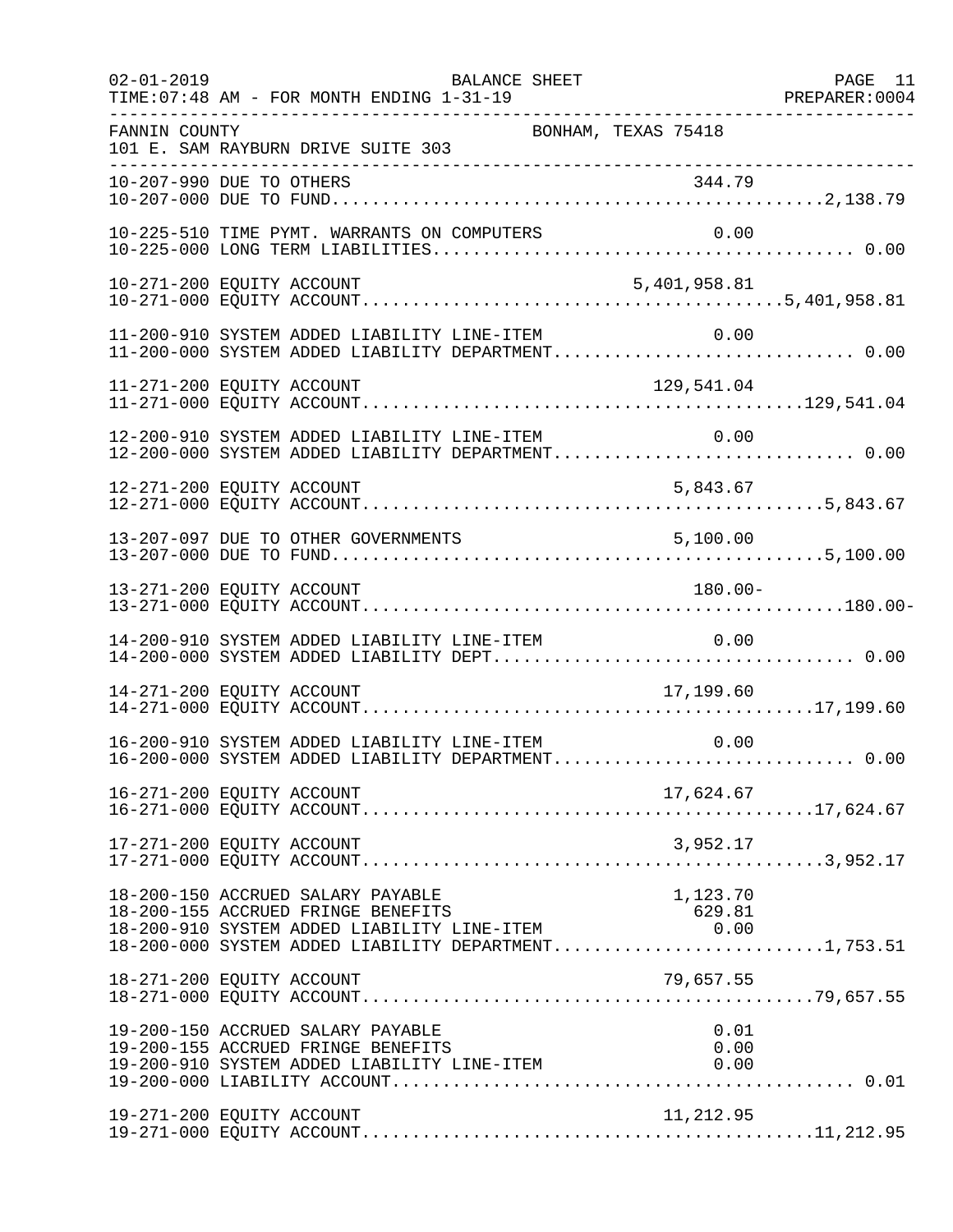FANNIN COUNTY BONHAM, TEXAS 75418
101 E. SAM RAYBURN DRIVE SUITE 303

BALANCE SHEET
FOR MONTH ENDING 1-31-19

```
10-207-990 DUE TO OTHERS                                   344.79
10-207-000 DUE TO FUND..............................................2,138.79

10-225-510 TIME PYMT. WARRANTS ON COMPUTERS                  0.00
10-225-000 LONG TERM LIABILITIES...................................... 0.00

10-271-200 EQUITY ACCOUNT                            5,401,958.81
10-271-000 EQUITY ACCOUNT.......................................5,401,958.81

11-200-910 SYSTEM ADDED LIABILITY LINE-ITEM                  0.00
11-200-000 SYSTEM ADDED LIABILITY DEPARTMENT.......................... 0.00

11-271-200 EQUITY ACCOUNT                              129,541.04
11-271-000 EQUITY ACCOUNT.........................................129,541.04

12-200-910 SYSTEM ADDED LIABILITY LINE-ITEM                  0.00
12-200-000 SYSTEM ADDED LIABILITY DEPARTMENT.......................... 0.00

12-271-200 EQUITY ACCOUNT                                5,843.67
12-271-000 EQUITY ACCOUNT...........................................5,843.67

13-207-097 DUE TO OTHER GOVERNMENTS                       5,100.00
13-207-000 DUE TO FUND..............................................5,100.00

13-271-200 EQUITY ACCOUNT                                  180.00-
13-271-000 EQUITY ACCOUNT.............................................180.00-

14-200-910 SYSTEM ADDED LIABILITY LINE-ITEM                  0.00
14-200-000 SYSTEM ADDED LIABILITY DEPT................................ 0.00

14-271-200 EQUITY ACCOUNT                               17,199.60
14-271-000 EQUITY ACCOUNT..........................................17,199.60

16-200-910 SYSTEM ADDED LIABILITY LINE-ITEM                  0.00
16-200-000 SYSTEM ADDED LIABILITY DEPARTMENT.......................... 0.00

16-271-200 EQUITY ACCOUNT                               17,624.67
16-271-000 EQUITY ACCOUNT..........................................17,624.67

17-271-200 EQUITY ACCOUNT                                3,952.17
17-271-000 EQUITY ACCOUNT...........................................3,952.17

18-200-150 ACCRUED SALARY PAYABLE                         1,123.70
18-200-155 ACCRUED FRINGE BENEFITS                          629.81
18-200-910 SYSTEM ADDED LIABILITY LINE-ITEM                  0.00
18-200-000 SYSTEM ADDED LIABILITY DEPARTMENT.......................1,753.51

18-271-200 EQUITY ACCOUNT                               79,657.55
18-271-000 EQUITY ACCOUNT..........................................79,657.55

19-200-150 ACCRUED SALARY PAYABLE                            0.01
19-200-155 ACCRUED FRINGE BENEFITS                           0.00
19-200-910 SYSTEM ADDED LIABILITY LINE-ITEM                  0.00
19-200-000 LIABILITY ACCOUNT.......................................... 0.01

19-271-200 EQUITY ACCOUNT                               11,212.95
19-271-000 EQUITY ACCOUNT..........................................11,212.95
```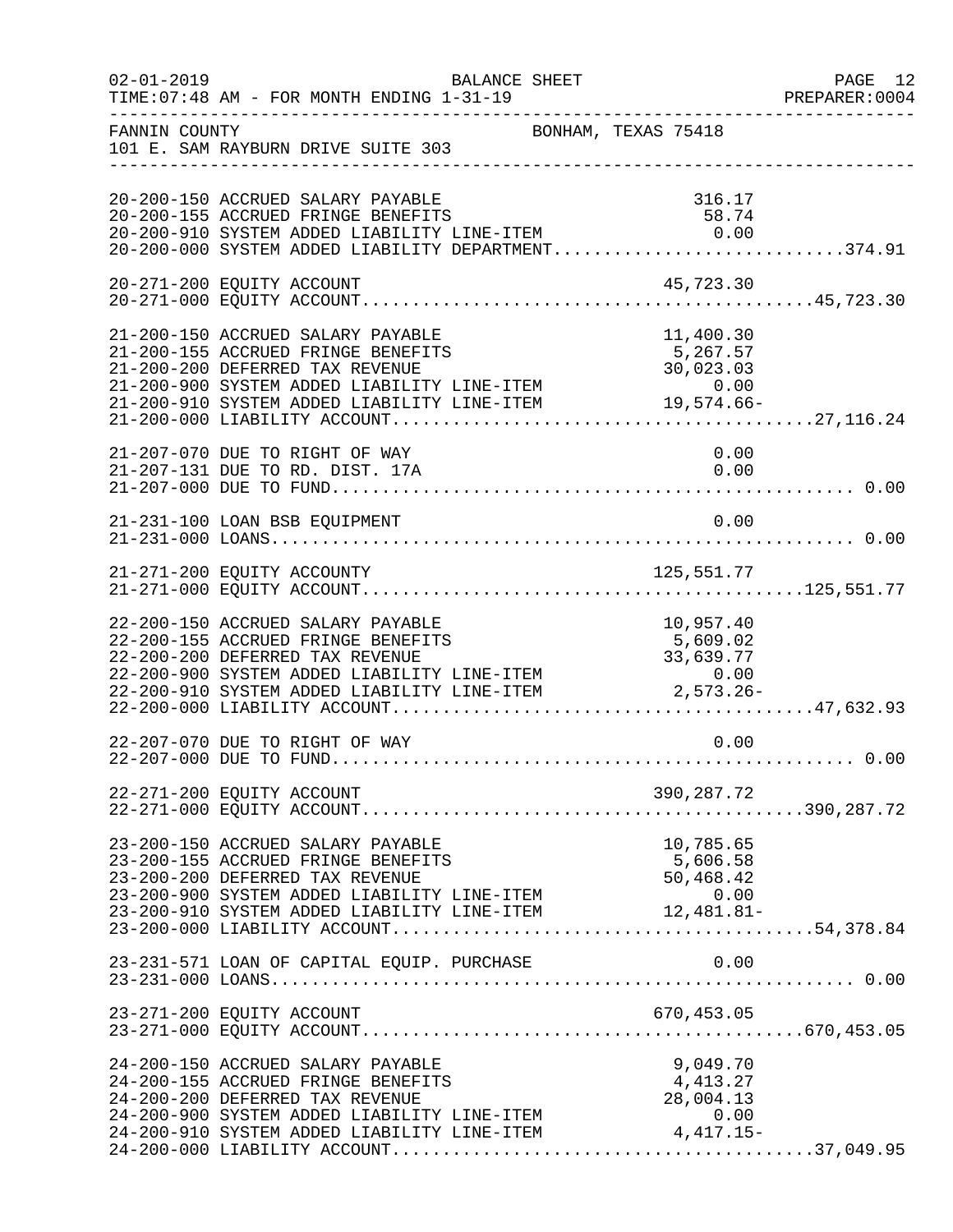BALANCE SHEET

TIME:07:48 AM - FOR MONTH ENDING 1-31-19

FANNIN COUNTY — BONHAM, TEXAS 75418

101 E. SAM RAYBURN DRIVE SUITE 303

| Account | Description | Amount | Total |
|---|---|---|---|
| 20-200-150 | ACCRUED SALARY PAYABLE | 316.17 | |
| 20-200-155 | ACCRUED FRINGE BENEFITS | 58.74 | |
| 20-200-910 | SYSTEM ADDED LIABILITY LINE-ITEM | 0.00 | |
| 20-200-000 | SYSTEM ADDED LIABILITY DEPARTMENT | | 374.91 |
| 20-271-200 | EQUITY ACCOUNT | 45,723.30 | |
| 20-271-000 | EQUITY ACCOUNT | | 45,723.30 |
| 21-200-150 | ACCRUED SALARY PAYABLE | 11,400.30 | |
| 21-200-155 | ACCRUED FRINGE BENEFITS | 5,267.57 | |
| 21-200-200 | DEFERRED TAX REVENUE | 30,023.03 | |
| 21-200-900 | SYSTEM ADDED LIABILITY LINE-ITEM | 0.00 | |
| 21-200-910 | SYSTEM ADDED LIABILITY LINE-ITEM | 19,574.66- | |
| 21-200-000 | LIABILITY ACCOUNT | | 27,116.24 |
| 21-207-070 | DUE TO RIGHT OF WAY | 0.00 | |
| 21-207-131 | DUE TO RD. DIST. 17A | 0.00 | |
| 21-207-000 | DUE TO FUND | | 0.00 |
| 21-231-100 | LOAN BSB EQUIPMENT | 0.00 | |
| 21-231-000 | LOANS | | 0.00 |
| 21-271-200 | EQUITY ACCOUNTY | 125,551.77 | |
| 21-271-000 | EQUITY ACCOUNT | | 125,551.77 |
| 22-200-150 | ACCRUED SALARY PAYABLE | 10,957.40 | |
| 22-200-155 | ACCRUED FRINGE BENEFITS | 5,609.02 | |
| 22-200-200 | DEFERRED TAX REVENUE | 33,639.77 | |
| 22-200-900 | SYSTEM ADDED LIABILITY LINE-ITEM | 0.00 | |
| 22-200-910 | SYSTEM ADDED LIABILITY LINE-ITEM | 2,573.26- | |
| 22-200-000 | LIABILITY ACCOUNT | | 47,632.93 |
| 22-207-070 | DUE TO RIGHT OF WAY | 0.00 | |
| 22-207-000 | DUE TO FUND | | 0.00 |
| 22-271-200 | EQUITY ACCOUNT | 390,287.72 | |
| 22-271-000 | EQUITY ACCOUNT | | 390,287.72 |
| 23-200-150 | ACCRUED SALARY PAYABLE | 10,785.65 | |
| 23-200-155 | ACCRUED FRINGE BENEFITS | 5,606.58 | |
| 23-200-200 | DEFERRED TAX REVENUE | 50,468.42 | |
| 23-200-900 | SYSTEM ADDED LIABILITY LINE-ITEM | 0.00 | |
| 23-200-910 | SYSTEM ADDED LIABILITY LINE-ITEM | 12,481.81- | |
| 23-200-000 | LIABILITY ACCOUNT | | 54,378.84 |
| 23-231-571 | LOAN OF CAPITAL EQUIP. PURCHASE | 0.00 | |
| 23-231-000 | LOANS | | 0.00 |
| 23-271-200 | EQUITY ACCOUNT | 670,453.05 | |
| 23-271-000 | EQUITY ACCOUNT | | 670,453.05 |
| 24-200-150 | ACCRUED SALARY PAYABLE | 9,049.70 | |
| 24-200-155 | ACCRUED FRINGE BENEFITS | 4,413.27 | |
| 24-200-200 | DEFERRED TAX REVENUE | 28,004.13 | |
| 24-200-900 | SYSTEM ADDED LIABILITY LINE-ITEM | 0.00 | |
| 24-200-910 | SYSTEM ADDED LIABILITY LINE-ITEM | 4,417.15- | |
| 24-200-000 | LIABILITY ACCOUNT | | 37,049.95 |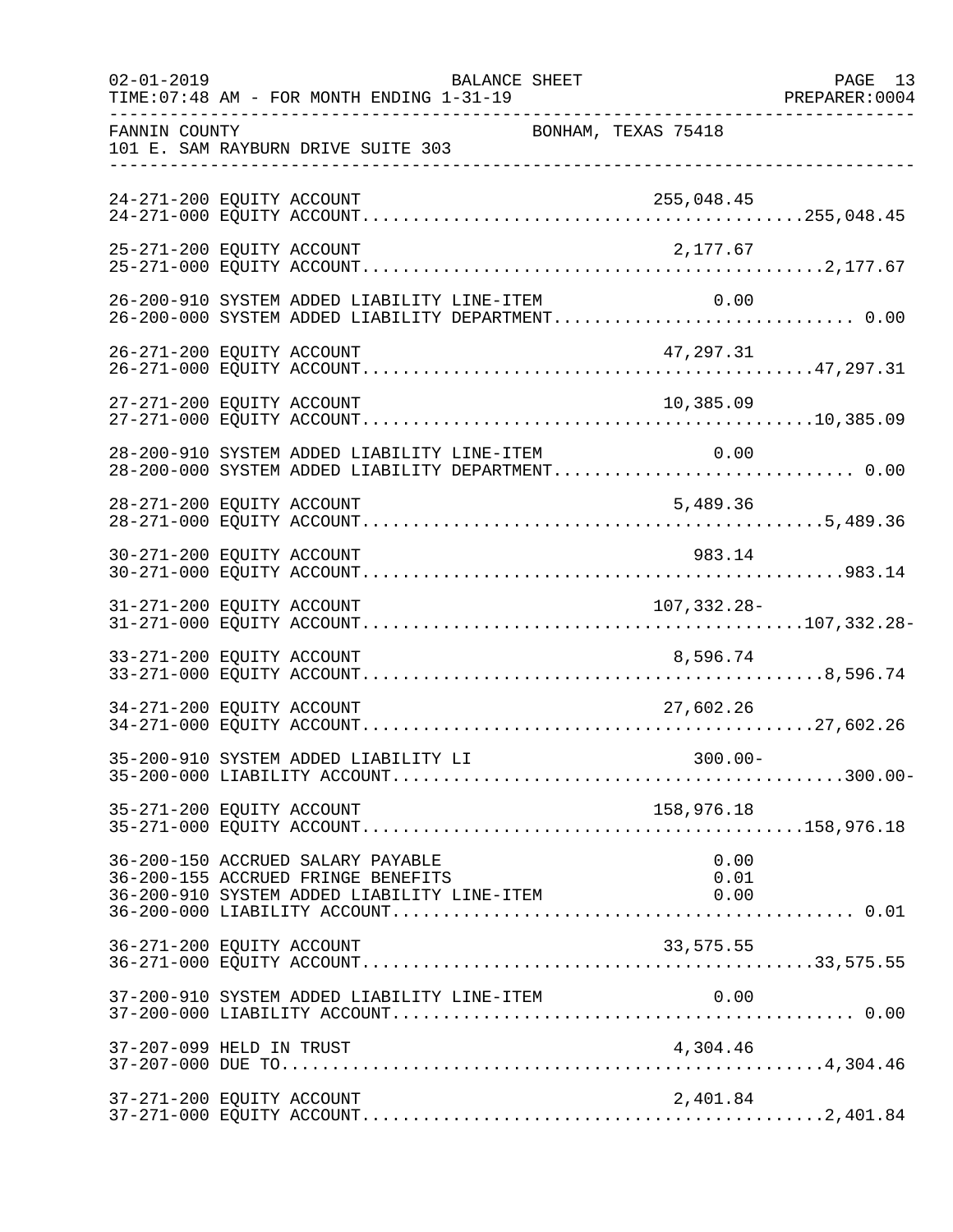FANNIN COUNTY　　　　　　　　BONHAM, TEXAS 75418
101 E. SAM RAYBURN DRIVE SUITE 303

```
24-271-200 EQUITY ACCOUNT                                  255,048.45
24-271-000 EQUITY ACCOUNT.........................................255,048.45

25-271-200 EQUITY ACCOUNT                                    2,177.67
25-271-000 EQUITY ACCOUNT...........................................2,177.67

26-200-910 SYSTEM ADDED LIABILITY LINE-ITEM                     0.00
26-200-000 SYSTEM ADDED LIABILITY DEPARTMENT........................... 0.00

26-271-200 EQUITY ACCOUNT                                   47,297.31
26-271-000 EQUITY ACCOUNT..........................................47,297.31

27-271-200 EQUITY ACCOUNT                                   10,385.09
27-271-000 EQUITY ACCOUNT..........................................10,385.09

28-200-910 SYSTEM ADDED LIABILITY LINE-ITEM                     0.00
28-200-000 SYSTEM ADDED LIABILITY DEPARTMENT........................... 0.00

28-271-200 EQUITY ACCOUNT                                    5,489.36
28-271-000 EQUITY ACCOUNT...........................................5,489.36

30-271-200 EQUITY ACCOUNT                                      983.14
30-271-000 EQUITY ACCOUNT.............................................983.14

31-271-200 EQUITY ACCOUNT                                 107,332.28-
31-271-000 EQUITY ACCOUNT.........................................107,332.28-

33-271-200 EQUITY ACCOUNT                                    8,596.74
33-271-000 EQUITY ACCOUNT...........................................8,596.74

34-271-200 EQUITY ACCOUNT                                   27,602.26
34-271-000 EQUITY ACCOUNT..........................................27,602.26

35-200-910 SYSTEM ADDED LIABILITY LI                          300.00-
35-200-000 LIABILITY ACCOUNT..........................................300.00-

35-271-200 EQUITY ACCOUNT                                  158,976.18
35-271-000 EQUITY ACCOUNT.........................................158,976.18

36-200-150 ACCRUED SALARY PAYABLE                               0.00
36-200-155 ACCRUED FRINGE BENEFITS                              0.01
36-200-910 SYSTEM ADDED LIABILITY LINE-ITEM                     0.00
36-200-000 LIABILITY ACCOUNT........................................... 0.01

36-271-200 EQUITY ACCOUNT                                   33,575.55
36-271-000 EQUITY ACCOUNT..........................................33,575.55

37-200-910 SYSTEM ADDED LIABILITY LINE-ITEM                     0.00
37-200-000 LIABILITY ACCOUNT........................................... 0.00

37-207-099 HELD IN TRUST                                     4,304.46
37-207-000 DUE TO...................................................4,304.46

37-271-200 EQUITY ACCOUNT                                    2,401.84
37-271-000 EQUITY ACCOUNT...........................................2,401.84
```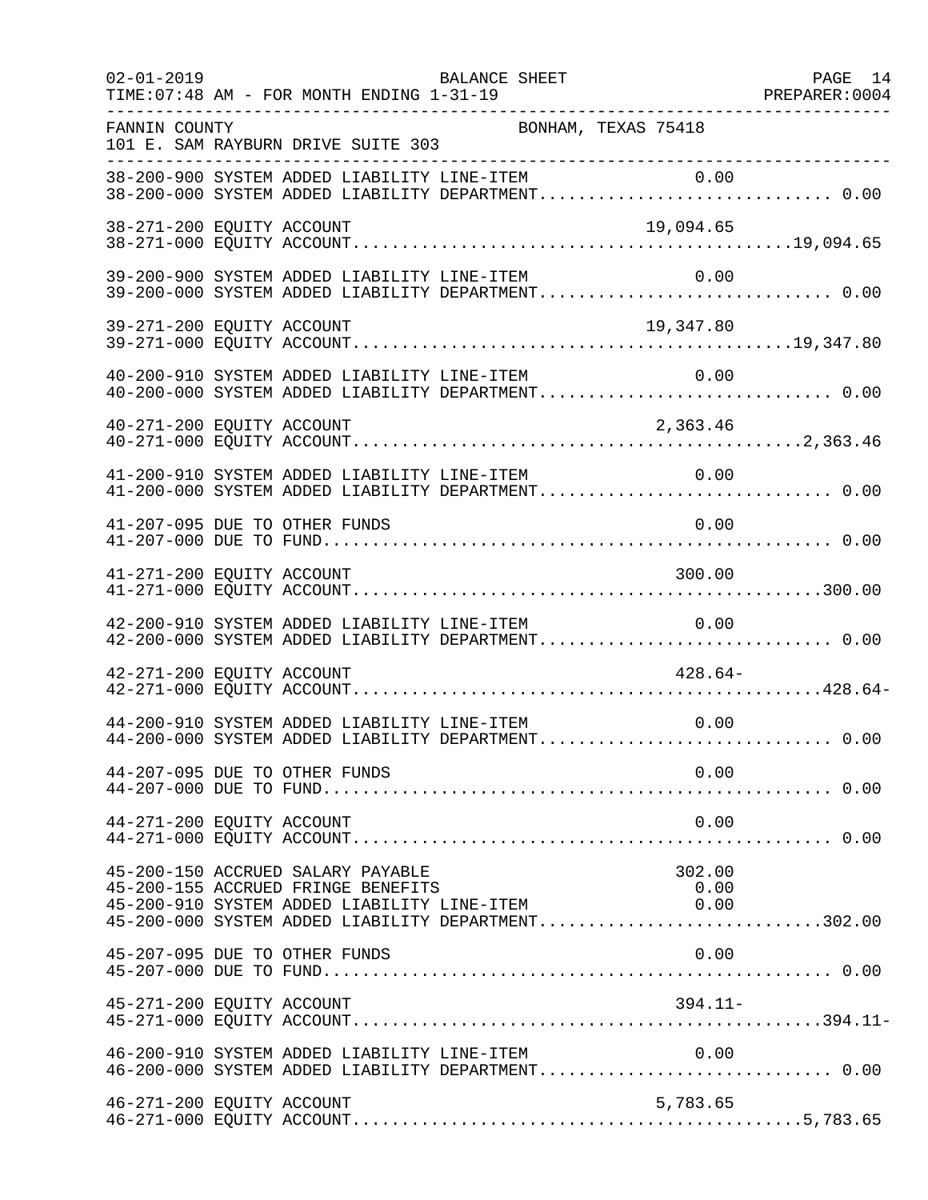FANNIN COUNTY BONHAM, TEXAS 75418
101 E. SAM RAYBURN DRIVE SUITE 303

BALANCE SHEET
TIME:07:48 AM - FOR MONTH ENDING 1-31-19

| Account | Description | Line-Item Amount | Department Total |
|---|---|---|---|
| 38-200-900 | SYSTEM ADDED LIABILITY LINE-ITEM | 0.00 | |
| 38-200-000 | SYSTEM ADDED LIABILITY DEPARTMENT | | 0.00 |
| 38-271-200 | EQUITY ACCOUNT | 19,094.65 | |
| 38-271-000 | EQUITY ACCOUNT | | 19,094.65 |
| 39-200-900 | SYSTEM ADDED LIABILITY LINE-ITEM | 0.00 | |
| 39-200-000 | SYSTEM ADDED LIABILITY DEPARTMENT | | 0.00 |
| 39-271-200 | EQUITY ACCOUNT | 19,347.80 | |
| 39-271-000 | EQUITY ACCOUNT | | 19,347.80 |
| 40-200-910 | SYSTEM ADDED LIABILITY LINE-ITEM | 0.00 | |
| 40-200-000 | SYSTEM ADDED LIABILITY DEPARTMENT | | 0.00 |
| 40-271-200 | EQUITY ACCOUNT | 2,363.46 | |
| 40-271-000 | EQUITY ACCOUNT | | 2,363.46 |
| 41-200-910 | SYSTEM ADDED LIABILITY LINE-ITEM | 0.00 | |
| 41-200-000 | SYSTEM ADDED LIABILITY DEPARTMENT | | 0.00 |
| 41-207-095 | DUE TO OTHER FUNDS | 0.00 | |
| 41-207-000 | DUE TO FUND | | 0.00 |
| 41-271-200 | EQUITY ACCOUNT | 300.00 | |
| 41-271-000 | EQUITY ACCOUNT | | 300.00 |
| 42-200-910 | SYSTEM ADDED LIABILITY LINE-ITEM | 0.00 | |
| 42-200-000 | SYSTEM ADDED LIABILITY DEPARTMENT | | 0.00 |
| 42-271-200 | EQUITY ACCOUNT | 428.64- | |
| 42-271-000 | EQUITY ACCOUNT | | 428.64- |
| 44-200-910 | SYSTEM ADDED LIABILITY LINE-ITEM | 0.00 | |
| 44-200-000 | SYSTEM ADDED LIABILITY DEPARTMENT | | 0.00 |
| 44-207-095 | DUE TO OTHER FUNDS | 0.00 | |
| 44-207-000 | DUE TO FUND | | 0.00 |
| 44-271-200 | EQUITY ACCOUNT | 0.00 | |
| 44-271-000 | EQUITY ACCOUNT | | 0.00 |
| 45-200-150 | ACCRUED SALARY PAYABLE | 302.00 | |
| 45-200-155 | ACCRUED FRINGE BENEFITS | 0.00 | |
| 45-200-910 | SYSTEM ADDED LIABILITY LINE-ITEM | 0.00 | |
| 45-200-000 | SYSTEM ADDED LIABILITY DEPARTMENT | | 302.00 |
| 45-207-095 | DUE TO OTHER FUNDS | 0.00 | |
| 45-207-000 | DUE TO FUND | | 0.00 |
| 45-271-200 | EQUITY ACCOUNT | 394.11- | |
| 45-271-000 | EQUITY ACCOUNT | | 394.11- |
| 46-200-910 | SYSTEM ADDED LIABILITY LINE-ITEM | 0.00 | |
| 46-200-000 | SYSTEM ADDED LIABILITY DEPARTMENT | | 0.00 |
| 46-271-200 | EQUITY ACCOUNT | 5,783.65 | |
| 46-271-000 | EQUITY ACCOUNT | | 5,783.65 |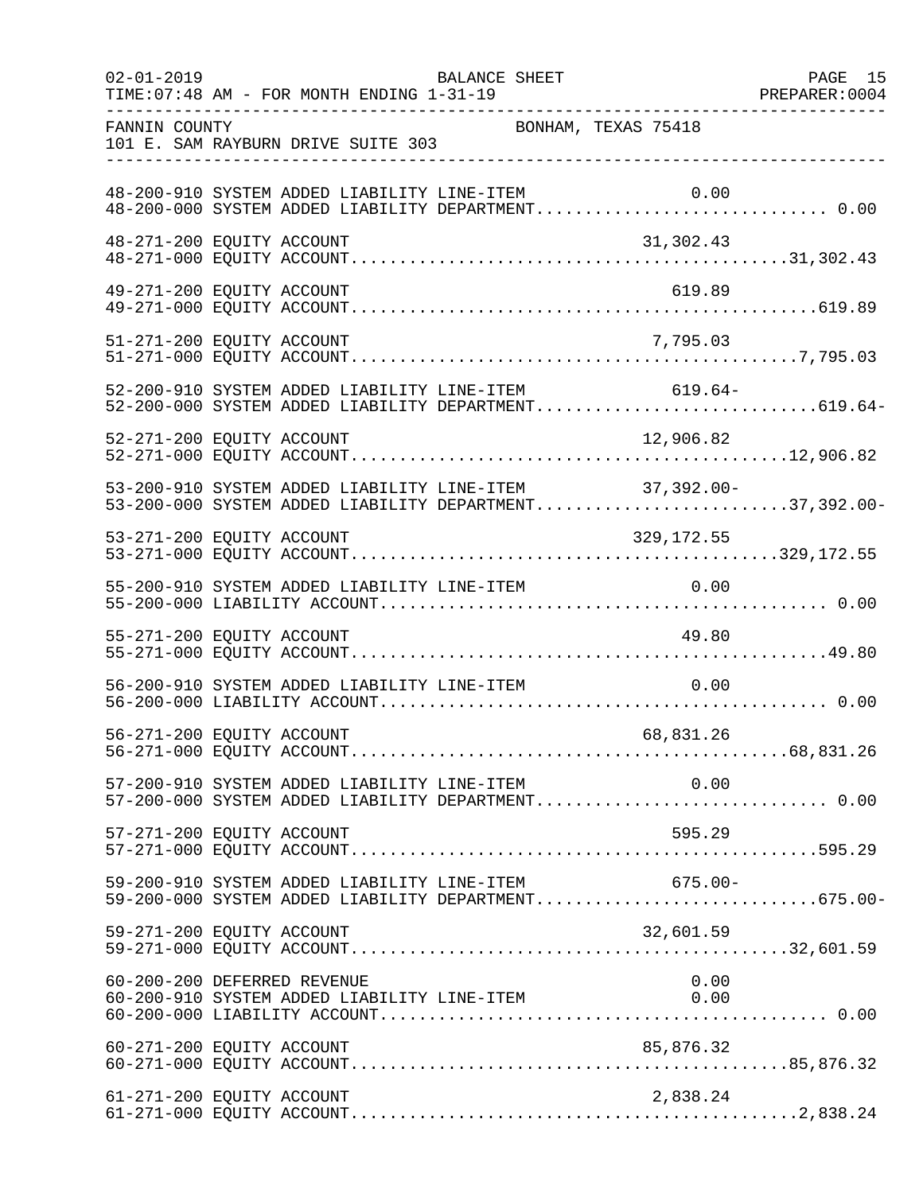FANNIN COUNTY BONHAM, TEXAS 75418
101 E. SAM RAYBURN DRIVE SUITE 303

BALANCE SHEET
02-01-2019 TIME:07:48 AM - FOR MONTH ENDING 1-31-19
PREPARER:0004

| Account | Description | Line-Item Amount | Department Total |
|---|---|---|---|
| 48-200-910 | SYSTEM ADDED LIABILITY LINE-ITEM | 0.00 | |
| 48-200-000 | SYSTEM ADDED LIABILITY DEPARTMENT | | 0.00 |
| 48-271-200 | EQUITY ACCOUNT | 31,302.43 | |
| 48-271-000 | EQUITY ACCOUNT | | 31,302.43 |
| 49-271-200 | EQUITY ACCOUNT | 619.89 | |
| 49-271-000 | EQUITY ACCOUNT | | 619.89 |
| 51-271-200 | EQUITY ACCOUNT | 7,795.03 | |
| 51-271-000 | EQUITY ACCOUNT | | 7,795.03 |
| 52-200-910 | SYSTEM ADDED LIABILITY LINE-ITEM | 619.64- | |
| 52-200-000 | SYSTEM ADDED LIABILITY DEPARTMENT | | 619.64- |
| 52-271-200 | EQUITY ACCOUNT | 12,906.82 | |
| 52-271-000 | EQUITY ACCOUNT | | 12,906.82 |
| 53-200-910 | SYSTEM ADDED LIABILITY LINE-ITEM | 37,392.00- | |
| 53-200-000 | SYSTEM ADDED LIABILITY DEPARTMENT | | 37,392.00- |
| 53-271-200 | EQUITY ACCOUNT | 329,172.55 | |
| 53-271-000 | EQUITY ACCOUNT | | 329,172.55 |
| 55-200-910 | SYSTEM ADDED LIABILITY LINE-ITEM | 0.00 | |
| 55-200-000 | LIABILITY ACCOUNT | | 0.00 |
| 55-271-200 | EQUITY ACCOUNT | 49.80 | |
| 55-271-000 | EQUITY ACCOUNT | | 49.80 |
| 56-200-910 | SYSTEM ADDED LIABILITY LINE-ITEM | 0.00 | |
| 56-200-000 | LIABILITY ACCOUNT | | 0.00 |
| 56-271-200 | EQUITY ACCOUNT | 68,831.26 | |
| 56-271-000 | EQUITY ACCOUNT | | 68,831.26 |
| 57-200-910 | SYSTEM ADDED LIABILITY LINE-ITEM | 0.00 | |
| 57-200-000 | SYSTEM ADDED LIABILITY DEPARTMENT | | 0.00 |
| 57-271-200 | EQUITY ACCOUNT | 595.29 | |
| 57-271-000 | EQUITY ACCOUNT | | 595.29 |
| 59-200-910 | SYSTEM ADDED LIABILITY LINE-ITEM | 675.00- | |
| 59-200-000 | SYSTEM ADDED LIABILITY DEPARTMENT | | 675.00- |
| 59-271-200 | EQUITY ACCOUNT | 32,601.59 | |
| 59-271-000 | EQUITY ACCOUNT | | 32,601.59 |
| 60-200-200 | DEFERRED REVENUE | 0.00 | |
| 60-200-910 | SYSTEM ADDED LIABILITY LINE-ITEM | 0.00 | |
| 60-200-000 | LIABILITY ACCOUNT | | 0.00 |
| 60-271-200 | EQUITY ACCOUNT | 85,876.32 | |
| 60-271-000 | EQUITY ACCOUNT | | 85,876.32 |
| 61-271-200 | EQUITY ACCOUNT | 2,838.24 | |
| 61-271-000 | EQUITY ACCOUNT | | 2,838.24 |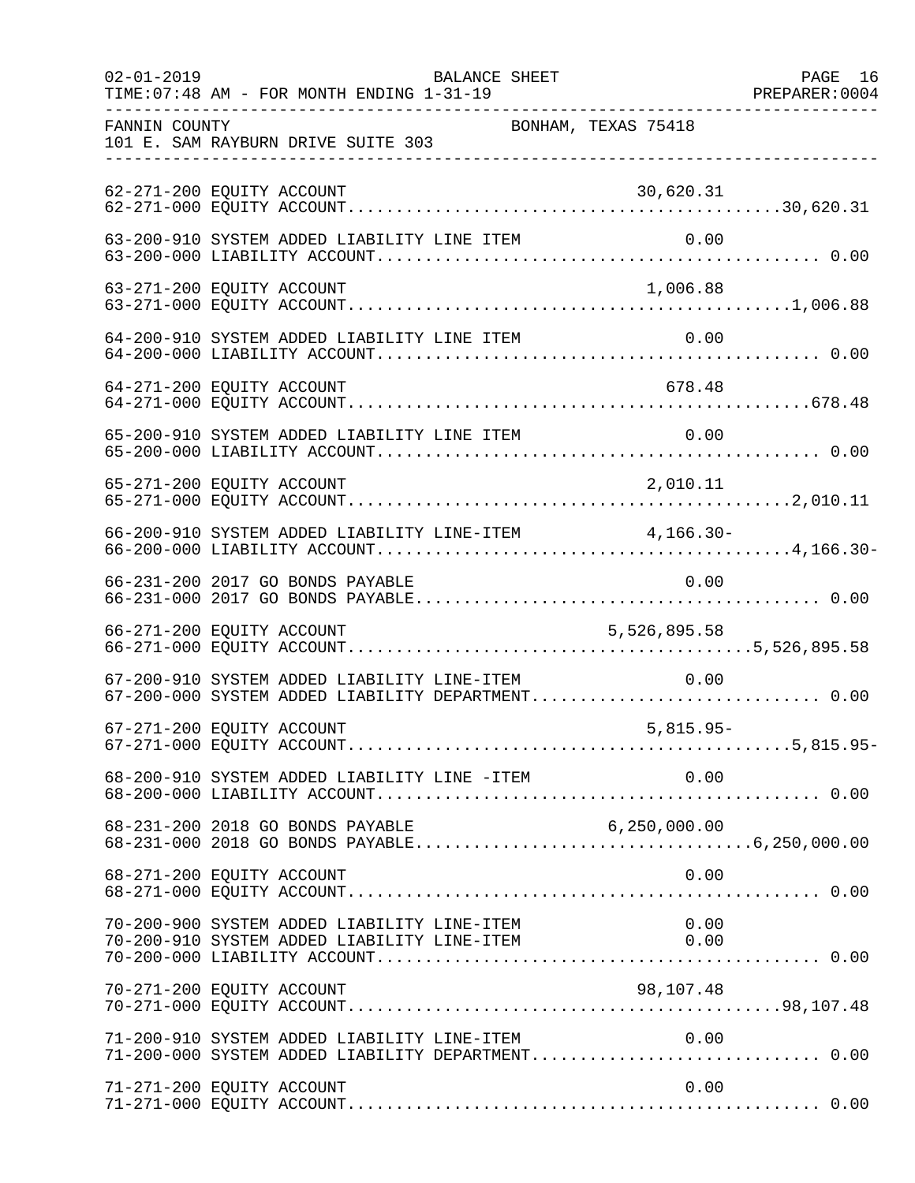FANNIN COUNTY BONHAM, TEXAS 75418
101 E. SAM RAYBURN DRIVE SUITE 303

| Account | Description | Amount | Total |
|---|---|---|---|
| 62-271-200 | EQUITY ACCOUNT | 30,620.31 | |
| 62-271-000 | EQUITY ACCOUNT | | 30,620.31 |
| 63-200-910 | SYSTEM ADDED LIABILITY LINE ITEM | 0.00 | |
| 63-200-000 | LIABILITY ACCOUNT | | 0.00 |
| 63-271-200 | EQUITY ACCOUNT | 1,006.88 | |
| 63-271-000 | EQUITY ACCOUNT | | 1,006.88 |
| 64-200-910 | SYSTEM ADDED LIABILITY LINE ITEM | 0.00 | |
| 64-200-000 | LIABILITY ACCOUNT | | 0.00 |
| 64-271-200 | EQUITY ACCOUNT | 678.48 | |
| 64-271-000 | EQUITY ACCOUNT | | 678.48 |
| 65-200-910 | SYSTEM ADDED LIABILITY LINE ITEM | 0.00 | |
| 65-200-000 | LIABILITY ACCOUNT | | 0.00 |
| 65-271-200 | EQUITY ACCOUNT | 2,010.11 | |
| 65-271-000 | EQUITY ACCOUNT | | 2,010.11 |
| 66-200-910 | SYSTEM ADDED LIABILITY LINE-ITEM | 4,166.30- | |
| 66-200-000 | LIABILITY ACCOUNT | | 4,166.30- |
| 66-231-200 | 2017 GO BONDS PAYABLE | 0.00 | |
| 66-231-000 | 2017 GO BONDS PAYABLE | | 0.00 |
| 66-271-200 | EQUITY ACCOUNT | 5,526,895.58 | |
| 66-271-000 | EQUITY ACCOUNT | | 5,526,895.58 |
| 67-200-910 | SYSTEM ADDED LIABILITY LINE-ITEM | 0.00 | |
| 67-200-000 | SYSTEM ADDED LIABILITY DEPARTMENT | | 0.00 |
| 67-271-200 | EQUITY ACCOUNT | 5,815.95- | |
| 67-271-000 | EQUITY ACCOUNT | | 5,815.95- |
| 68-200-910 | SYSTEM ADDED LIABILITY LINE -ITEM | 0.00 | |
| 68-200-000 | LIABILITY ACCOUNT | | 0.00 |
| 68-231-200 | 2018 GO BONDS PAYABLE | 6,250,000.00 | |
| 68-231-000 | 2018 GO BONDS PAYABLE | | 6,250,000.00 |
| 68-271-200 | EQUITY ACCOUNT | 0.00 | |
| 68-271-000 | EQUITY ACCOUNT | | 0.00 |
| 70-200-900 | SYSTEM ADDED LIABILITY LINE-ITEM | 0.00 | |
| 70-200-910 | SYSTEM ADDED LIABILITY LINE-ITEM | 0.00 | |
| 70-200-000 | LIABILITY ACCOUNT | | 0.00 |
| 70-271-200 | EQUITY ACCOUNT | 98,107.48 | |
| 70-271-000 | EQUITY ACCOUNT | | 98,107.48 |
| 71-200-910 | SYSTEM ADDED LIABILITY LINE-ITEM | 0.00 | |
| 71-200-000 | SYSTEM ADDED LIABILITY DEPARTMENT | | 0.00 |
| 71-271-200 | EQUITY ACCOUNT | 0.00 | |
| 71-271-000 | EQUITY ACCOUNT | | 0.00 |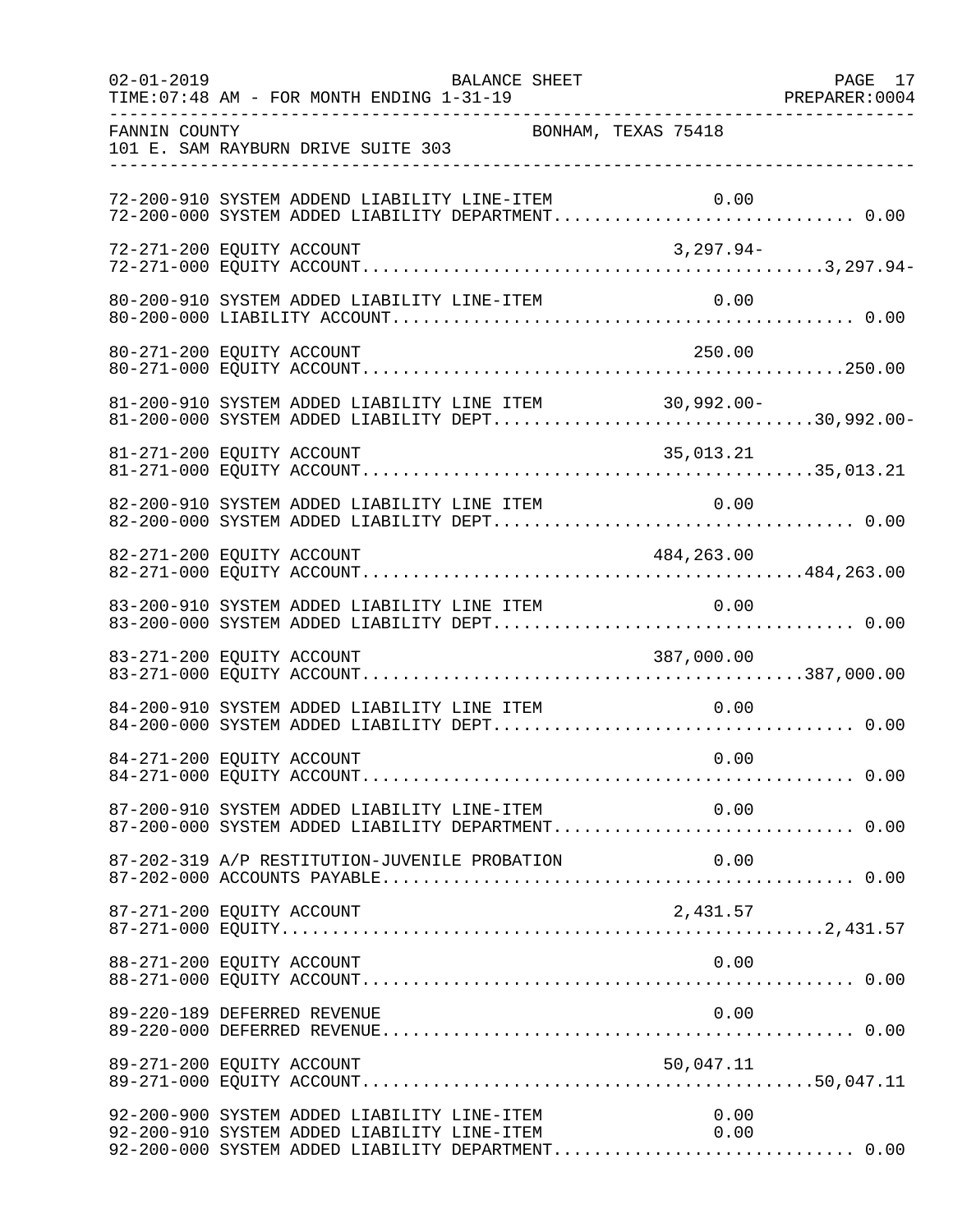FANNIN COUNTY BONHAM, TEXAS 75418
101 E. SAM RAYBURN DRIVE SUITE 303

| Account | Description | Line Item | Total |
|---|---|---|---|
| 72-200-910 | SYSTEM ADDEND LIABILITY LINE-ITEM | 0.00 | |
| 72-200-000 | SYSTEM ADDED LIABILITY DEPARTMENT | | 0.00 |
| 72-271-200 | EQUITY ACCOUNT | 3,297.94- | |
| 72-271-000 | EQUITY ACCOUNT | | 3,297.94- |
| 80-200-910 | SYSTEM ADDED LIABILITY LINE-ITEM | 0.00 | |
| 80-200-000 | LIABILITY ACCOUNT | | 0.00 |
| 80-271-200 | EQUITY ACCOUNT | 250.00 | |
| 80-271-000 | EQUITY ACCOUNT | | 250.00 |
| 81-200-910 | SYSTEM ADDED LIABILITY LINE ITEM | 30,992.00- | |
| 81-200-000 | SYSTEM ADDED LIABILITY DEPT | | 30,992.00- |
| 81-271-200 | EQUITY ACCOUNT | 35,013.21 | |
| 81-271-000 | EQUITY ACCOUNT | | 35,013.21 |
| 82-200-910 | SYSTEM ADDED LIABILITY LINE ITEM | 0.00 | |
| 82-200-000 | SYSTEM ADDED LIABILITY DEPT | | 0.00 |
| 82-271-200 | EQUITY ACCOUNT | 484,263.00 | |
| 82-271-000 | EQUITY ACCOUNT | | 484,263.00 |
| 83-200-910 | SYSTEM ADDED LIABILITY LINE ITEM | 0.00 | |
| 83-200-000 | SYSTEM ADDED LIABILITY DEPT | | 0.00 |
| 83-271-200 | EQUITY ACCOUNT | 387,000.00 | |
| 83-271-000 | EQUITY ACCOUNT | | 387,000.00 |
| 84-200-910 | SYSTEM ADDED LIABILITY LINE ITEM | 0.00 | |
| 84-200-000 | SYSTEM ADDED LIABILITY DEPT | | 0.00 |
| 84-271-200 | EQUITY ACCOUNT | 0.00 | |
| 84-271-000 | EQUITY ACCOUNT | | 0.00 |
| 87-200-910 | SYSTEM ADDED LIABILITY LINE-ITEM | 0.00 | |
| 87-200-000 | SYSTEM ADDED LIABILITY DEPARTMENT | | 0.00 |
| 87-202-319 | A/P RESTITUTION-JUVENILE PROBATION | 0.00 | |
| 87-202-000 | ACCOUNTS PAYABLE | | 0.00 |
| 87-271-200 | EQUITY ACCOUNT | 2,431.57 | |
| 87-271-000 | EQUITY | | 2,431.57 |
| 88-271-200 | EQUITY ACCOUNT | 0.00 | |
| 88-271-000 | EQUITY ACCOUNT | | 0.00 |
| 89-220-189 | DEFERRED REVENUE | 0.00 | |
| 89-220-000 | DEFERRED REVENUE | | 0.00 |
| 89-271-200 | EQUITY ACCOUNT | 50,047.11 | |
| 89-271-000 | EQUITY ACCOUNT | | 50,047.11 |
| 92-200-900 | SYSTEM ADDED LIABILITY LINE-ITEM | 0.00 | |
| 92-200-910 | SYSTEM ADDED LIABILITY LINE-ITEM | 0.00 | |
| 92-200-000 | SYSTEM ADDED LIABILITY DEPARTMENT | | 0.00 |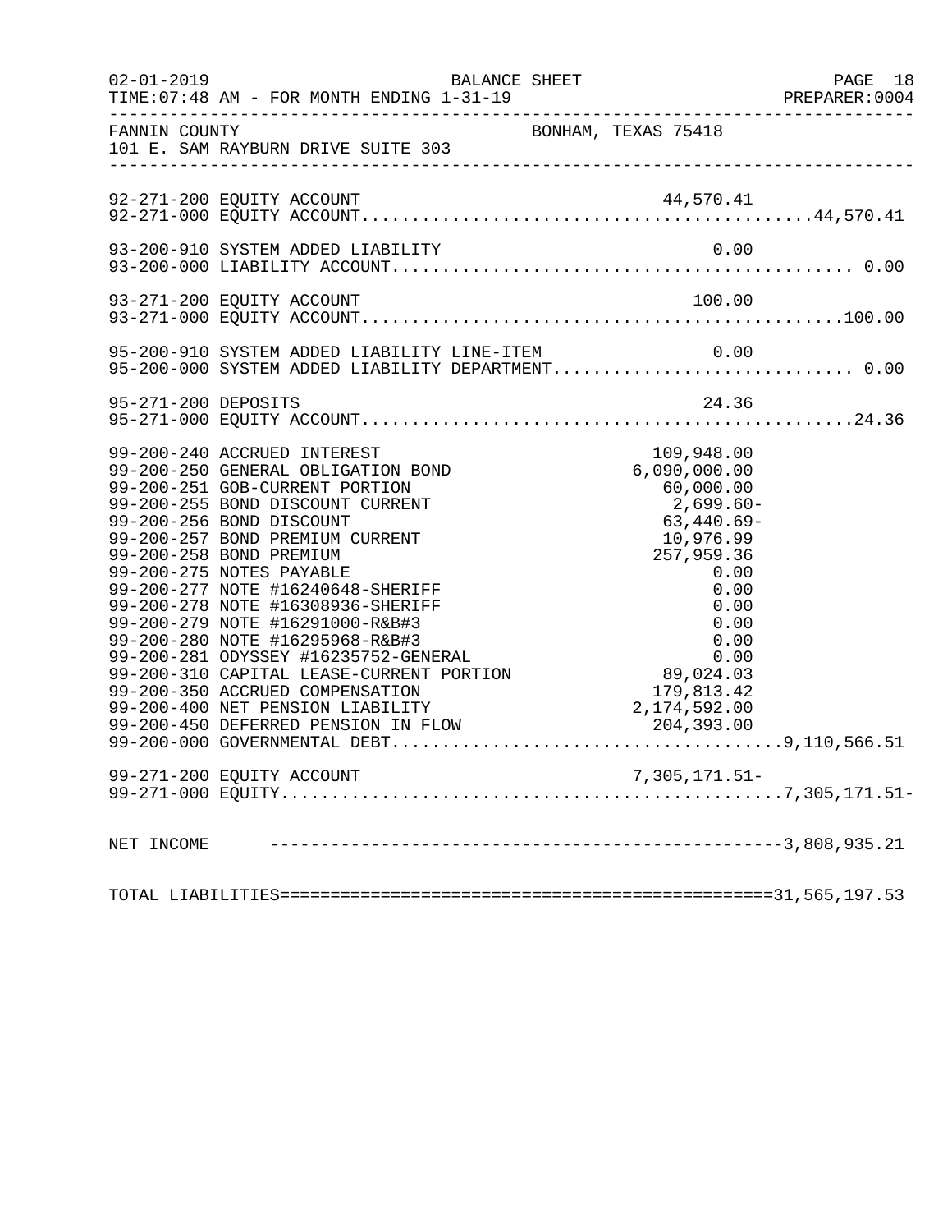FANNIN COUNTY BONHAM, TEXAS 75418
101 E. SAM RAYBURN DRIVE SUITE 303

| | | |
|---|---|---|
| 92-271-200 EQUITY ACCOUNT | 44,570.41 | |
| 92-271-000 EQUITY ACCOUNT | | 44,570.41 |
| 93-200-910 SYSTEM ADDED LIABILITY | 0.00 | |
| 93-200-000 LIABILITY ACCOUNT | | 0.00 |
| 93-271-200 EQUITY ACCOUNT | 100.00 | |
| 93-271-000 EQUITY ACCOUNT | | 100.00 |
| 95-200-910 SYSTEM ADDED LIABILITY LINE-ITEM | 0.00 | |
| 95-200-000 SYSTEM ADDED LIABILITY DEPARTMENT | | 0.00 |
| 95-271-200 DEPOSITS | 24.36 | |
| 95-271-000 EQUITY ACCOUNT | | 24.36 |
| 99-200-240 ACCRUED INTEREST | 109,948.00 | |
| 99-200-250 GENERAL OBLIGATION BOND | 6,090,000.00 | |
| 99-200-251 GOB-CURRENT PORTION | 60,000.00 | |
| 99-200-255 BOND DISCOUNT CURRENT | 2,699.60- | |
| 99-200-256 BOND DISCOUNT | 63,440.69- | |
| 99-200-257 BOND PREMIUM CURRENT | 10,976.99 | |
| 99-200-258 BOND PREMIUM | 257,959.36 | |
| 99-200-275 NOTES PAYABLE | 0.00 | |
| 99-200-277 NOTE #16240648-SHERIFF | 0.00 | |
| 99-200-278 NOTE #16308936-SHERIFF | 0.00 | |
| 99-200-279 NOTE #16291000-R&B#3 | 0.00 | |
| 99-200-280 NOTE #16295968-R&B#3 | 0.00 | |
| 99-200-281 ODYSSEY #16235752-GENERAL | 0.00 | |
| 99-200-310 CAPITAL LEASE-CURRENT PORTION | 89,024.03 | |
| 99-200-350 ACCRUED COMPENSATION | 179,813.42 | |
| 99-200-400 NET PENSION LIABILITY | 2,174,592.00 | |
| 99-200-450 DEFERRED PENSION IN FLOW | 204,393.00 | |
| 99-200-000 GOVERNMENTAL DEBT | | 9,110,566.51 |
| 99-271-200 EQUITY ACCOUNT | 7,305,171.51- | |
| 99-271-000 EQUITY | | 7,305,171.51- |
| NET INCOME | | 3,808,935.21 |
| TOTAL LIABILITIES | | 31,565,197.53 |